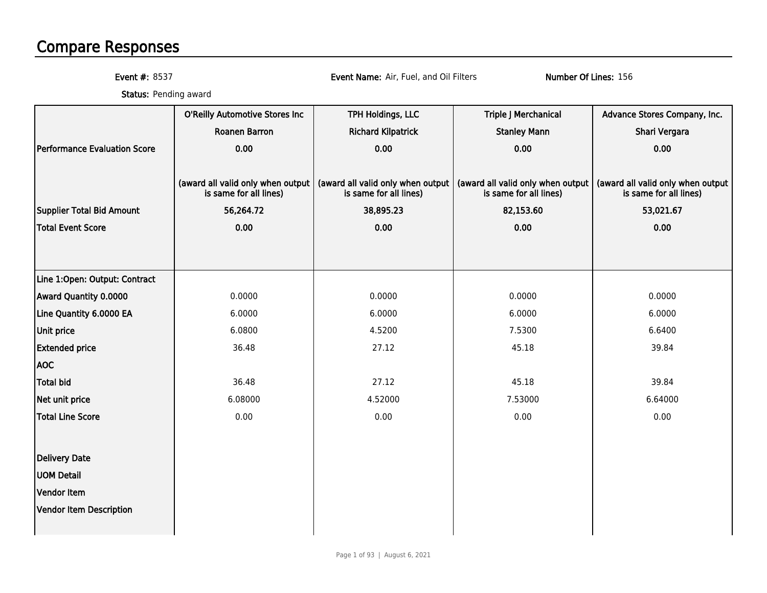# Compare Responses

**Event #:** 8537 **Event Name:** Air, Fuel, and Oil Filters **Number Of Lines:** 156

**Status:** Pending award

| | O'Reilly Automotive Stores Inc | TPH Holdings, LLC | Triple J Merchanical | Advance Stores Company, Inc. |
|---|---|---|---|---|
| | Roanen Barron | Richard Kilpatrick | Stanley Mann | Shari Vergara |
| Performance Evaluation Score | 0.00 | 0.00 | 0.00 | 0.00 |
| | (award all valid only when output is same for all lines) | (award all valid only when output is same for all lines) | (award all valid only when output is same for all lines) | (award all valid only when output is same for all lines) |
| Supplier Total Bid Amount | 56,264.72 | 38,895.23 | 82,153.60 | 53,021.67 |
| Total Event Score | 0.00 | 0.00 | 0.00 | 0.00 |
| Line 1:Open: Output: Contract | | | | |
| Award Quantity 0.0000 | 0.0000 | 0.0000 | 0.0000 | 0.0000 |
| Line Quantity 6.0000 EA | 6.0000 | 6.0000 | 6.0000 | 6.0000 |
| Unit price | 6.0800 | 4.5200 | 7.5300 | 6.6400 |
| Extended price | 36.48 | 27.12 | 45.18 | 39.84 |
| AOC | | | | |
| Total bid | 36.48 | 27.12 | 45.18 | 39.84 |
| Net unit price | 6.08000 | 4.52000 | 7.53000 | 6.64000 |
| Total Line Score | 0.00 | 0.00 | 0.00 | 0.00 |
| Delivery Date | | | | |
| UOM Detail | | | | |
| Vendor Item | | | | |
| Vendor Item Description | | | | |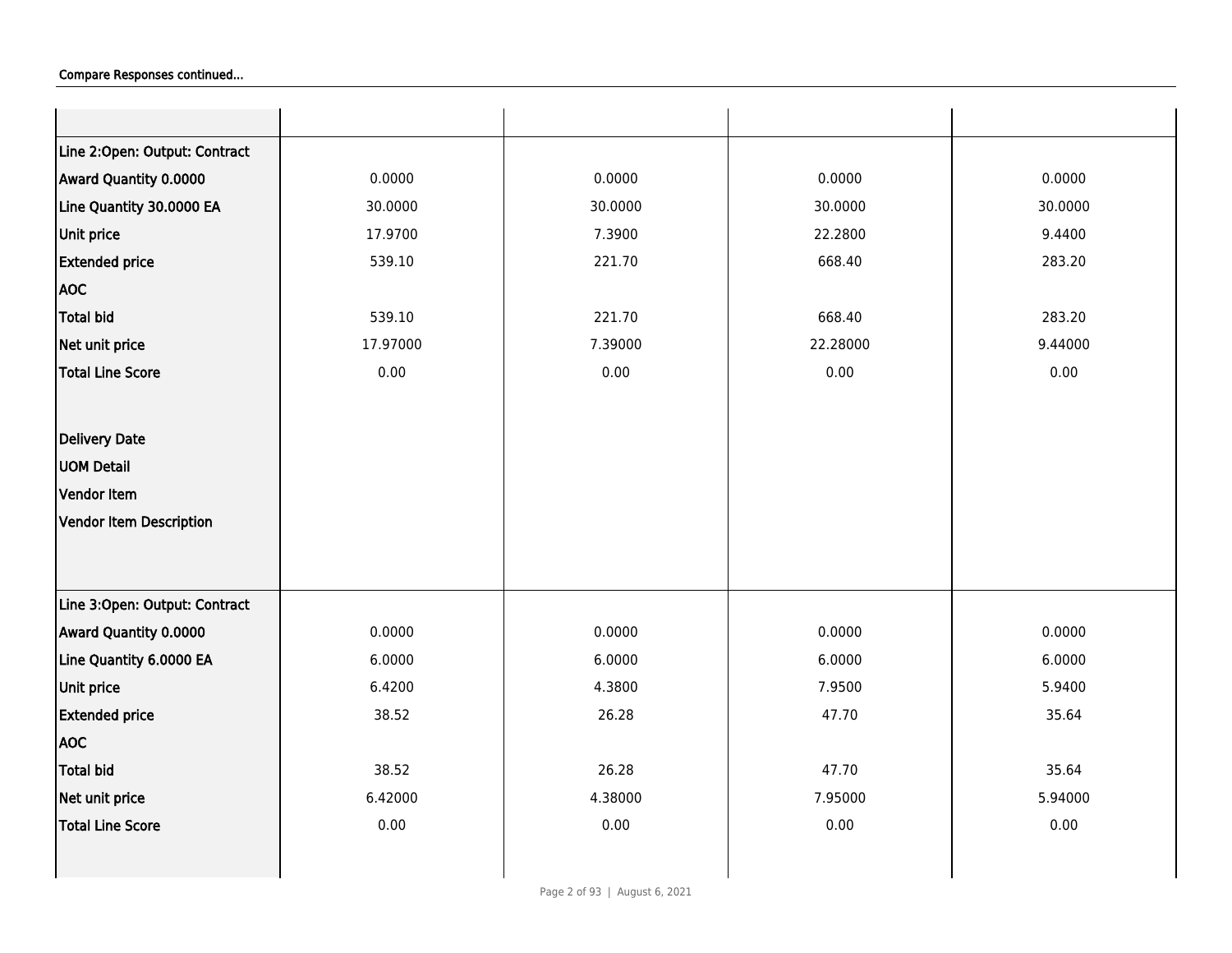Compare Responses continued...

| | | | | |
|---|---|---|---|---|
| Line 2:Open: Output: Contract | | | | |
| Award Quantity 0.0000 | 0.0000 | 0.0000 | 0.0000 | 0.0000 |
| Line Quantity 30.0000 EA | 30.0000 | 30.0000 | 30.0000 | 30.0000 |
| Unit price | 17.9700 | 7.3900 | 22.2800 | 9.4400 |
| Extended price | 539.10 | 221.70 | 668.40 | 283.20 |
| AOC | | | | |
| Total bid | 539.10 | 221.70 | 668.40 | 283.20 |
| Net unit price | 17.97000 | 7.39000 | 22.28000 | 9.44000 |
| Total Line Score | 0.00 | 0.00 | 0.00 | 0.00 |
| Delivery Date | | | | |
| UOM Detail | | | | |
| Vendor Item | | | | |
| Vendor Item Description | | | | |
| Line 3:Open: Output: Contract | | | | |
| Award Quantity 0.0000 | 0.0000 | 0.0000 | 0.0000 | 0.0000 |
| Line Quantity 6.0000 EA | 6.0000 | 6.0000 | 6.0000 | 6.0000 |
| Unit price | 6.4200 | 4.3800 | 7.9500 | 5.9400 |
| Extended price | 38.52 | 26.28 | 47.70 | 35.64 |
| AOC | | | | |
| Total bid | 38.52 | 26.28 | 47.70 | 35.64 |
| Net unit price | 6.42000 | 4.38000 | 7.95000 | 5.94000 |
| Total Line Score | 0.00 | 0.00 | 0.00 | 0.00 |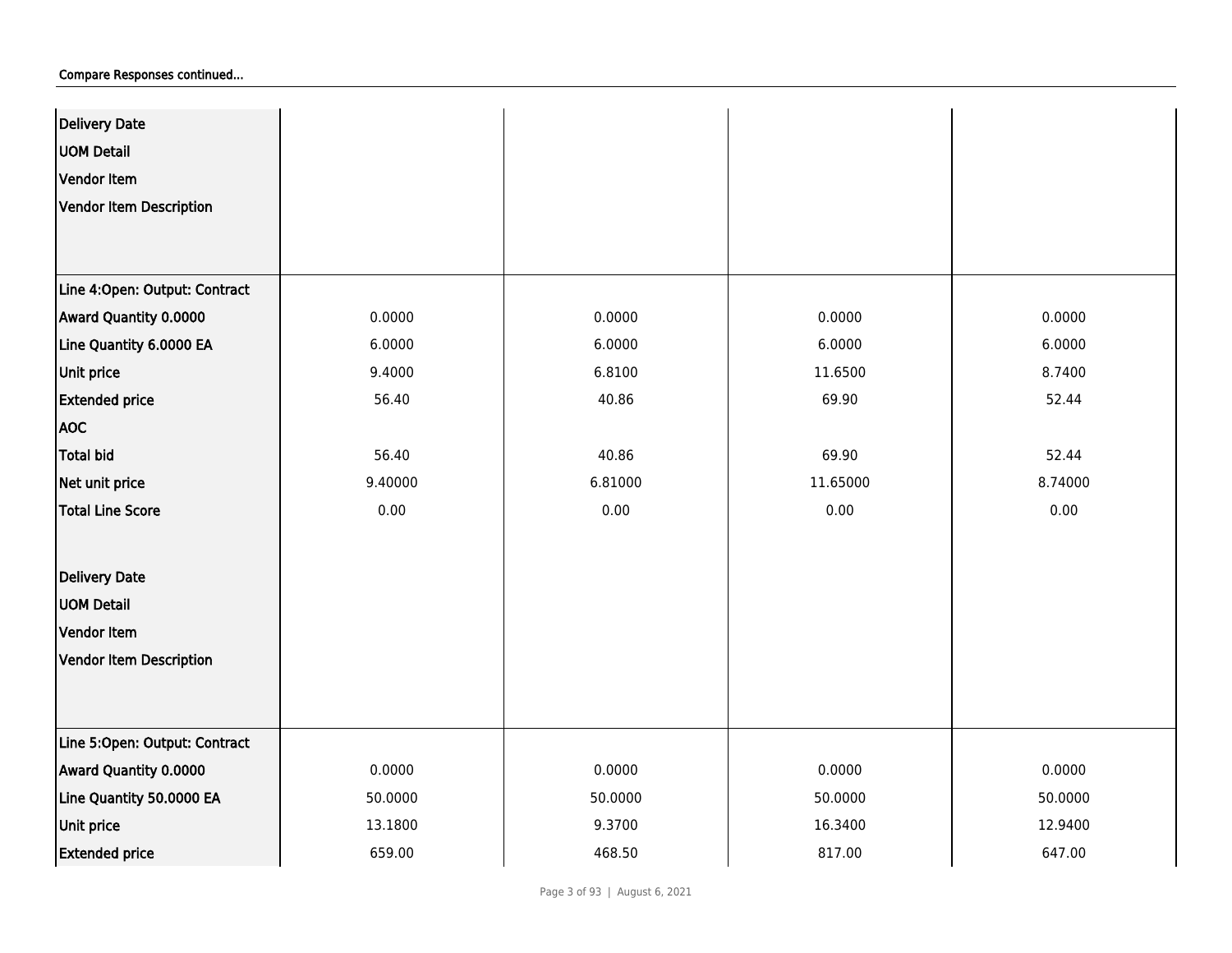Compare Responses continued...

| | | | | |
|---|---|---|---|---|
| Delivery Date | | | | |
| UOM Detail | | | | |
| Vendor Item | | | | |
| Vendor Item Description | | | | |
| Line 4:Open: Output: Contract | | | | |
| Award Quantity 0.0000 | 0.0000 | 0.0000 | 0.0000 | 0.0000 |
| Line Quantity 6.0000 EA | 6.0000 | 6.0000 | 6.0000 | 6.0000 |
| Unit price | 9.4000 | 6.8100 | 11.6500 | 8.7400 |
| Extended price | 56.40 | 40.86 | 69.90 | 52.44 |
| AOC | | | | |
| Total bid | 56.40 | 40.86 | 69.90 | 52.44 |
| Net unit price | 9.40000 | 6.81000 | 11.65000 | 8.74000 |
| Total Line Score | 0.00 | 0.00 | 0.00 | 0.00 |
| Delivery Date | | | | |
| UOM Detail | | | | |
| Vendor Item | | | | |
| Vendor Item Description | | | | |
| Line 5:Open: Output: Contract | | | | |
| Award Quantity 0.0000 | 0.0000 | 0.0000 | 0.0000 | 0.0000 |
| Line Quantity 50.0000 EA | 50.0000 | 50.0000 | 50.0000 | 50.0000 |
| Unit price | 13.1800 | 9.3700 | 16.3400 | 12.9400 |
| Extended price | 659.00 | 468.50 | 817.00 | 647.00 |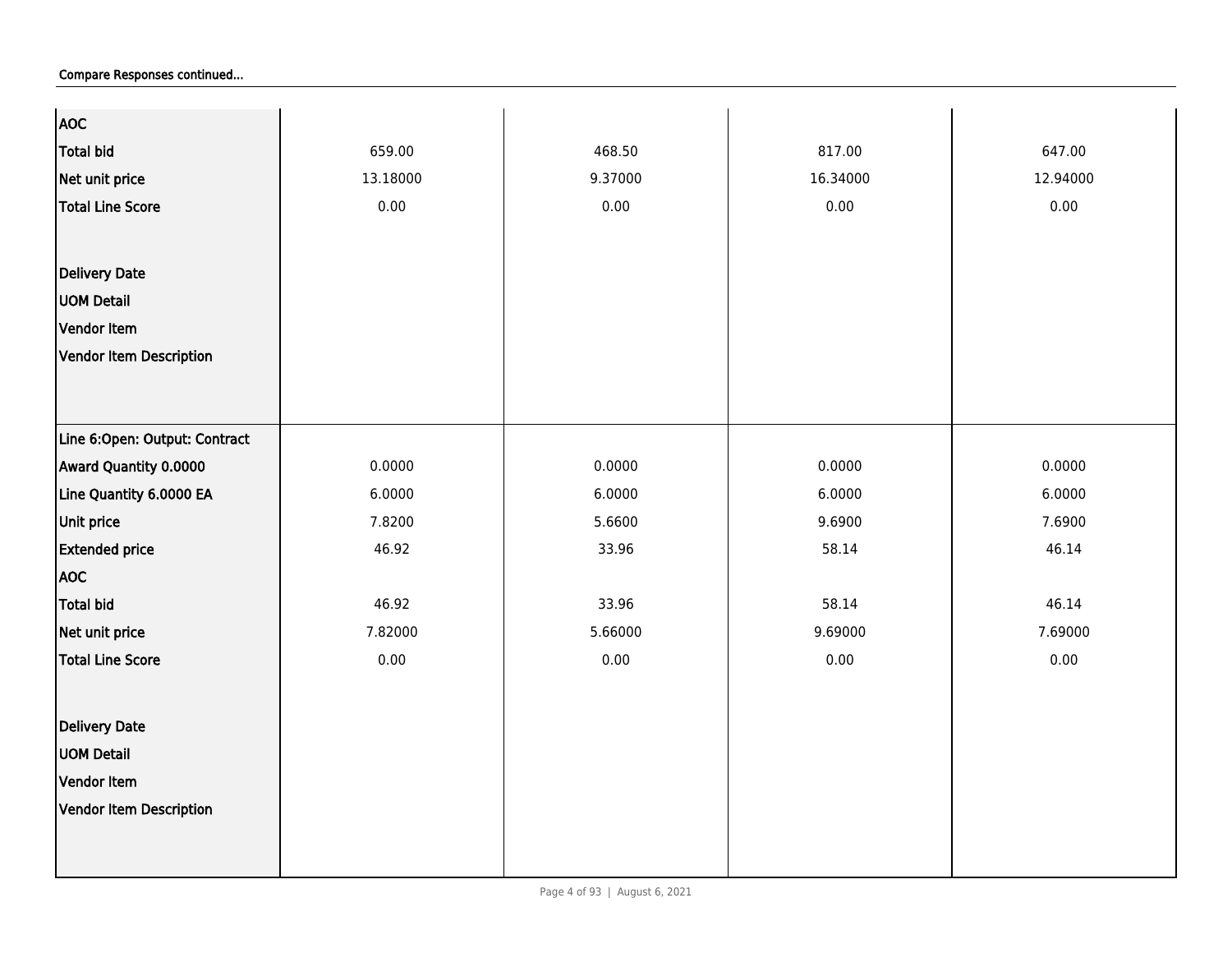Compare Responses continued...

| | | | | |
|---|---|---|---|---|
| AOC | | | | |
| Total bid | 659.00 | 468.50 | 817.00 | 647.00 |
| Net unit price | 13.18000 | 9.37000 | 16.34000 | 12.94000 |
| Total Line Score | 0.00 | 0.00 | 0.00 | 0.00 |
| Delivery Date | | | | |
| UOM Detail | | | | |
| Vendor Item | | | | |
| Vendor Item Description | | | | |
| Line 6:Open: Output: Contract | | | | |
| Award Quantity 0.0000 | 0.0000 | 0.0000 | 0.0000 | 0.0000 |
| Line Quantity 6.0000 EA | 6.0000 | 6.0000 | 6.0000 | 6.0000 |
| Unit price | 7.8200 | 5.6600 | 9.6900 | 7.6900 |
| Extended price | 46.92 | 33.96 | 58.14 | 46.14 |
| AOC | | | | |
| Total bid | 46.92 | 33.96 | 58.14 | 46.14 |
| Net unit price | 7.82000 | 5.66000 | 9.69000 | 7.69000 |
| Total Line Score | 0.00 | 0.00 | 0.00 | 0.00 |
| Delivery Date | | | | |
| UOM Detail | | | | |
| Vendor Item | | | | |
| Vendor Item Description | | | | |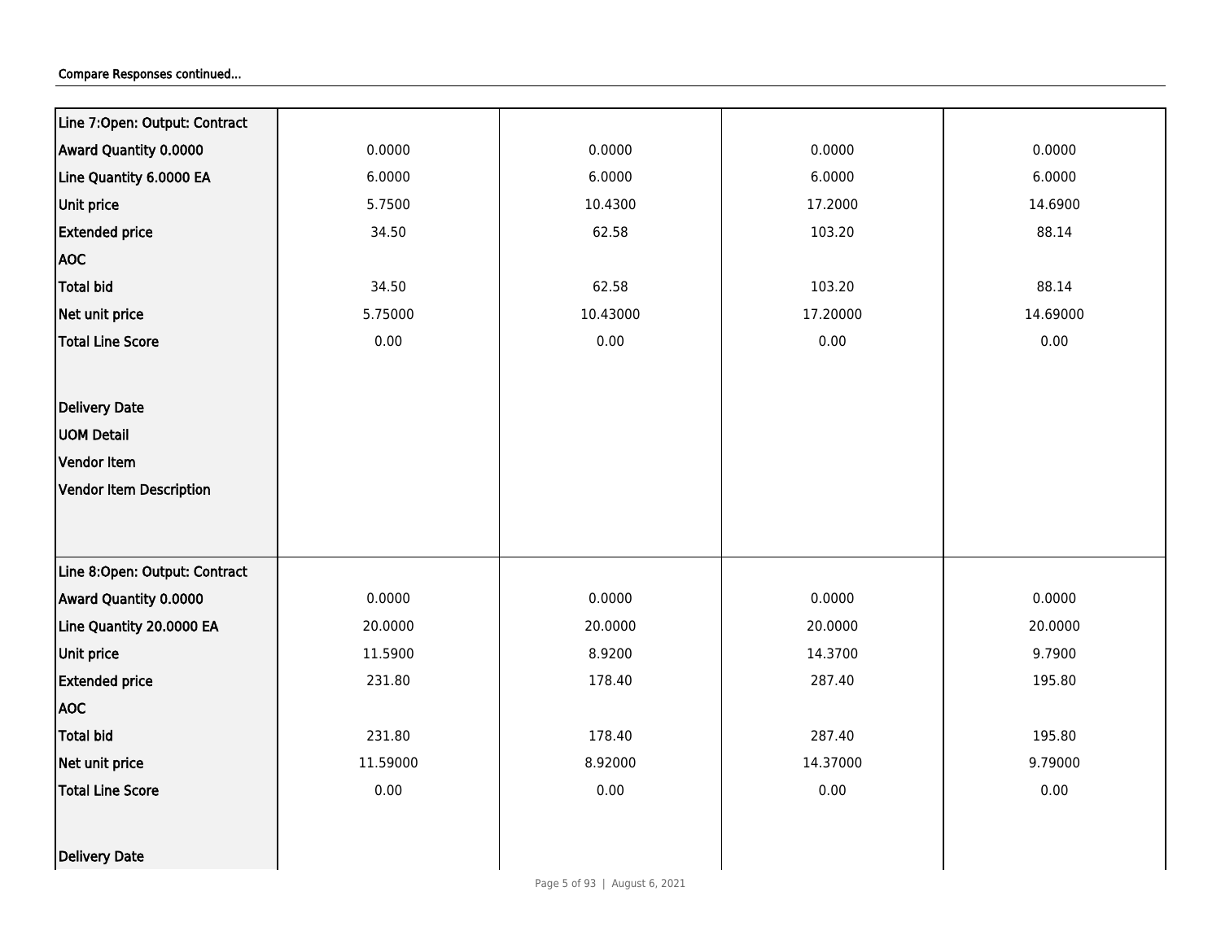**Compare Responses continued...**

| Line 7:Open: Output: Contract | | | | |
|---|---|---|---|---|
| Award Quantity 0.0000 | 0.0000 | 0.0000 | 0.0000 | 0.0000 |
| Line Quantity 6.0000 EA | 6.0000 | 6.0000 | 6.0000 | 6.0000 |
| Unit price | 5.7500 | 10.4300 | 17.2000 | 14.6900 |
| Extended price | 34.50 | 62.58 | 103.20 | 88.14 |
| AOC | | | | |
| Total bid | 34.50 | 62.58 | 103.20 | 88.14 |
| Net unit price | 5.75000 | 10.43000 | 17.20000 | 14.69000 |
| Total Line Score | 0.00 | 0.00 | 0.00 | 0.00 |
| Delivery Date | | | | |
| UOM Detail | | | | |
| Vendor Item | | | | |
| Vendor Item Description | | | | |
| **Line 8:Open: Output: Contract** | | | | |
| Award Quantity 0.0000 | 0.0000 | 0.0000 | 0.0000 | 0.0000 |
| Line Quantity 20.0000 EA | 20.0000 | 20.0000 | 20.0000 | 20.0000 |
| Unit price | 11.5900 | 8.9200 | 14.3700 | 9.7900 |
| Extended price | 231.80 | 178.40 | 287.40 | 195.80 |
| AOC | | | | |
| Total bid | 231.80 | 178.40 | 287.40 | 195.80 |
| Net unit price | 11.59000 | 8.92000 | 14.37000 | 9.79000 |
| Total Line Score | 0.00 | 0.00 | 0.00 | 0.00 |
| Delivery Date | | | | |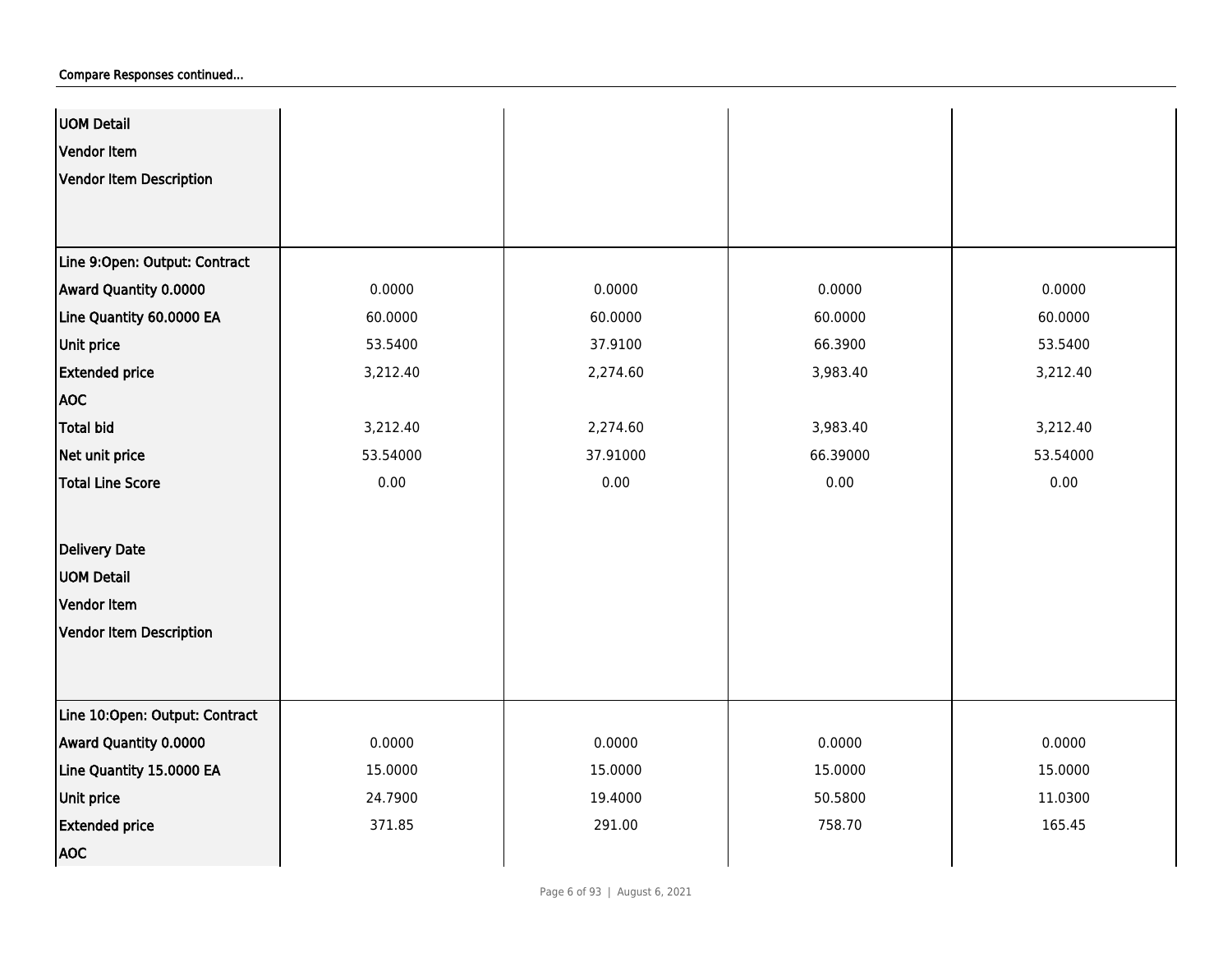Compare Responses continued...

| | | | | |
|---|---|---|---|---|
| UOM Detail | | | | |
| Vendor Item | | | | |
| Vendor Item Description | | | | |
| **Line 9:Open: Output: Contract** | | | | |
| Award Quantity 0.0000 | 0.0000 | 0.0000 | 0.0000 | 0.0000 |
| Line Quantity 60.0000 EA | 60.0000 | 60.0000 | 60.0000 | 60.0000 |
| Unit price | 53.5400 | 37.9100 | 66.3900 | 53.5400 |
| Extended price | 3,212.40 | 2,274.60 | 3,983.40 | 3,212.40 |
| AOC | | | | |
| Total bid | 3,212.40 | 2,274.60 | 3,983.40 | 3,212.40 |
| Net unit price | 53.54000 | 37.91000 | 66.39000 | 53.54000 |
| Total Line Score | 0.00 | 0.00 | 0.00 | 0.00 |
| Delivery Date | | | | |
| UOM Detail | | | | |
| Vendor Item | | | | |
| Vendor Item Description | | | | |
| **Line 10:Open: Output: Contract** | | | | |
| Award Quantity 0.0000 | 0.0000 | 0.0000 | 0.0000 | 0.0000 |
| Line Quantity 15.0000 EA | 15.0000 | 15.0000 | 15.0000 | 15.0000 |
| Unit price | 24.7900 | 19.4000 | 50.5800 | 11.0300 |
| Extended price | 371.85 | 291.00 | 758.70 | 165.45 |
| AOC | | | | |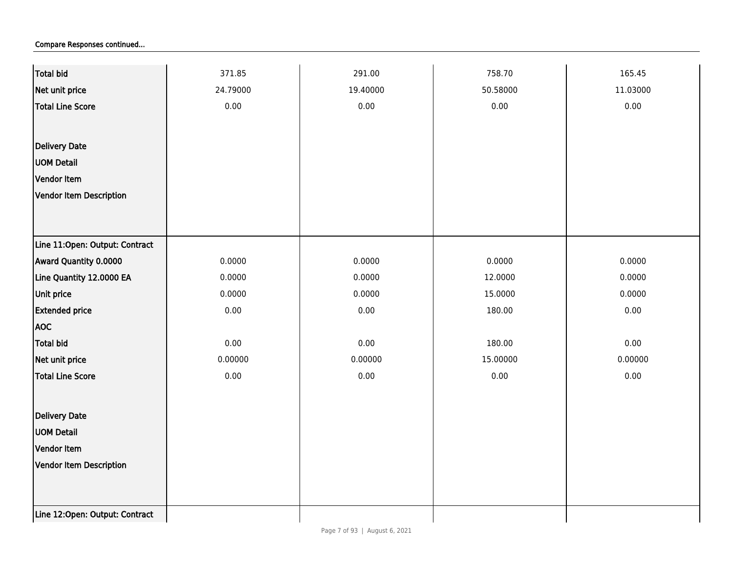Compare Responses continued...

| | | | | |
|---|---|---|---|---|
| **Total bid** | 371.85 | 291.00 | 758.70 | 165.45 |
| **Net unit price** | 24.79000 | 19.40000 | 50.58000 | 11.03000 |
| **Total Line Score** | 0.00 | 0.00 | 0.00 | 0.00 |
| **Delivery Date** | | | | |
| **UOM Detail** | | | | |
| **Vendor Item** | | | | |
| **Vendor Item Description** | | | | |
| **Line 11:Open: Output: Contract** | | | | |
| **Award Quantity 0.0000** | 0.0000 | 0.0000 | 0.0000 | 0.0000 |
| **Line Quantity 12.0000 EA** | 0.0000 | 0.0000 | 12.0000 | 0.0000 |
| **Unit price** | 0.0000 | 0.0000 | 15.0000 | 0.0000 |
| **Extended price** | 0.00 | 0.00 | 180.00 | 0.00 |
| **AOC** | | | | |
| **Total bid** | 0.00 | 0.00 | 180.00 | 0.00 |
| **Net unit price** | 0.00000 | 0.00000 | 15.00000 | 0.00000 |
| **Total Line Score** | 0.00 | 0.00 | 0.00 | 0.00 |
| **Delivery Date** | | | | |
| **UOM Detail** | | | | |
| **Vendor Item** | | | | |
| **Vendor Item Description** | | | | |
| **Line 12:Open: Output: Contract** | | | | |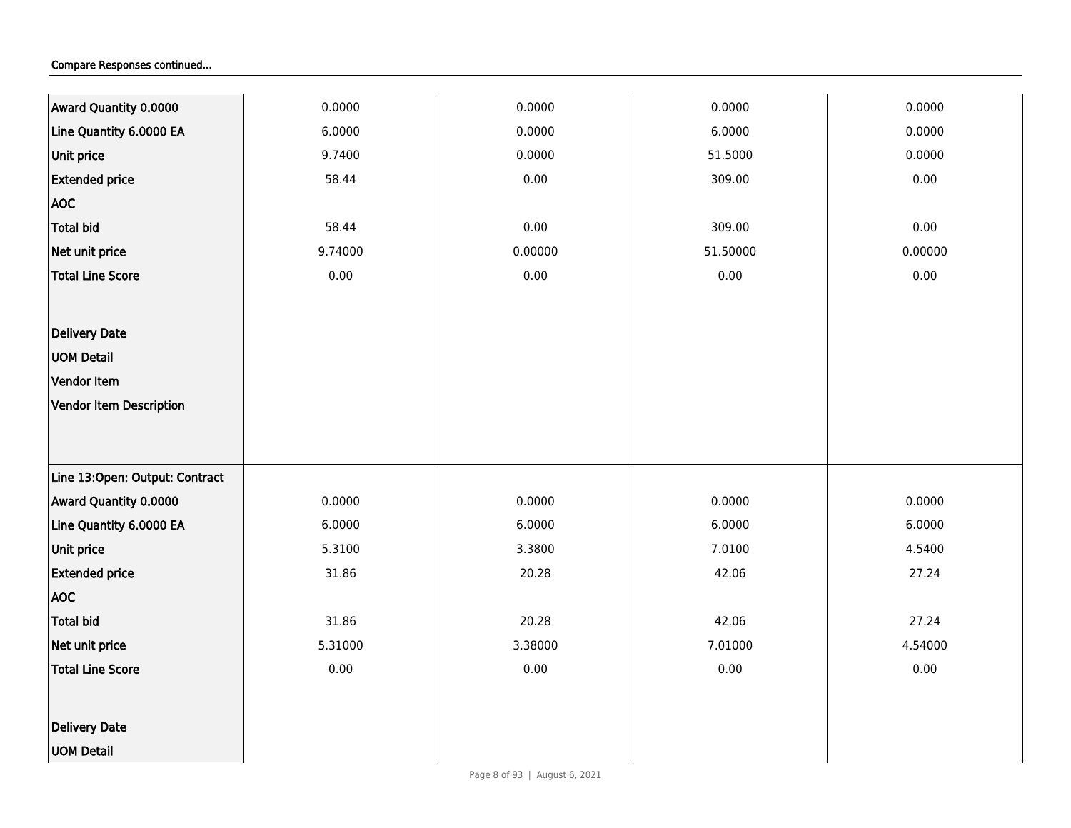Compare Responses continued...

| | | | | |
|---|---|---|---|---|
| Award Quantity 0.0000 | 0.0000 | 0.0000 | 0.0000 | 0.0000 |
| Line Quantity 6.0000 EA | 6.0000 | 0.0000 | 6.0000 | 0.0000 |
| Unit price | 9.7400 | 0.0000 | 51.5000 | 0.0000 |
| Extended price | 58.44 | 0.00 | 309.00 | 0.00 |
| AOC | | | | |
| Total bid | 58.44 | 0.00 | 309.00 | 0.00 |
| Net unit price | 9.74000 | 0.00000 | 51.50000 | 0.00000 |
| Total Line Score | 0.00 | 0.00 | 0.00 | 0.00 |
| Delivery Date | | | | |
| UOM Detail | | | | |
| Vendor Item | | | | |
| Vendor Item Description | | | | |
| Line 13:Open: Output: Contract | | | | |
| Award Quantity 0.0000 | 0.0000 | 0.0000 | 0.0000 | 0.0000 |
| Line Quantity 6.0000 EA | 6.0000 | 6.0000 | 6.0000 | 6.0000 |
| Unit price | 5.3100 | 3.3800 | 7.0100 | 4.5400 |
| Extended price | 31.86 | 20.28 | 42.06 | 27.24 |
| AOC | | | | |
| Total bid | 31.86 | 20.28 | 42.06 | 27.24 |
| Net unit price | 5.31000 | 3.38000 | 7.01000 | 4.54000 |
| Total Line Score | 0.00 | 0.00 | 0.00 | 0.00 |
| Delivery Date | | | | |
| UOM Detail | | | | |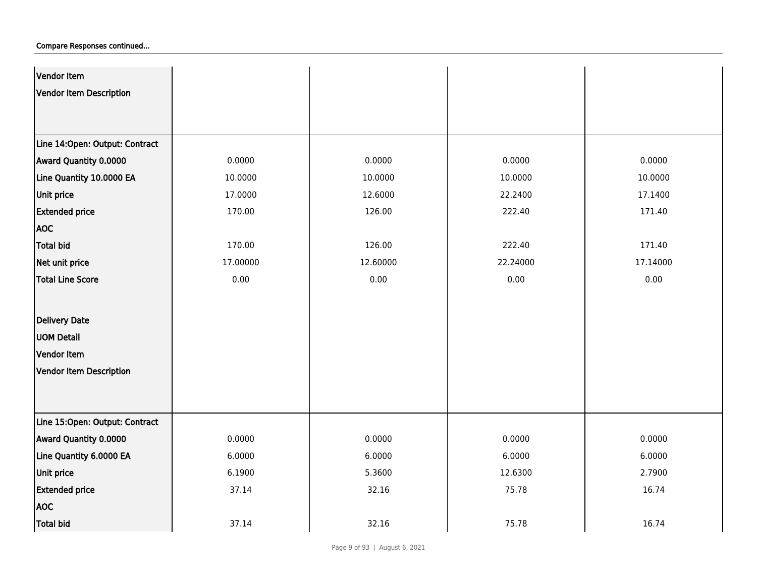Compare Responses continued...

| | | | | |
|---|---|---|---|---|
| **Vendor Item** | | | | |
| **Vendor Item Description** | | | | |
| **Line 14:Open: Output: Contract** | | | | |
| **Award Quantity 0.0000** | 0.0000 | 0.0000 | 0.0000 | 0.0000 |
| **Line Quantity 10.0000 EA** | 10.0000 | 10.0000 | 10.0000 | 10.0000 |
| **Unit price** | 17.0000 | 12.6000 | 22.2400 | 17.1400 |
| **Extended price** | 170.00 | 126.00 | 222.40 | 171.40 |
| **AOC** | | | | |
| **Total bid** | 170.00 | 126.00 | 222.40 | 171.40 |
| **Net unit price** | 17.00000 | 12.60000 | 22.24000 | 17.14000 |
| **Total Line Score** | 0.00 | 0.00 | 0.00 | 0.00 |
| **Delivery Date** | | | | |
| **UOM Detail** | | | | |
| **Vendor Item** | | | | |
| **Vendor Item Description** | | | | |
| **Line 15:Open: Output: Contract** | | | | |
| **Award Quantity 0.0000** | 0.0000 | 0.0000 | 0.0000 | 0.0000 |
| **Line Quantity 6.0000 EA** | 6.0000 | 6.0000 | 6.0000 | 6.0000 |
| **Unit price** | 6.1900 | 5.3600 | 12.6300 | 2.7900 |
| **Extended price** | 37.14 | 32.16 | 75.78 | 16.74 |
| **AOC** | | | | |
| **Total bid** | 37.14 | 32.16 | 75.78 | 16.74 |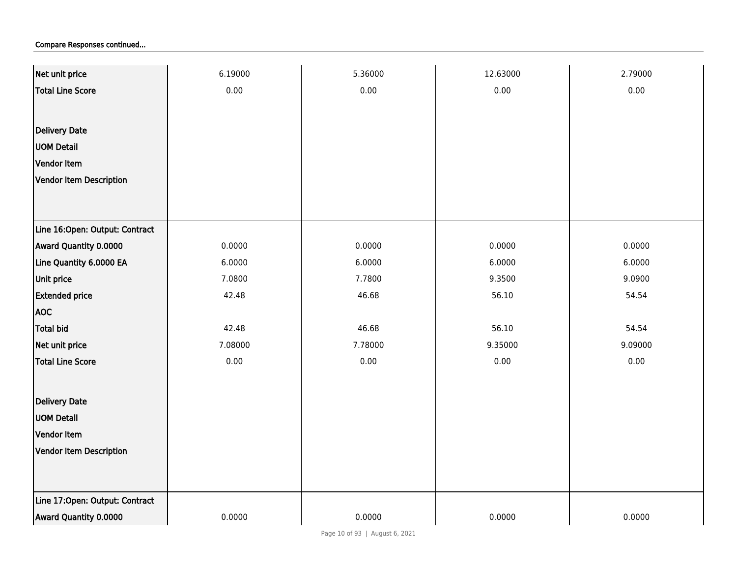Compare Responses continued...

| | | | | |
|---|---|---|---|---|
| Net unit price | 6.19000 | 5.36000 | 12.63000 | 2.79000 |
| Total Line Score | 0.00 | 0.00 | 0.00 | 0.00 |
| Delivery Date | | | | |
| UOM Detail | | | | |
| Vendor Item | | | | |
| Vendor Item Description | | | | |
| Line 16:Open: Output: Contract | | | | |
| Award Quantity 0.0000 | 0.0000 | 0.0000 | 0.0000 | 0.0000 |
| Line Quantity 6.0000 EA | 6.0000 | 6.0000 | 6.0000 | 6.0000 |
| Unit price | 7.0800 | 7.7800 | 9.3500 | 9.0900 |
| Extended price | 42.48 | 46.68 | 56.10 | 54.54 |
| AOC | | | | |
| Total bid | 42.48 | 46.68 | 56.10 | 54.54 |
| Net unit price | 7.08000 | 7.78000 | 9.35000 | 9.09000 |
| Total Line Score | 0.00 | 0.00 | 0.00 | 0.00 |
| Delivery Date | | | | |
| UOM Detail | | | | |
| Vendor Item | | | | |
| Vendor Item Description | | | | |
| Line 17:Open: Output: Contract | | | | |
| Award Quantity 0.0000 | 0.0000 | 0.0000 | 0.0000 | 0.0000 |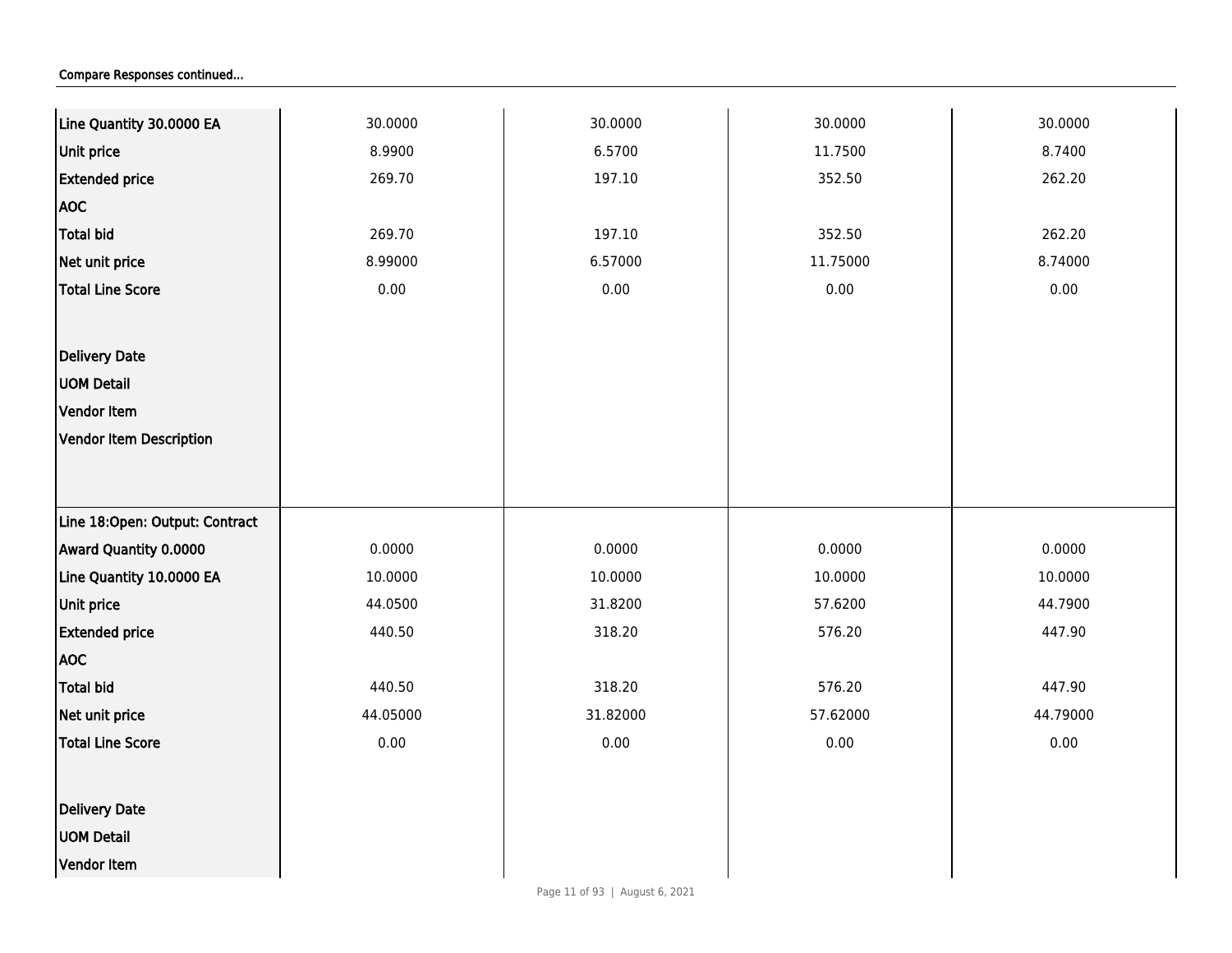Compare Responses continued...

| | | | | |
|---|---|---|---|---|
| Line Quantity 30.0000 EA | 30.0000 | 30.0000 | 30.0000 | 30.0000 |
| Unit price | 8.9900 | 6.5700 | 11.7500 | 8.7400 |
| Extended price | 269.70 | 197.10 | 352.50 | 262.20 |
| AOC | | | | |
| Total bid | 269.70 | 197.10 | 352.50 | 262.20 |
| Net unit price | 8.99000 | 6.57000 | 11.75000 | 8.74000 |
| Total Line Score | 0.00 | 0.00 | 0.00 | 0.00 |
| Delivery Date | | | | |
| UOM Detail | | | | |
| Vendor Item | | | | |
| Vendor Item Description | | | | |
| Line 18:Open: Output: Contract | | | | |
| Award Quantity 0.0000 | 0.0000 | 0.0000 | 0.0000 | 0.0000 |
| Line Quantity 10.0000 EA | 10.0000 | 10.0000 | 10.0000 | 10.0000 |
| Unit price | 44.0500 | 31.8200 | 57.6200 | 44.7900 |
| Extended price | 440.50 | 318.20 | 576.20 | 447.90 |
| AOC | | | | |
| Total bid | 440.50 | 318.20 | 576.20 | 447.90 |
| Net unit price | 44.05000 | 31.82000 | 57.62000 | 44.79000 |
| Total Line Score | 0.00 | 0.00 | 0.00 | 0.00 |
| Delivery Date | | | | |
| UOM Detail | | | | |
| Vendor Item | | | | |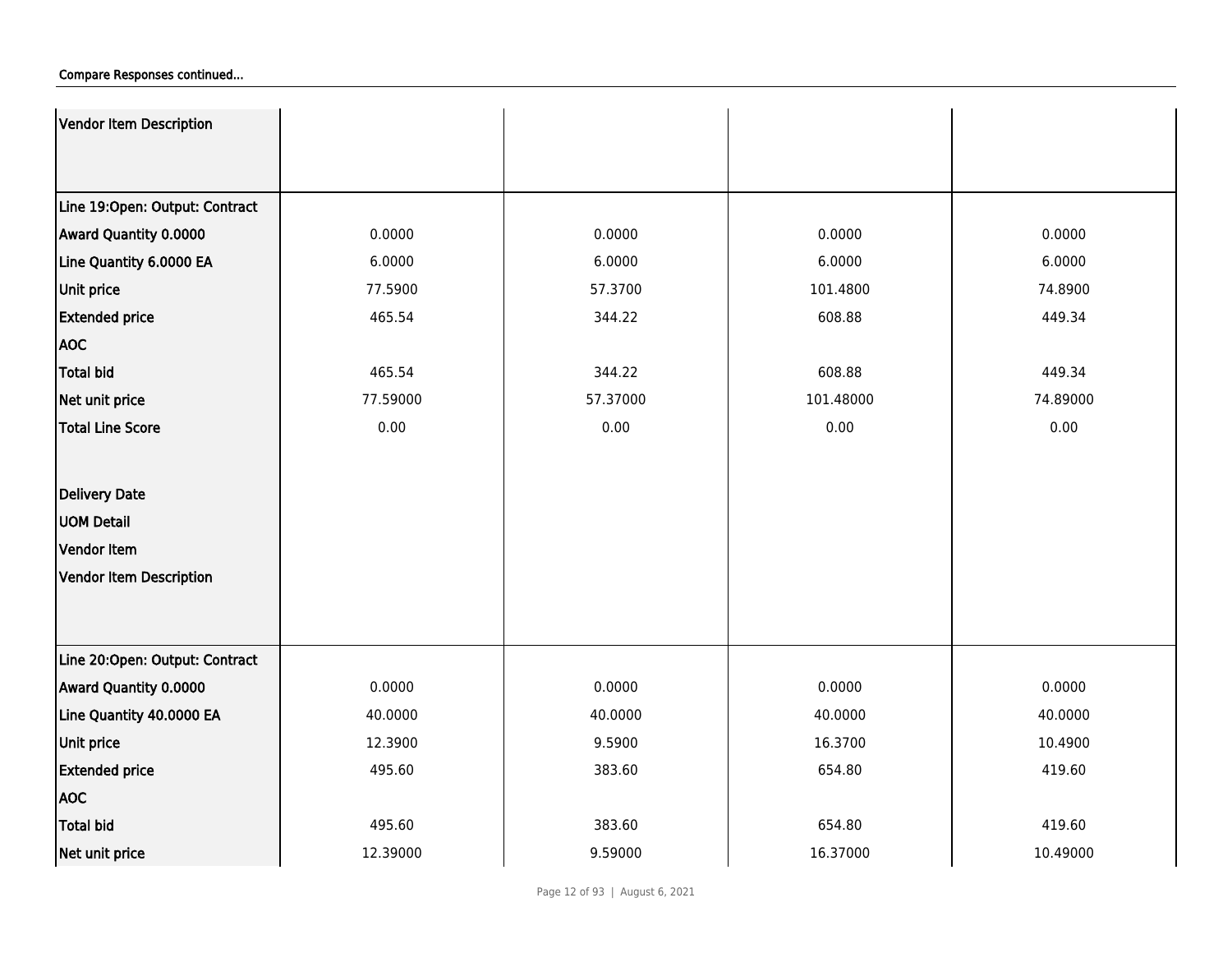Compare Responses continued...

| | | | | |
|---|---|---|---|---|
| Vendor Item Description | | | | |
| Line 19:Open: Output: Contract | | | | |
| Award Quantity 0.0000 | 0.0000 | 0.0000 | 0.0000 | 0.0000 |
| Line Quantity 6.0000 EA | 6.0000 | 6.0000 | 6.0000 | 6.0000 |
| Unit price | 77.5900 | 57.3700 | 101.4800 | 74.8900 |
| Extended price | 465.54 | 344.22 | 608.88 | 449.34 |
| AOC | | | | |
| Total bid | 465.54 | 344.22 | 608.88 | 449.34 |
| Net unit price | 77.59000 | 57.37000 | 101.48000 | 74.89000 |
| Total Line Score | 0.00 | 0.00 | 0.00 | 0.00 |
| Delivery Date | | | | |
| UOM Detail | | | | |
| Vendor Item | | | | |
| Vendor Item Description | | | | |
| Line 20:Open: Output: Contract | | | | |
| Award Quantity 0.0000 | 0.0000 | 0.0000 | 0.0000 | 0.0000 |
| Line Quantity 40.0000 EA | 40.0000 | 40.0000 | 40.0000 | 40.0000 |
| Unit price | 12.3900 | 9.5900 | 16.3700 | 10.4900 |
| Extended price | 495.60 | 383.60 | 654.80 | 419.60 |
| AOC | | | | |
| Total bid | 495.60 | 383.60 | 654.80 | 419.60 |
| Net unit price | 12.39000 | 9.59000 | 16.37000 | 10.49000 |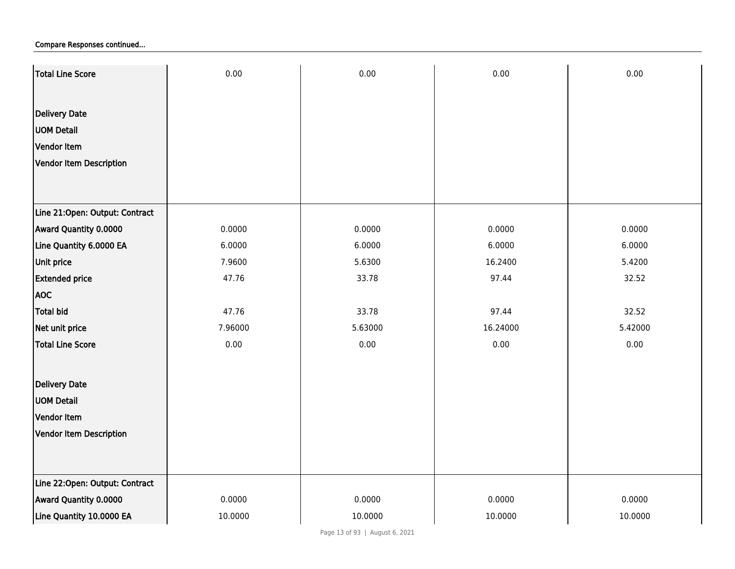Compare Responses continued...

| | | | | |
|---|---|---|---|---|
| Total Line Score | 0.00 | 0.00 | 0.00 | 0.00 |
| Delivery Date | | | | |
| UOM Detail | | | | |
| Vendor Item | | | | |
| Vendor Item Description | | | | |
| Line 21:Open: Output: Contract | | | | |
| Award Quantity 0.0000 | 0.0000 | 0.0000 | 0.0000 | 0.0000 |
| Line Quantity 6.0000 EA | 6.0000 | 6.0000 | 6.0000 | 6.0000 |
| Unit price | 7.9600 | 5.6300 | 16.2400 | 5.4200 |
| Extended price | 47.76 | 33.78 | 97.44 | 32.52 |
| AOC | | | | |
| Total bid | 47.76 | 33.78 | 97.44 | 32.52 |
| Net unit price | 7.96000 | 5.63000 | 16.24000 | 5.42000 |
| Total Line Score | 0.00 | 0.00 | 0.00 | 0.00 |
| Delivery Date | | | | |
| UOM Detail | | | | |
| Vendor Item | | | | |
| Vendor Item Description | | | | |
| Line 22:Open: Output: Contract | | | | |
| Award Quantity 0.0000 | 0.0000 | 0.0000 | 0.0000 | 0.0000 |
| Line Quantity 10.0000 EA | 10.0000 | 10.0000 | 10.0000 | 10.0000 |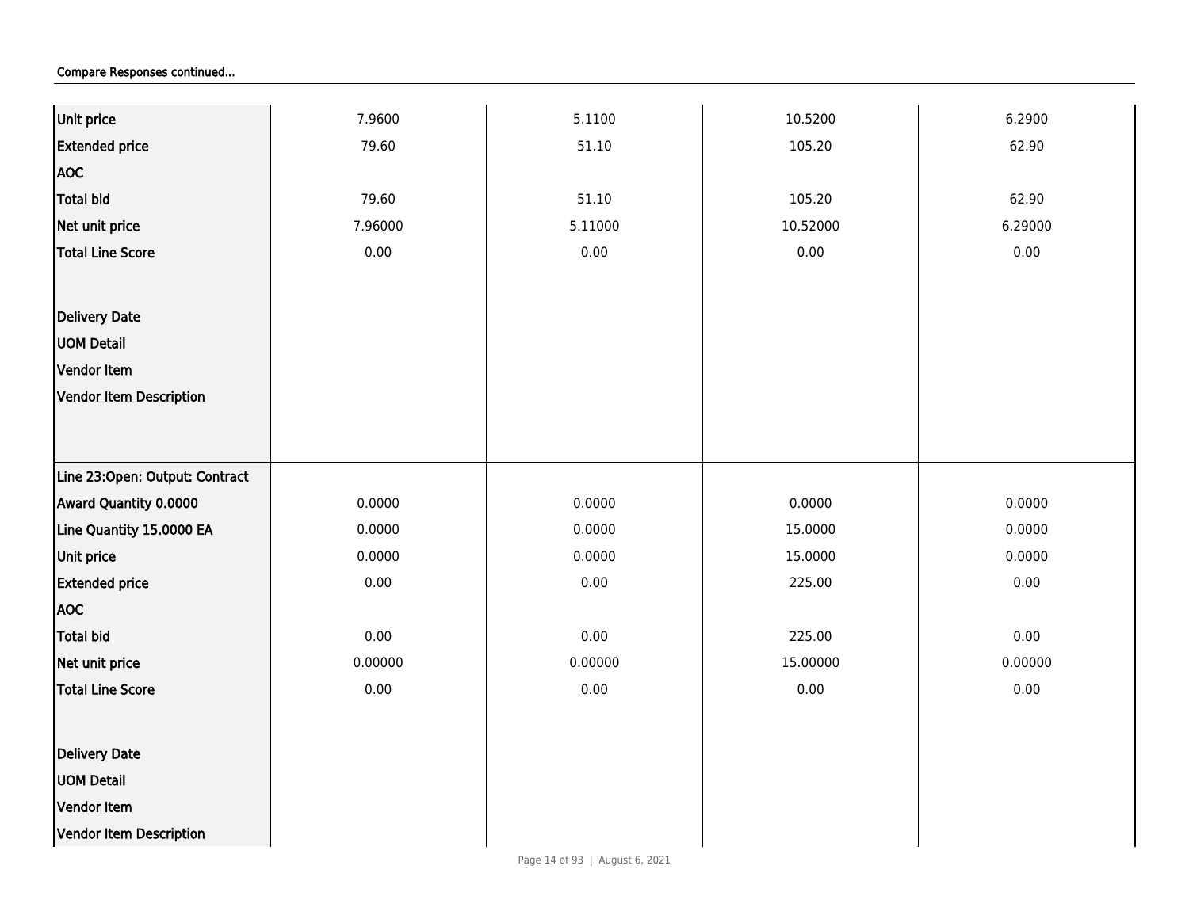Compare Responses continued...

| | | | | |
|---|---|---|---|---|
| Unit price | 7.9600 | 5.1100 | 10.5200 | 6.2900 |
| Extended price | 79.60 | 51.10 | 105.20 | 62.90 |
| AOC | | | | |
| Total bid | 79.60 | 51.10 | 105.20 | 62.90 |
| Net unit price | 7.96000 | 5.11000 | 10.52000 | 6.29000 |
| Total Line Score | 0.00 | 0.00 | 0.00 | 0.00 |
| Delivery Date | | | | |
| UOM Detail | | | | |
| Vendor Item | | | | |
| Vendor Item Description | | | | |
| Line 23:Open: Output: Contract | | | | |
| Award Quantity 0.0000 | 0.0000 | 0.0000 | 0.0000 | 0.0000 |
| Line Quantity 15.0000 EA | 0.0000 | 0.0000 | 15.0000 | 0.0000 |
| Unit price | 0.0000 | 0.0000 | 15.0000 | 0.0000 |
| Extended price | 0.00 | 0.00 | 225.00 | 0.00 |
| AOC | | | | |
| Total bid | 0.00 | 0.00 | 225.00 | 0.00 |
| Net unit price | 0.00000 | 0.00000 | 15.00000 | 0.00000 |
| Total Line Score | 0.00 | 0.00 | 0.00 | 0.00 |
| Delivery Date | | | | |
| UOM Detail | | | | |
| Vendor Item | | | | |
| Vendor Item Description | | | | |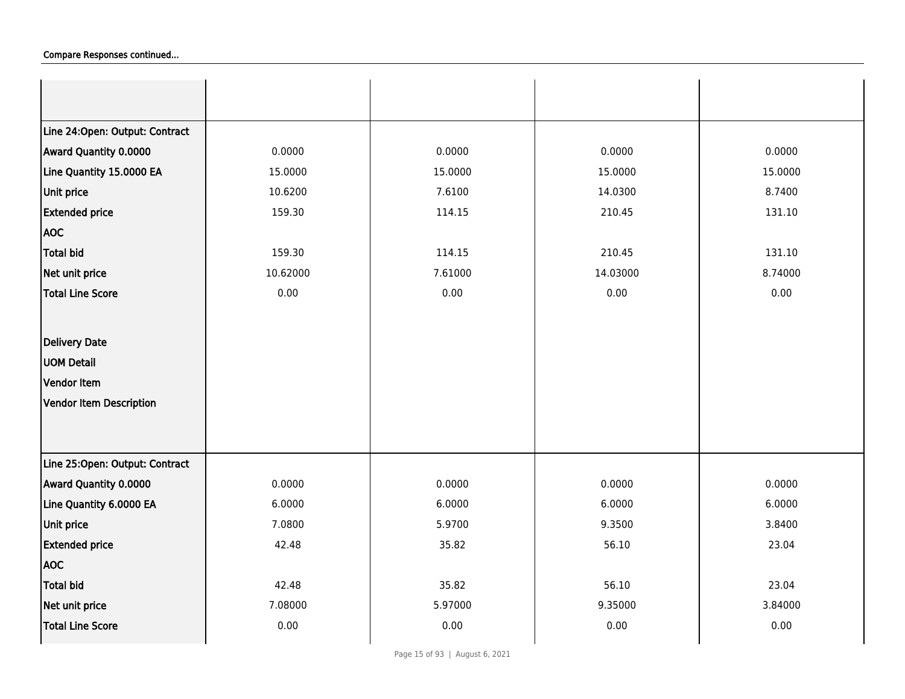Compare Responses continued...

| | | | | |
|---|---|---|---|---|
| | | | | |
| **Line 24:Open: Output: Contract** | | | | |
| **Award Quantity 0.0000** | 0.0000 | 0.0000 | 0.0000 | 0.0000 |
| **Line Quantity 15.0000 EA** | 15.0000 | 15.0000 | 15.0000 | 15.0000 |
| **Unit price** | 10.6200 | 7.6100 | 14.0300 | 8.7400 |
| **Extended price** | 159.30 | 114.15 | 210.45 | 131.10 |
| **AOC** | | | | |
| **Total bid** | 159.30 | 114.15 | 210.45 | 131.10 |
| **Net unit price** | 10.62000 | 7.61000 | 14.03000 | 8.74000 |
| **Total Line Score** | 0.00 | 0.00 | 0.00 | 0.00 |
| **Delivery Date** | | | | |
| **UOM Detail** | | | | |
| **Vendor Item** | | | | |
| **Vendor Item Description** | | | | |
| **Line 25:Open: Output: Contract** | | | | |
| **Award Quantity 0.0000** | 0.0000 | 0.0000 | 0.0000 | 0.0000 |
| **Line Quantity 6.0000 EA** | 6.0000 | 6.0000 | 6.0000 | 6.0000 |
| **Unit price** | 7.0800 | 5.9700 | 9.3500 | 3.8400 |
| **Extended price** | 42.48 | 35.82 | 56.10 | 23.04 |
| **AOC** | | | | |
| **Total bid** | 42.48 | 35.82 | 56.10 | 23.04 |
| **Net unit price** | 7.08000 | 5.97000 | 9.35000 | 3.84000 |
| **Total Line Score** | 0.00 | 0.00 | 0.00 | 0.00 |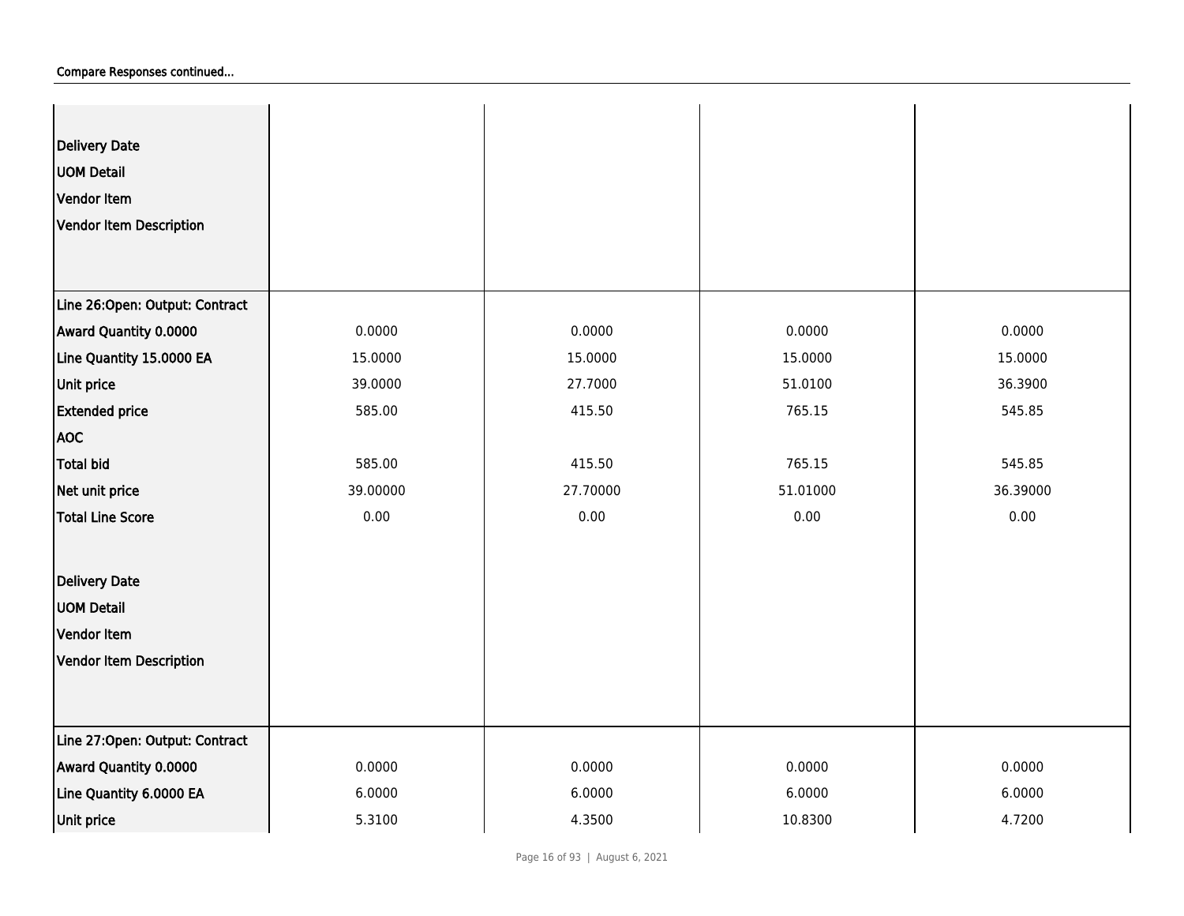Compare Responses continued...

| | | | | |
|---|---|---|---|---|
| Delivery Date | | | | |
| UOM Detail | | | | |
| Vendor Item | | | | |
| Vendor Item Description | | | | |
| **Line 26:Open: Output: Contract** | | | | |
| Award Quantity 0.0000 | 0.0000 | 0.0000 | 0.0000 | 0.0000 |
| Line Quantity 15.0000 EA | 15.0000 | 15.0000 | 15.0000 | 15.0000 |
| Unit price | 39.0000 | 27.7000 | 51.0100 | 36.3900 |
| Extended price | 585.00 | 415.50 | 765.15 | 545.85 |
| AOC | | | | |
| Total bid | 585.00 | 415.50 | 765.15 | 545.85 |
| Net unit price | 39.00000 | 27.70000 | 51.01000 | 36.39000 |
| Total Line Score | 0.00 | 0.00 | 0.00 | 0.00 |
| Delivery Date | | | | |
| UOM Detail | | | | |
| Vendor Item | | | | |
| Vendor Item Description | | | | |
| **Line 27:Open: Output: Contract** | | | | |
| Award Quantity 0.0000 | 0.0000 | 0.0000 | 0.0000 | 0.0000 |
| Line Quantity 6.0000 EA | 6.0000 | 6.0000 | 6.0000 | 6.0000 |
| Unit price | 5.3100 | 4.3500 | 10.8300 | 4.7200 |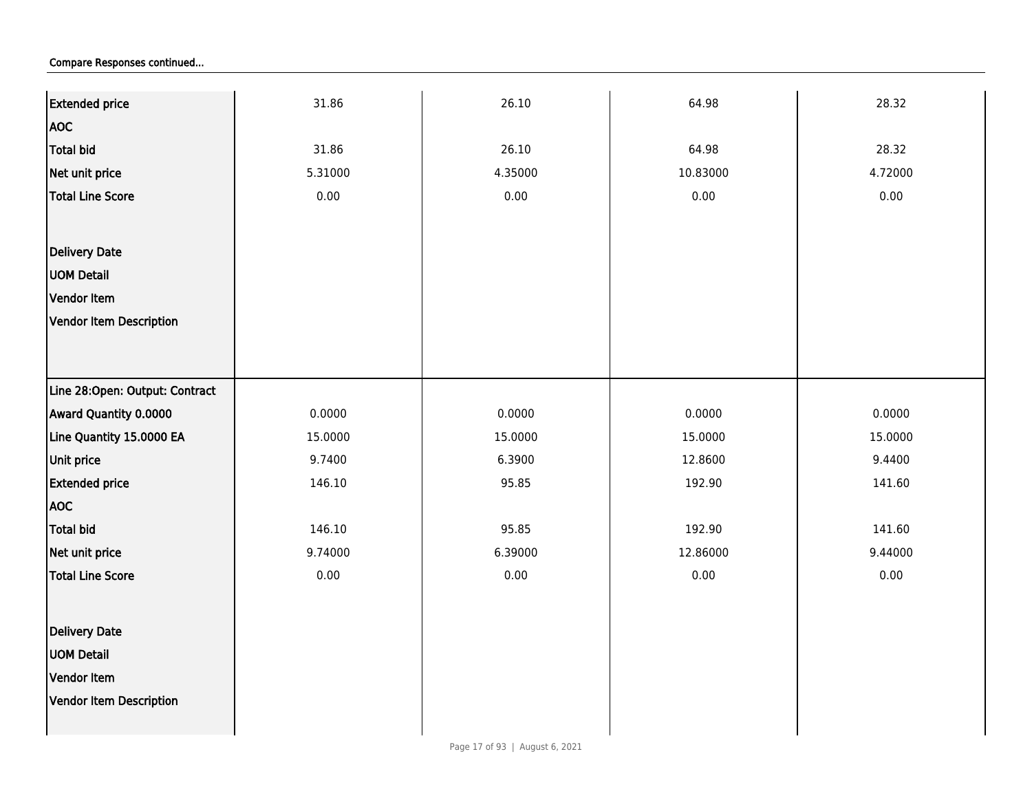Compare Responses continued...

| | | | | |
|---|---|---|---|---|
| Extended price | 31.86 | 26.10 | 64.98 | 28.32 |
| AOC | | | | |
| Total bid | 31.86 | 26.10 | 64.98 | 28.32 |
| Net unit price | 5.31000 | 4.35000 | 10.83000 | 4.72000 |
| Total Line Score | 0.00 | 0.00 | 0.00 | 0.00 |
| Delivery Date | | | | |
| UOM Detail | | | | |
| Vendor Item | | | | |
| Vendor Item Description | | | | |
| Line 28:Open: Output: Contract | | | | |
| Award Quantity 0.0000 | 0.0000 | 0.0000 | 0.0000 | 0.0000 |
| Line Quantity 15.0000 EA | 15.0000 | 15.0000 | 15.0000 | 15.0000 |
| Unit price | 9.7400 | 6.3900 | 12.8600 | 9.4400 |
| Extended price | 146.10 | 95.85 | 192.90 | 141.60 |
| AOC | | | | |
| Total bid | 146.10 | 95.85 | 192.90 | 141.60 |
| Net unit price | 9.74000 | 6.39000 | 12.86000 | 9.44000 |
| Total Line Score | 0.00 | 0.00 | 0.00 | 0.00 |
| Delivery Date | | | | |
| UOM Detail | | | | |
| Vendor Item | | | | |
| Vendor Item Description | | | | |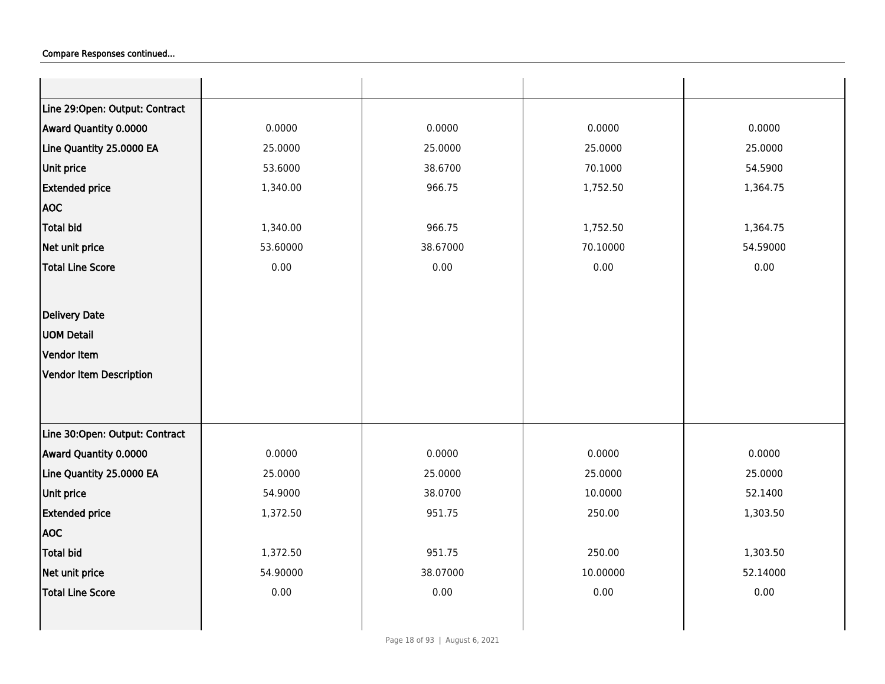Compare Responses continued...

| | | | | |
|---|---|---|---|---|
| **Line 29:Open: Output: Contract** | | | | |
| **Award Quantity 0.0000** | 0.0000 | 0.0000 | 0.0000 | 0.0000 |
| **Line Quantity 25.0000 EA** | 25.0000 | 25.0000 | 25.0000 | 25.0000 |
| **Unit price** | 53.6000 | 38.6700 | 70.1000 | 54.5900 |
| **Extended price** | 1,340.00 | 966.75 | 1,752.50 | 1,364.75 |
| **AOC** | | | | |
| **Total bid** | 1,340.00 | 966.75 | 1,752.50 | 1,364.75 |
| **Net unit price** | 53.60000 | 38.67000 | 70.10000 | 54.59000 |
| **Total Line Score** | 0.00 | 0.00 | 0.00 | 0.00 |
| **Delivery Date** | | | | |
| **UOM Detail** | | | | |
| **Vendor Item** | | | | |
| **Vendor Item Description** | | | | |
| **Line 30:Open: Output: Contract** | | | | |
| **Award Quantity 0.0000** | 0.0000 | 0.0000 | 0.0000 | 0.0000 |
| **Line Quantity 25.0000 EA** | 25.0000 | 25.0000 | 25.0000 | 25.0000 |
| **Unit price** | 54.9000 | 38.0700 | 10.0000 | 52.1400 |
| **Extended price** | 1,372.50 | 951.75 | 250.00 | 1,303.50 |
| **AOC** | | | | |
| **Total bid** | 1,372.50 | 951.75 | 250.00 | 1,303.50 |
| **Net unit price** | 54.90000 | 38.07000 | 10.00000 | 52.14000 |
| **Total Line Score** | 0.00 | 0.00 | 0.00 | 0.00 |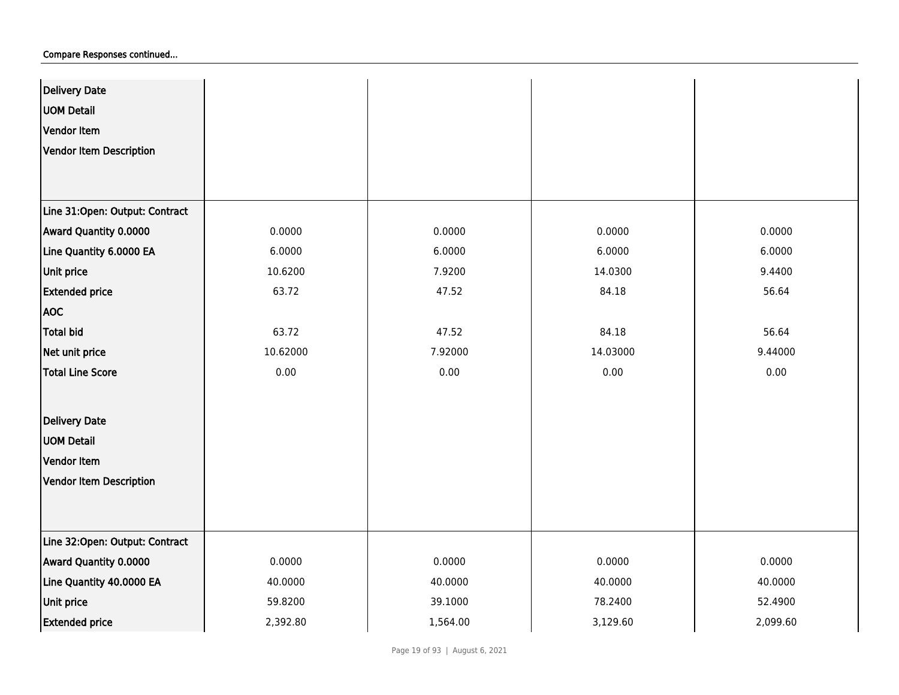Compare Responses continued...

| | | | | |
|---|---|---|---|---|
| Delivery Date | | | | |
| UOM Detail | | | | |
| Vendor Item | | | | |
| Vendor Item Description | | | | |
| **Line 31:Open: Output: Contract** | | | | |
| Award Quantity 0.0000 | 0.0000 | 0.0000 | 0.0000 | 0.0000 |
| Line Quantity 6.0000 EA | 6.0000 | 6.0000 | 6.0000 | 6.0000 |
| Unit price | 10.6200 | 7.9200 | 14.0300 | 9.4400 |
| Extended price | 63.72 | 47.52 | 84.18 | 56.64 |
| AOC | | | | |
| Total bid | 63.72 | 47.52 | 84.18 | 56.64 |
| Net unit price | 10.62000 | 7.92000 | 14.03000 | 9.44000 |
| Total Line Score | 0.00 | 0.00 | 0.00 | 0.00 |
| Delivery Date | | | | |
| UOM Detail | | | | |
| Vendor Item | | | | |
| Vendor Item Description | | | | |
| **Line 32:Open: Output: Contract** | | | | |
| Award Quantity 0.0000 | 0.0000 | 0.0000 | 0.0000 | 0.0000 |
| Line Quantity 40.0000 EA | 40.0000 | 40.0000 | 40.0000 | 40.0000 |
| Unit price | 59.8200 | 39.1000 | 78.2400 | 52.4900 |
| Extended price | 2,392.80 | 1,564.00 | 3,129.60 | 2,099.60 |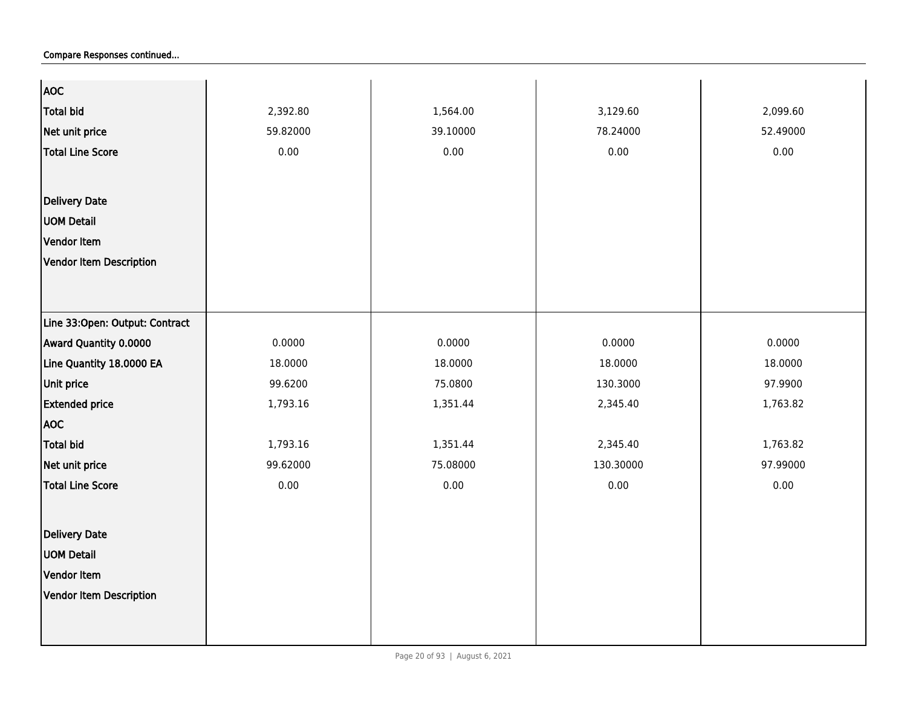Compare Responses continued...

| | | | | |
|---|---|---|---|---|
| **AOC** | | | | |
| **Total bid** | 2,392.80 | 1,564.00 | 3,129.60 | 2,099.60 |
| **Net unit price** | 59.82000 | 39.10000 | 78.24000 | 52.49000 |
| **Total Line Score** | 0.00 | 0.00 | 0.00 | 0.00 |
| **Delivery Date** | | | | |
| **UOM Detail** | | | | |
| **Vendor Item** | | | | |
| **Vendor Item Description** | | | | |
| **Line 33:Open: Output: Contract** | | | | |
| **Award Quantity 0.0000** | 0.0000 | 0.0000 | 0.0000 | 0.0000 |
| **Line Quantity 18.0000 EA** | 18.0000 | 18.0000 | 18.0000 | 18.0000 |
| **Unit price** | 99.6200 | 75.0800 | 130.3000 | 97.9900 |
| **Extended price** | 1,793.16 | 1,351.44 | 2,345.40 | 1,763.82 |
| **AOC** | | | | |
| **Total bid** | 1,793.16 | 1,351.44 | 2,345.40 | 1,763.82 |
| **Net unit price** | 99.62000 | 75.08000 | 130.30000 | 97.99000 |
| **Total Line Score** | 0.00 | 0.00 | 0.00 | 0.00 |
| **Delivery Date** | | | | |
| **UOM Detail** | | | | |
| **Vendor Item** | | | | |
| **Vendor Item Description** | | | | |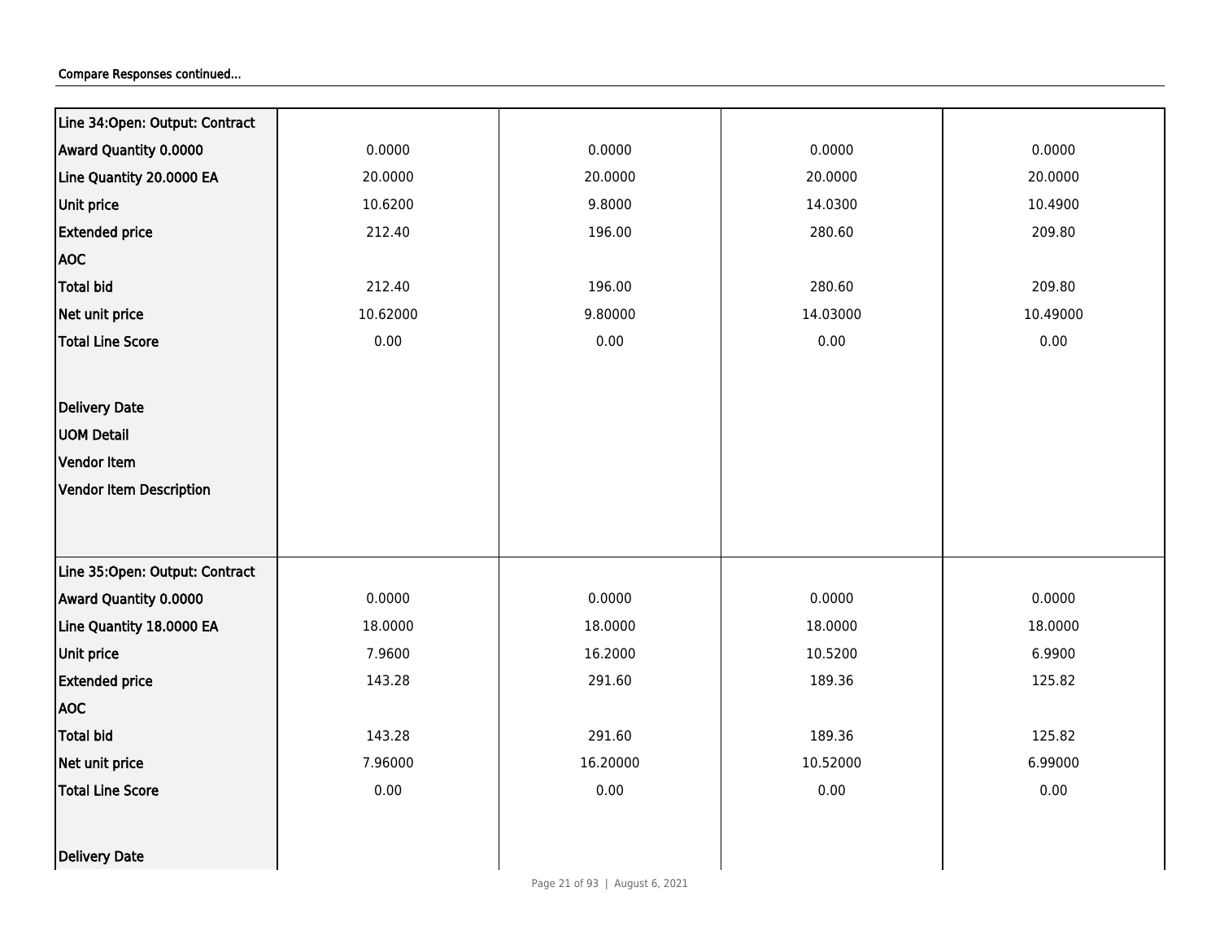Compare Responses continued...

| Line 34:Open: Output: Contract | | | | |
|---|---|---|---|---|
| Award Quantity 0.0000 | 0.0000 | 0.0000 | 0.0000 | 0.0000 |
| Line Quantity 20.0000 EA | 20.0000 | 20.0000 | 20.0000 | 20.0000 |
| Unit price | 10.6200 | 9.8000 | 14.0300 | 10.4900 |
| Extended price | 212.40 | 196.00 | 280.60 | 209.80 |
| AOC | | | | |
| Total bid | 212.40 | 196.00 | 280.60 | 209.80 |
| Net unit price | 10.62000 | 9.80000 | 14.03000 | 10.49000 |
| Total Line Score | 0.00 | 0.00 | 0.00 | 0.00 |
| Delivery Date | | | | |
| UOM Detail | | | | |
| Vendor Item | | | | |
| Vendor Item Description | | | | |
| Line 35:Open: Output: Contract | | | | |
| Award Quantity 0.0000 | 0.0000 | 0.0000 | 0.0000 | 0.0000 |
| Line Quantity 18.0000 EA | 18.0000 | 18.0000 | 18.0000 | 18.0000 |
| Unit price | 7.9600 | 16.2000 | 10.5200 | 6.9900 |
| Extended price | 143.28 | 291.60 | 189.36 | 125.82 |
| AOC | | | | |
| Total bid | 143.28 | 291.60 | 189.36 | 125.82 |
| Net unit price | 7.96000 | 16.20000 | 10.52000 | 6.99000 |
| Total Line Score | 0.00 | 0.00 | 0.00 | 0.00 |
| Delivery Date | | | | |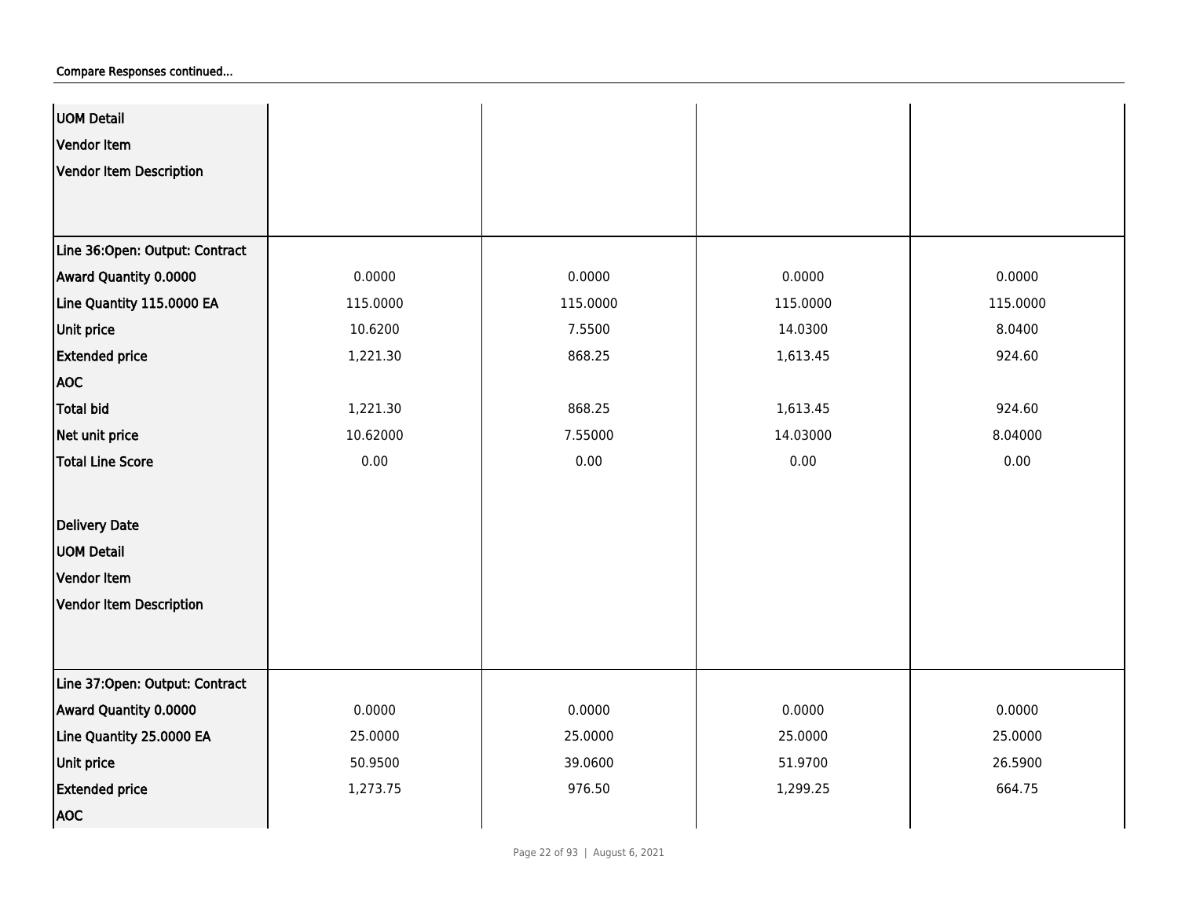Compare Responses continued...

| | | | | |
|---|---|---|---|---|
| **UOM Detail** | | | | |
| **Vendor Item** | | | | |
| **Vendor Item Description** | | | | |
| **Line 36:Open: Output: Contract** | | | | |
| **Award Quantity 0.0000** | 0.0000 | 0.0000 | 0.0000 | 0.0000 |
| **Line Quantity 115.0000 EA** | 115.0000 | 115.0000 | 115.0000 | 115.0000 |
| **Unit price** | 10.6200 | 7.5500 | 14.0300 | 8.0400 |
| **Extended price** | 1,221.30 | 868.25 | 1,613.45 | 924.60 |
| **AOC** | | | | |
| **Total bid** | 1,221.30 | 868.25 | 1,613.45 | 924.60 |
| **Net unit price** | 10.62000 | 7.55000 | 14.03000 | 8.04000 |
| **Total Line Score** | 0.00 | 0.00 | 0.00 | 0.00 |
| **Delivery Date** | | | | |
| **UOM Detail** | | | | |
| **Vendor Item** | | | | |
| **Vendor Item Description** | | | | |
| **Line 37:Open: Output: Contract** | | | | |
| **Award Quantity 0.0000** | 0.0000 | 0.0000 | 0.0000 | 0.0000 |
| **Line Quantity 25.0000 EA** | 25.0000 | 25.0000 | 25.0000 | 25.0000 |
| **Unit price** | 50.9500 | 39.0600 | 51.9700 | 26.5900 |
| **Extended price** | 1,273.75 | 976.50 | 1,299.25 | 664.75 |
| **AOC** | | | | |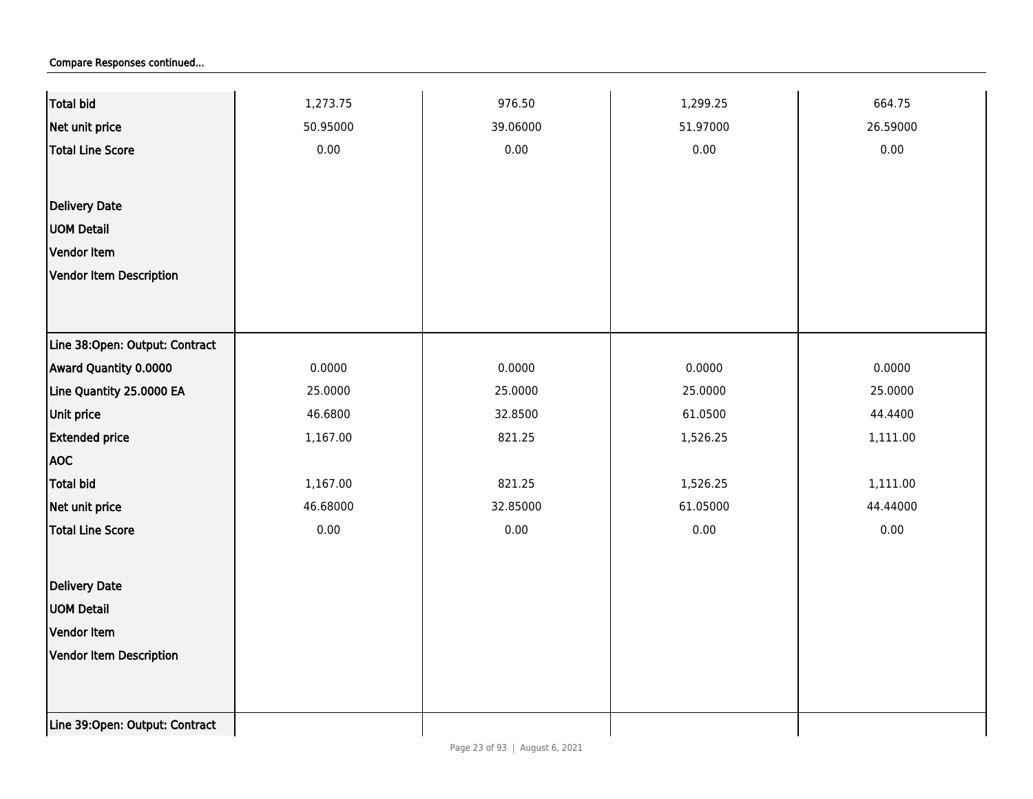Compare Responses continued...

| | | | | |
|---|---|---|---|---|
| Total bid | 1,273.75 | 976.50 | 1,299.25 | 664.75 |
| Net unit price | 50.95000 | 39.06000 | 51.97000 | 26.59000 |
| Total Line Score | 0.00 | 0.00 | 0.00 | 0.00 |
| Delivery Date | | | | |
| UOM Detail | | | | |
| Vendor Item | | | | |
| Vendor Item Description | | | | |
| Line 38:Open: Output: Contract | | | | |
| Award Quantity 0.0000 | 0.0000 | 0.0000 | 0.0000 | 0.0000 |
| Line Quantity 25.0000 EA | 25.0000 | 25.0000 | 25.0000 | 25.0000 |
| Unit price | 46.6800 | 32.8500 | 61.0500 | 44.4400 |
| Extended price | 1,167.00 | 821.25 | 1,526.25 | 1,111.00 |
| AOC | | | | |
| Total bid | 1,167.00 | 821.25 | 1,526.25 | 1,111.00 |
| Net unit price | 46.68000 | 32.85000 | 61.05000 | 44.44000 |
| Total Line Score | 0.00 | 0.00 | 0.00 | 0.00 |
| Delivery Date | | | | |
| UOM Detail | | | | |
| Vendor Item | | | | |
| Vendor Item Description | | | | |
| Line 39:Open: Output: Contract | | | | |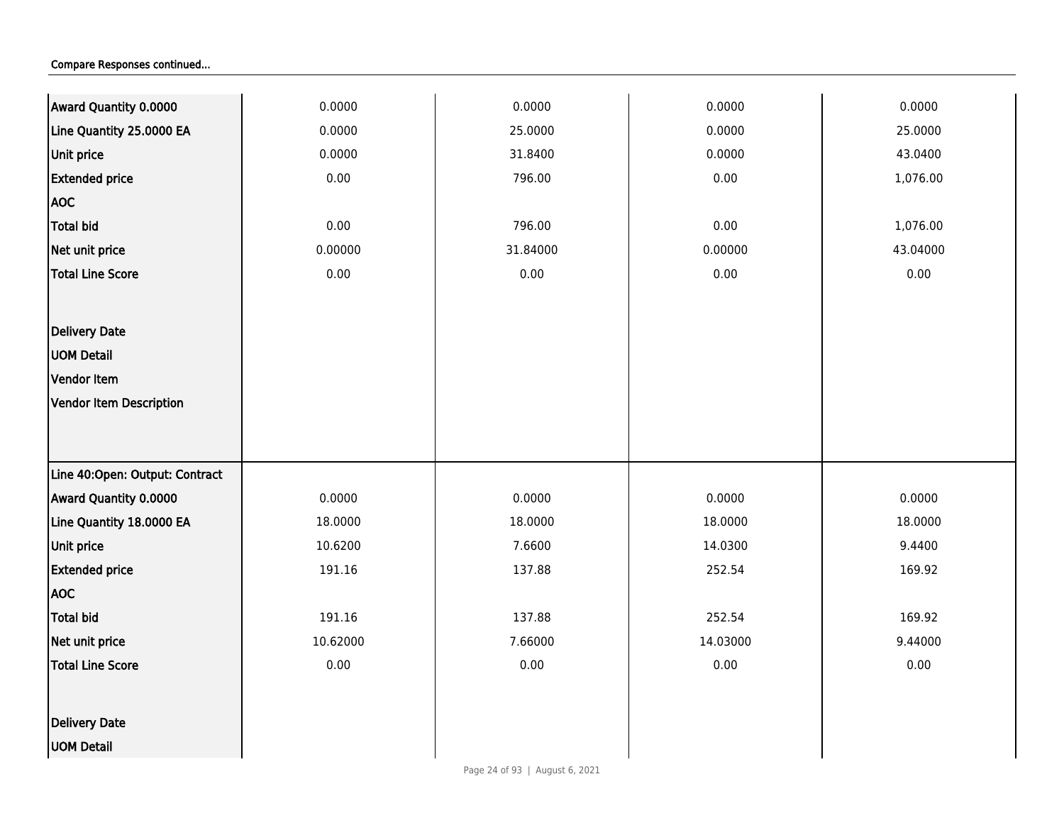Compare Responses continued...

| | | | | |
|---|---|---|---|---|
| **Award Quantity 0.0000** | 0.0000 | 0.0000 | 0.0000 | 0.0000 |
| **Line Quantity 25.0000 EA** | 0.0000 | 25.0000 | 0.0000 | 25.0000 |
| **Unit price** | 0.0000 | 31.8400 | 0.0000 | 43.0400 |
| **Extended price** | 0.00 | 796.00 | 0.00 | 1,076.00 |
| **AOC** | | | | |
| **Total bid** | 0.00 | 796.00 | 0.00 | 1,076.00 |
| **Net unit price** | 0.00000 | 31.84000 | 0.00000 | 43.04000 |
| **Total Line Score** | 0.00 | 0.00 | 0.00 | 0.00 |
| **Delivery Date** | | | | |
| **UOM Detail** | | | | |
| **Vendor Item** | | | | |
| **Vendor Item Description** | | | | |
| **Line 40:Open: Output: Contract** | | | | |
| **Award Quantity 0.0000** | 0.0000 | 0.0000 | 0.0000 | 0.0000 |
| **Line Quantity 18.0000 EA** | 18.0000 | 18.0000 | 18.0000 | 18.0000 |
| **Unit price** | 10.6200 | 7.6600 | 14.0300 | 9.4400 |
| **Extended price** | 191.16 | 137.88 | 252.54 | 169.92 |
| **AOC** | | | | |
| **Total bid** | 191.16 | 137.88 | 252.54 | 169.92 |
| **Net unit price** | 10.62000 | 7.66000 | 14.03000 | 9.44000 |
| **Total Line Score** | 0.00 | 0.00 | 0.00 | 0.00 |
| **Delivery Date** | | | | |
| **UOM Detail** | | | | |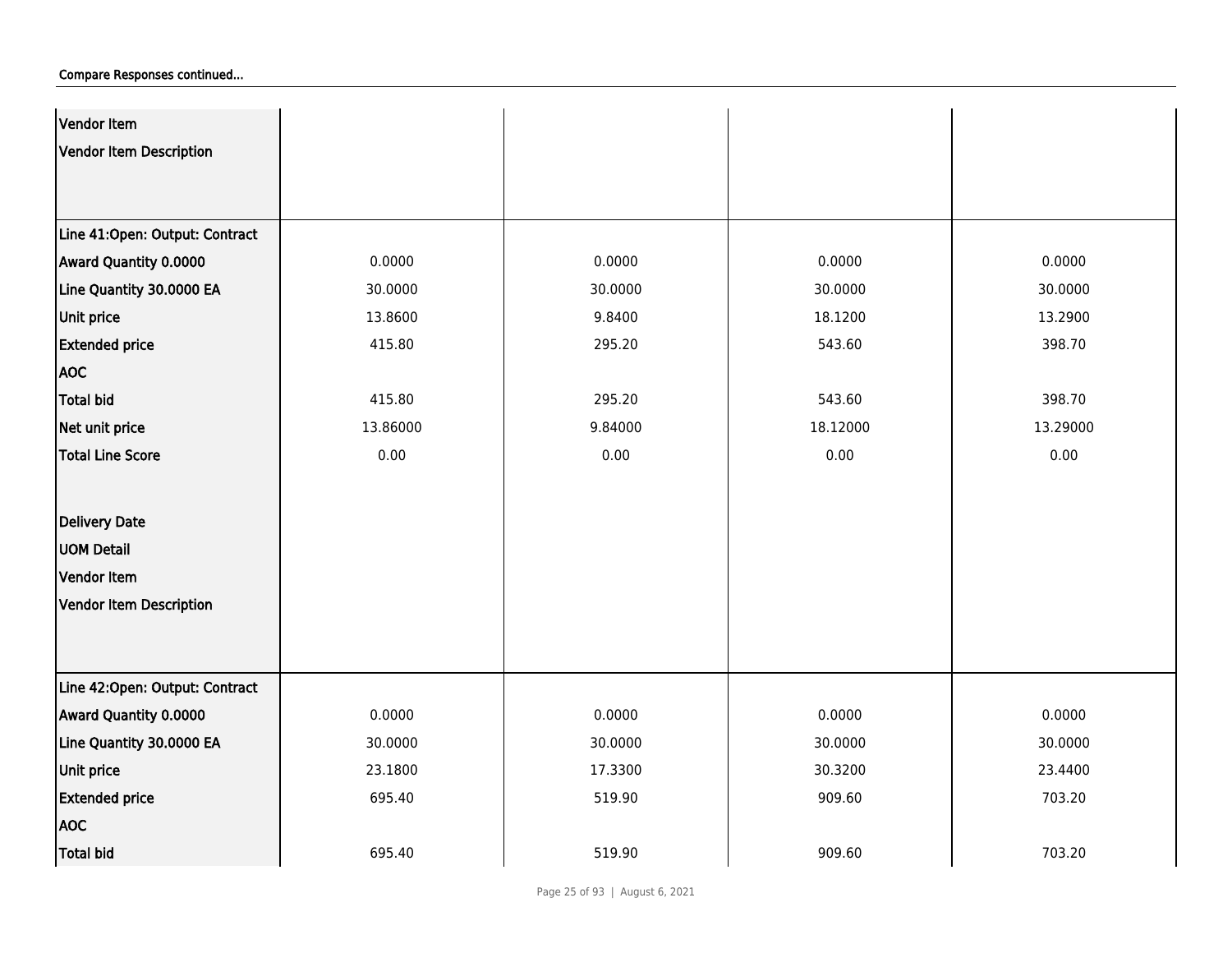Compare Responses continued...

| | | | | |
|---|---|---|---|---|
| **Vendor Item** | | | | |
| **Vendor Item Description** | | | | |
| **Line 41:Open: Output: Contract** | | | | |
| **Award Quantity 0.0000** | 0.0000 | 0.0000 | 0.0000 | 0.0000 |
| **Line Quantity 30.0000 EA** | 30.0000 | 30.0000 | 30.0000 | 30.0000 |
| **Unit price** | 13.8600 | 9.8400 | 18.1200 | 13.2900 |
| **Extended price** | 415.80 | 295.20 | 543.60 | 398.70 |
| **AOC** | | | | |
| **Total bid** | 415.80 | 295.20 | 543.60 | 398.70 |
| **Net unit price** | 13.86000 | 9.84000 | 18.12000 | 13.29000 |
| **Total Line Score** | 0.00 | 0.00 | 0.00 | 0.00 |
| **Delivery Date** | | | | |
| **UOM Detail** | | | | |
| **Vendor Item** | | | | |
| **Vendor Item Description** | | | | |
| **Line 42:Open: Output: Contract** | | | | |
| **Award Quantity 0.0000** | 0.0000 | 0.0000 | 0.0000 | 0.0000 |
| **Line Quantity 30.0000 EA** | 30.0000 | 30.0000 | 30.0000 | 30.0000 |
| **Unit price** | 23.1800 | 17.3300 | 30.3200 | 23.4400 |
| **Extended price** | 695.40 | 519.90 | 909.60 | 703.20 |
| **AOC** | | | | |
| **Total bid** | 695.40 | 519.90 | 909.60 | 703.20 |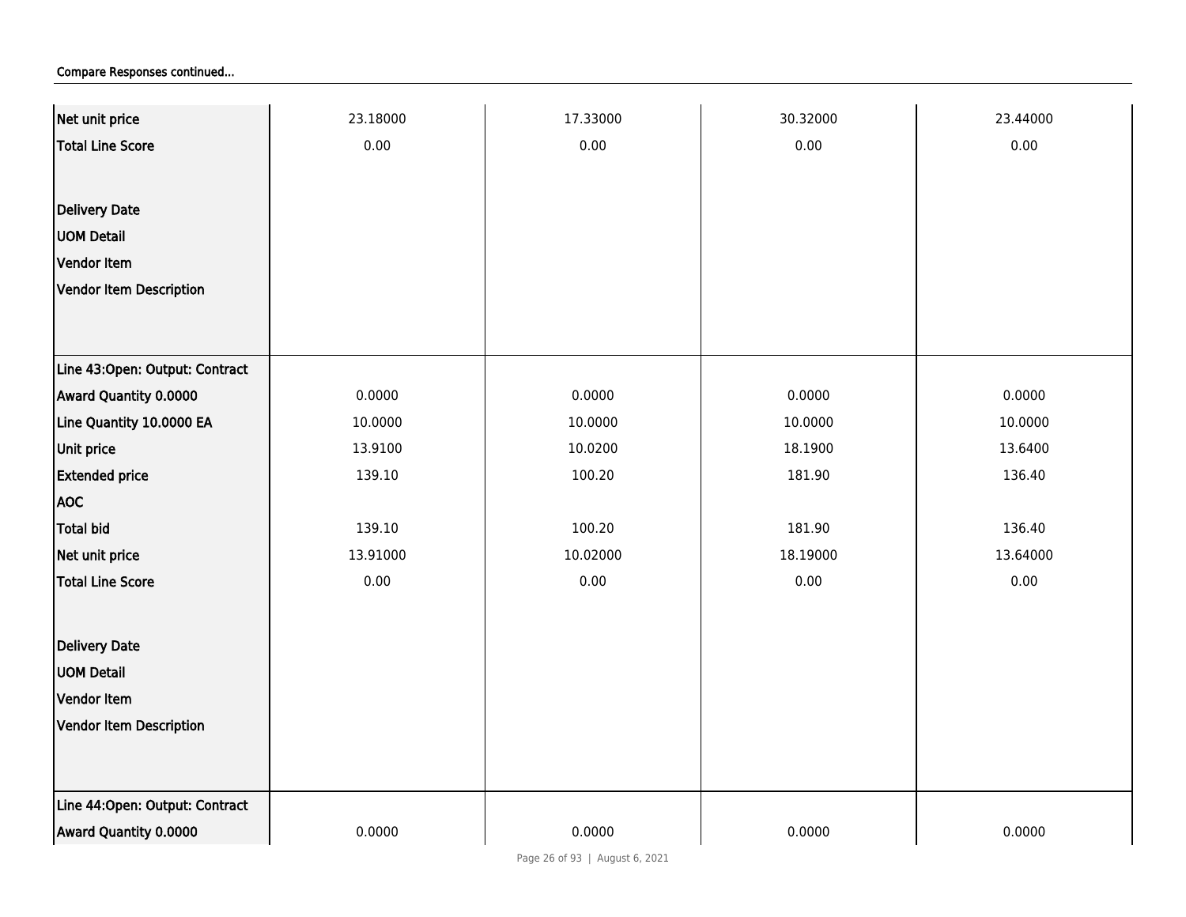Compare Responses continued...

| | | | | |
|---|---|---|---|---|
| **Net unit price** | 23.18000 | 17.33000 | 30.32000 | 23.44000 |
| **Total Line Score** | 0.00 | 0.00 | 0.00 | 0.00 |
| **Delivery Date** | | | | |
| **UOM Detail** | | | | |
| **Vendor Item** | | | | |
| **Vendor Item Description** | | | | |
| **Line 43:Open: Output: Contract** | | | | |
| **Award Quantity 0.0000** | 0.0000 | 0.0000 | 0.0000 | 0.0000 |
| **Line Quantity 10.0000 EA** | 10.0000 | 10.0000 | 10.0000 | 10.0000 |
| **Unit price** | 13.9100 | 10.0200 | 18.1900 | 13.6400 |
| **Extended price** | 139.10 | 100.20 | 181.90 | 136.40 |
| **AOC** | | | | |
| **Total bid** | 139.10 | 100.20 | 181.90 | 136.40 |
| **Net unit price** | 13.91000 | 10.02000 | 18.19000 | 13.64000 |
| **Total Line Score** | 0.00 | 0.00 | 0.00 | 0.00 |
| **Delivery Date** | | | | |
| **UOM Detail** | | | | |
| **Vendor Item** | | | | |
| **Vendor Item Description** | | | | |
| **Line 44:Open: Output: Contract** | | | | |
| **Award Quantity 0.0000** | 0.0000 | 0.0000 | 0.0000 | 0.0000 |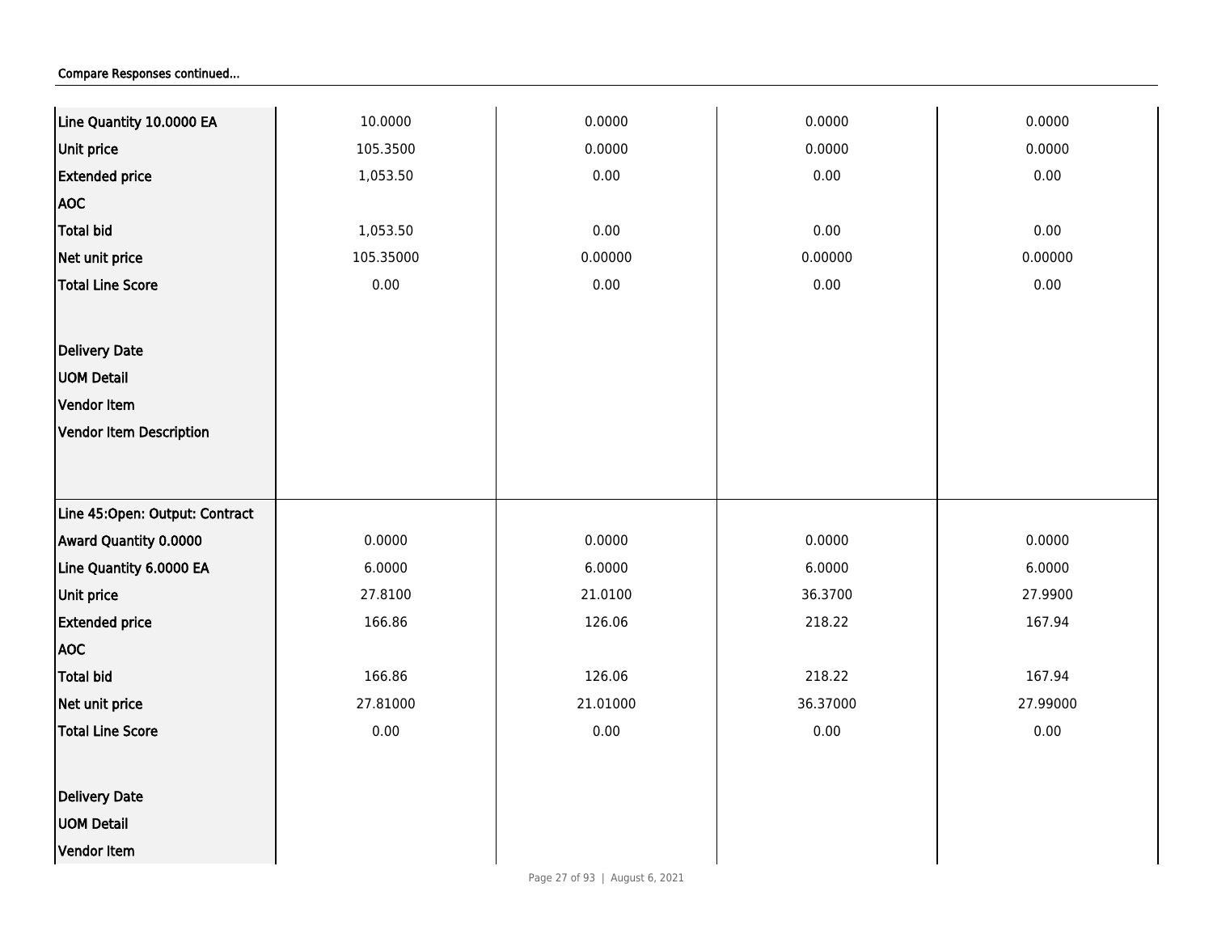Compare Responses continued...

| | | | | |
|---|---|---|---|---|
| **Line Quantity 10.0000 EA** | 10.0000 | 0.0000 | 0.0000 | 0.0000 |
| **Unit price** | 105.3500 | 0.0000 | 0.0000 | 0.0000 |
| **Extended price** | 1,053.50 | 0.00 | 0.00 | 0.00 |
| **AOC** | | | | |
| **Total bid** | 1,053.50 | 0.00 | 0.00 | 0.00 |
| **Net unit price** | 105.35000 | 0.00000 | 0.00000 | 0.00000 |
| **Total Line Score** | 0.00 | 0.00 | 0.00 | 0.00 |
| **Delivery Date** | | | | |
| **UOM Detail** | | | | |
| **Vendor Item** | | | | |
| **Vendor Item Description** | | | | |
| **Line 45:Open: Output: Contract** | | | | |
| **Award Quantity 0.0000** | 0.0000 | 0.0000 | 0.0000 | 0.0000 |
| **Line Quantity 6.0000 EA** | 6.0000 | 6.0000 | 6.0000 | 6.0000 |
| **Unit price** | 27.8100 | 21.0100 | 36.3700 | 27.9900 |
| **Extended price** | 166.86 | 126.06 | 218.22 | 167.94 |
| **AOC** | | | | |
| **Total bid** | 166.86 | 126.06 | 218.22 | 167.94 |
| **Net unit price** | 27.81000 | 21.01000 | 36.37000 | 27.99000 |
| **Total Line Score** | 0.00 | 0.00 | 0.00 | 0.00 |
| **Delivery Date** | | | | |
| **UOM Detail** | | | | |
| **Vendor Item** | | | | |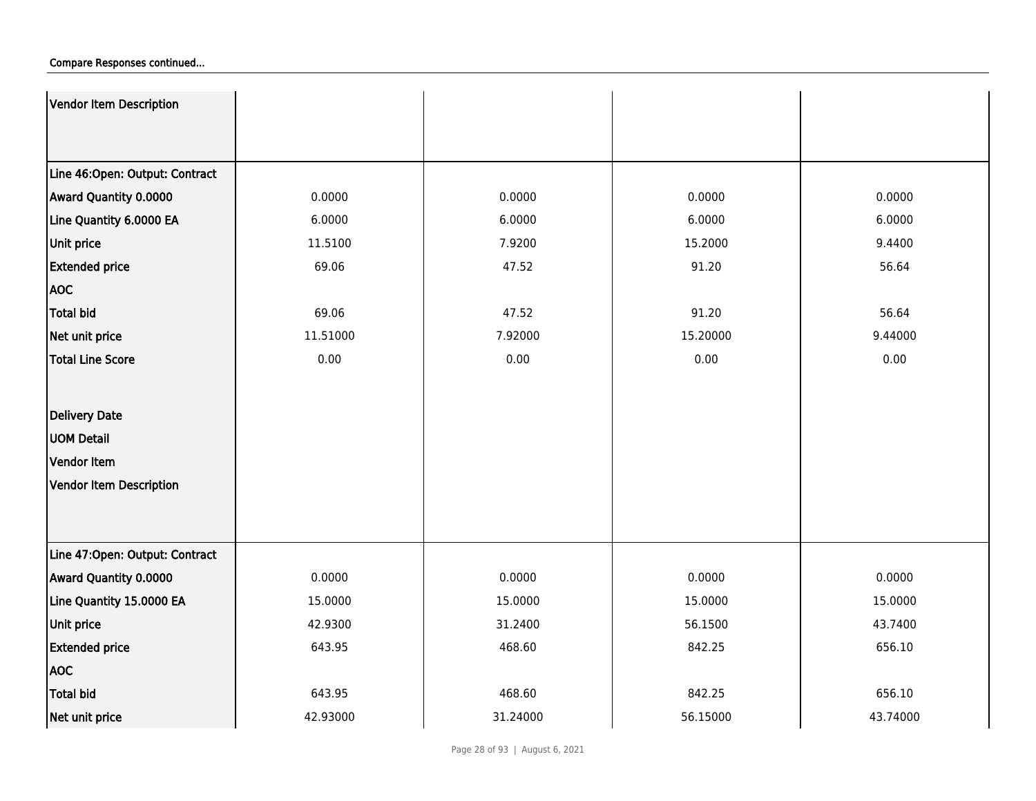Compare Responses continued...

| | | | | |
|---|---|---|---|---|
| Vendor Item Description | | | | |
| Line 46:Open: Output: Contract | | | | |
| Award Quantity 0.0000 | 0.0000 | 0.0000 | 0.0000 | 0.0000 |
| Line Quantity 6.0000 EA | 6.0000 | 6.0000 | 6.0000 | 6.0000 |
| Unit price | 11.5100 | 7.9200 | 15.2000 | 9.4400 |
| Extended price | 69.06 | 47.52 | 91.20 | 56.64 |
| AOC | | | | |
| Total bid | 69.06 | 47.52 | 91.20 | 56.64 |
| Net unit price | 11.51000 | 7.92000 | 15.20000 | 9.44000 |
| Total Line Score | 0.00 | 0.00 | 0.00 | 0.00 |
| Delivery Date | | | | |
| UOM Detail | | | | |
| Vendor Item | | | | |
| Vendor Item Description | | | | |
| Line 47:Open: Output: Contract | | | | |
| Award Quantity 0.0000 | 0.0000 | 0.0000 | 0.0000 | 0.0000 |
| Line Quantity 15.0000 EA | 15.0000 | 15.0000 | 15.0000 | 15.0000 |
| Unit price | 42.9300 | 31.2400 | 56.1500 | 43.7400 |
| Extended price | 643.95 | 468.60 | 842.25 | 656.10 |
| AOC | | | | |
| Total bid | 643.95 | 468.60 | 842.25 | 656.10 |
| Net unit price | 42.93000 | 31.24000 | 56.15000 | 43.74000 |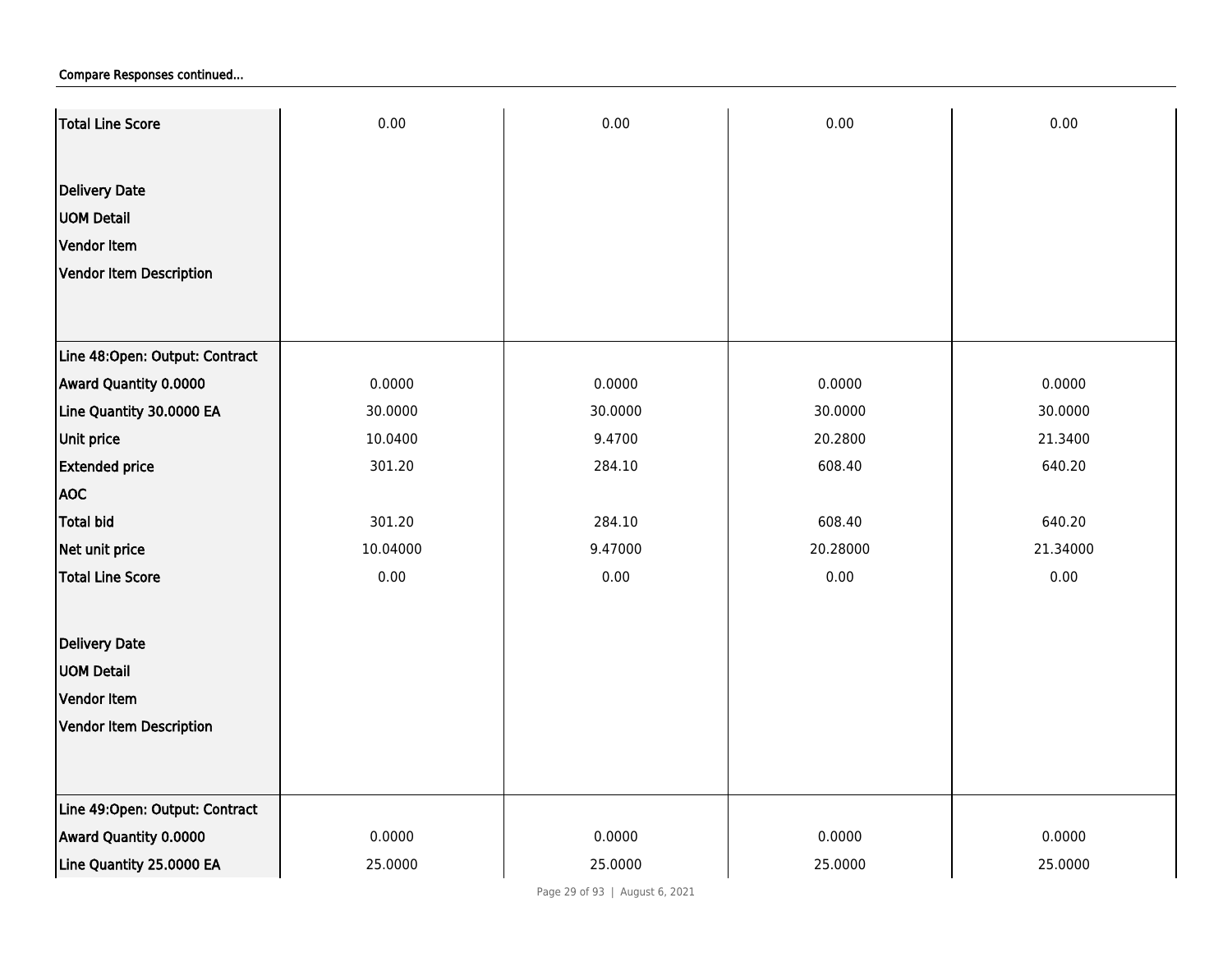Compare Responses continued...

| | | | | |
|---|---|---|---|---|
| **Total Line Score** | 0.00 | 0.00 | 0.00 | 0.00 |
| **Delivery Date** | | | | |
| **UOM Detail** | | | | |
| **Vendor Item** | | | | |
| **Vendor Item Description** | | | | |
| **Line 48:Open: Output: Contract** | | | | |
| **Award Quantity 0.0000** | 0.0000 | 0.0000 | 0.0000 | 0.0000 |
| **Line Quantity 30.0000 EA** | 30.0000 | 30.0000 | 30.0000 | 30.0000 |
| **Unit price** | 10.0400 | 9.4700 | 20.2800 | 21.3400 |
| **Extended price** | 301.20 | 284.10 | 608.40 | 640.20 |
| **AOC** | | | | |
| **Total bid** | 301.20 | 284.10 | 608.40 | 640.20 |
| **Net unit price** | 10.04000 | 9.47000 | 20.28000 | 21.34000 |
| **Total Line Score** | 0.00 | 0.00 | 0.00 | 0.00 |
| **Delivery Date** | | | | |
| **UOM Detail** | | | | |
| **Vendor Item** | | | | |
| **Vendor Item Description** | | | | |
| **Line 49:Open: Output: Contract** | | | | |
| **Award Quantity 0.0000** | 0.0000 | 0.0000 | 0.0000 | 0.0000 |
| **Line Quantity 25.0000 EA** | 25.0000 | 25.0000 | 25.0000 | 25.0000 |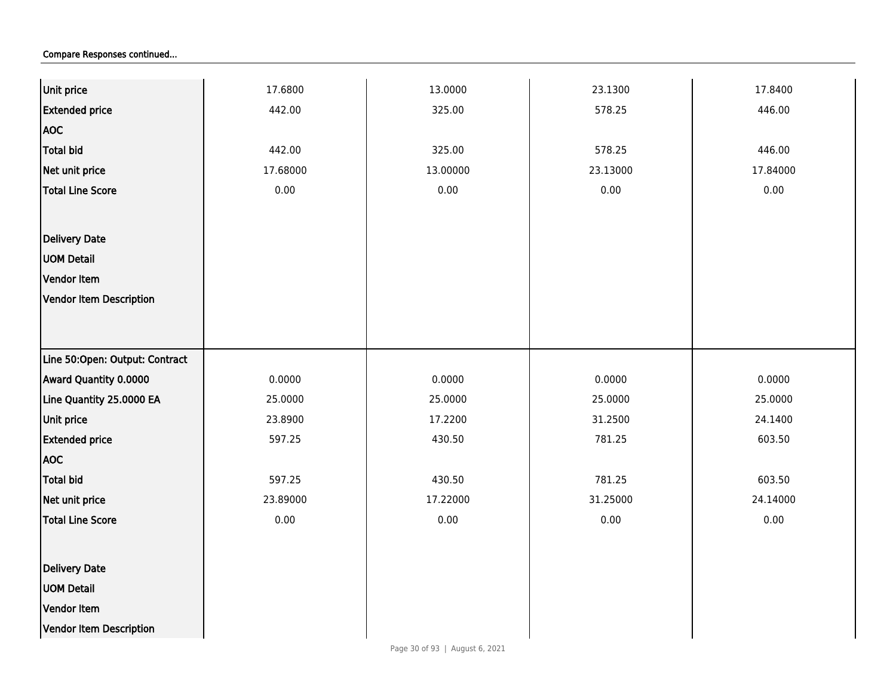**Compare Responses continued...**

| | | | | |
|---|---|---|---|---|
| Unit price | 17.6800 | 13.0000 | 23.1300 | 17.8400 |
| Extended price | 442.00 | 325.00 | 578.25 | 446.00 |
| AOC | | | | |
| Total bid | 442.00 | 325.00 | 578.25 | 446.00 |
| Net unit price | 17.68000 | 13.00000 | 23.13000 | 17.84000 |
| Total Line Score | 0.00 | 0.00 | 0.00 | 0.00 |
| Delivery Date | | | | |
| UOM Detail | | | | |
| Vendor Item | | | | |
| Vendor Item Description | | | | |
| Line 50:Open: Output: Contract | | | | |
| Award Quantity 0.0000 | 0.0000 | 0.0000 | 0.0000 | 0.0000 |
| Line Quantity 25.0000 EA | 25.0000 | 25.0000 | 25.0000 | 25.0000 |
| Unit price | 23.8900 | 17.2200 | 31.2500 | 24.1400 |
| Extended price | 597.25 | 430.50 | 781.25 | 603.50 |
| AOC | | | | |
| Total bid | 597.25 | 430.50 | 781.25 | 603.50 |
| Net unit price | 23.89000 | 17.22000 | 31.25000 | 24.14000 |
| Total Line Score | 0.00 | 0.00 | 0.00 | 0.00 |
| Delivery Date | | | | |
| UOM Detail | | | | |
| Vendor Item | | | | |
| Vendor Item Description | | | | |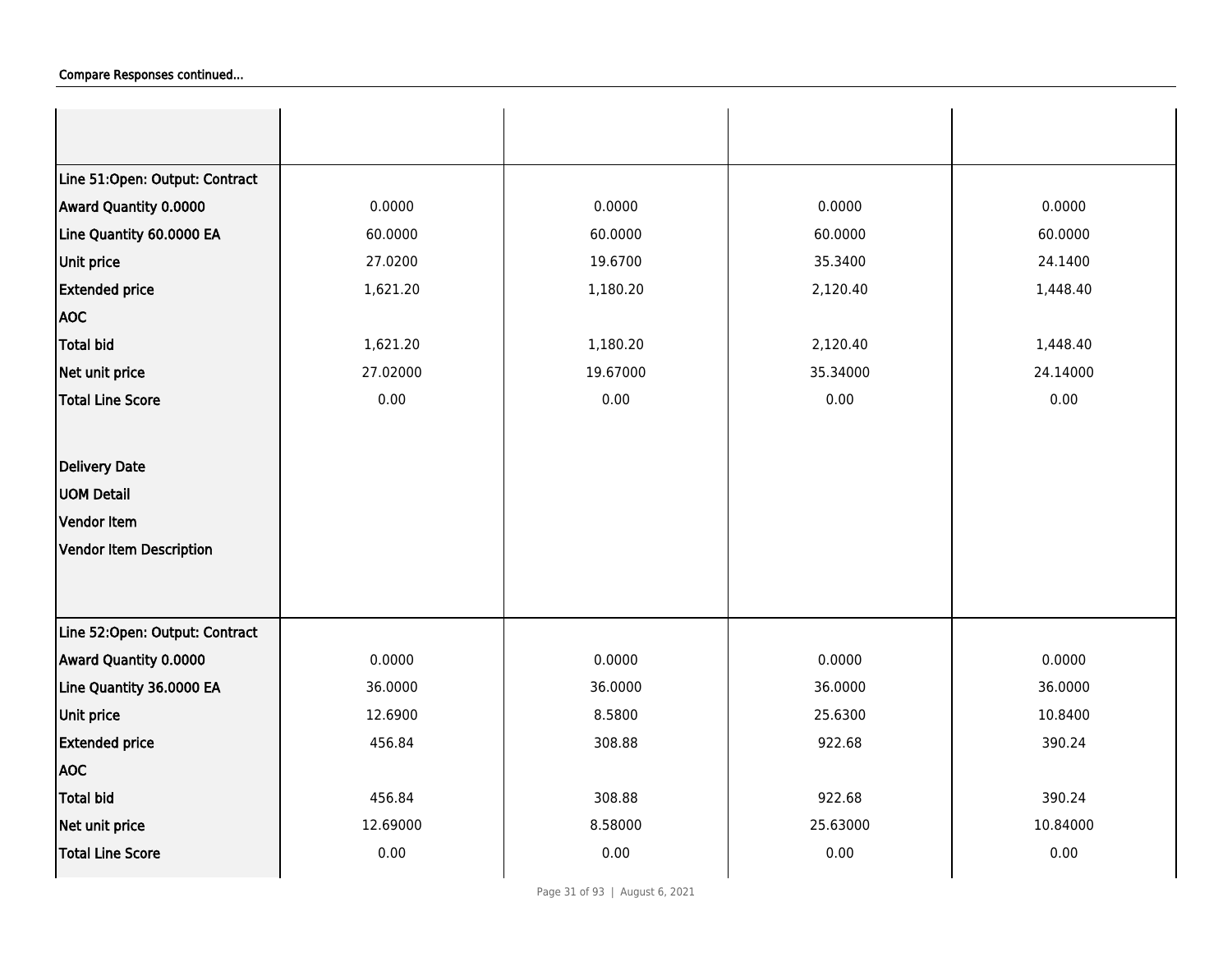Compare Responses continued...

| | | | | |
|---|---|---|---|---|
| **Line 51:Open: Output: Contract** | | | | |
| **Award Quantity 0.0000** | 0.0000 | 0.0000 | 0.0000 | 0.0000 |
| **Line Quantity 60.0000 EA** | 60.0000 | 60.0000 | 60.0000 | 60.0000 |
| **Unit price** | 27.0200 | 19.6700 | 35.3400 | 24.1400 |
| **Extended price** | 1,621.20 | 1,180.20 | 2,120.40 | 1,448.40 |
| **AOC** | | | | |
| **Total bid** | 1,621.20 | 1,180.20 | 2,120.40 | 1,448.40 |
| **Net unit price** | 27.02000 | 19.67000 | 35.34000 | 24.14000 |
| **Total Line Score** | 0.00 | 0.00 | 0.00 | 0.00 |
| **Delivery Date** | | | | |
| **UOM Detail** | | | | |
| **Vendor Item** | | | | |
| **Vendor Item Description** | | | | |
| **Line 52:Open: Output: Contract** | | | | |
| **Award Quantity 0.0000** | 0.0000 | 0.0000 | 0.0000 | 0.0000 |
| **Line Quantity 36.0000 EA** | 36.0000 | 36.0000 | 36.0000 | 36.0000 |
| **Unit price** | 12.6900 | 8.5800 | 25.6300 | 10.8400 |
| **Extended price** | 456.84 | 308.88 | 922.68 | 390.24 |
| **AOC** | | | | |
| **Total bid** | 456.84 | 308.88 | 922.68 | 390.24 |
| **Net unit price** | 12.69000 | 8.58000 | 25.63000 | 10.84000 |
| **Total Line Score** | 0.00 | 0.00 | 0.00 | 0.00 |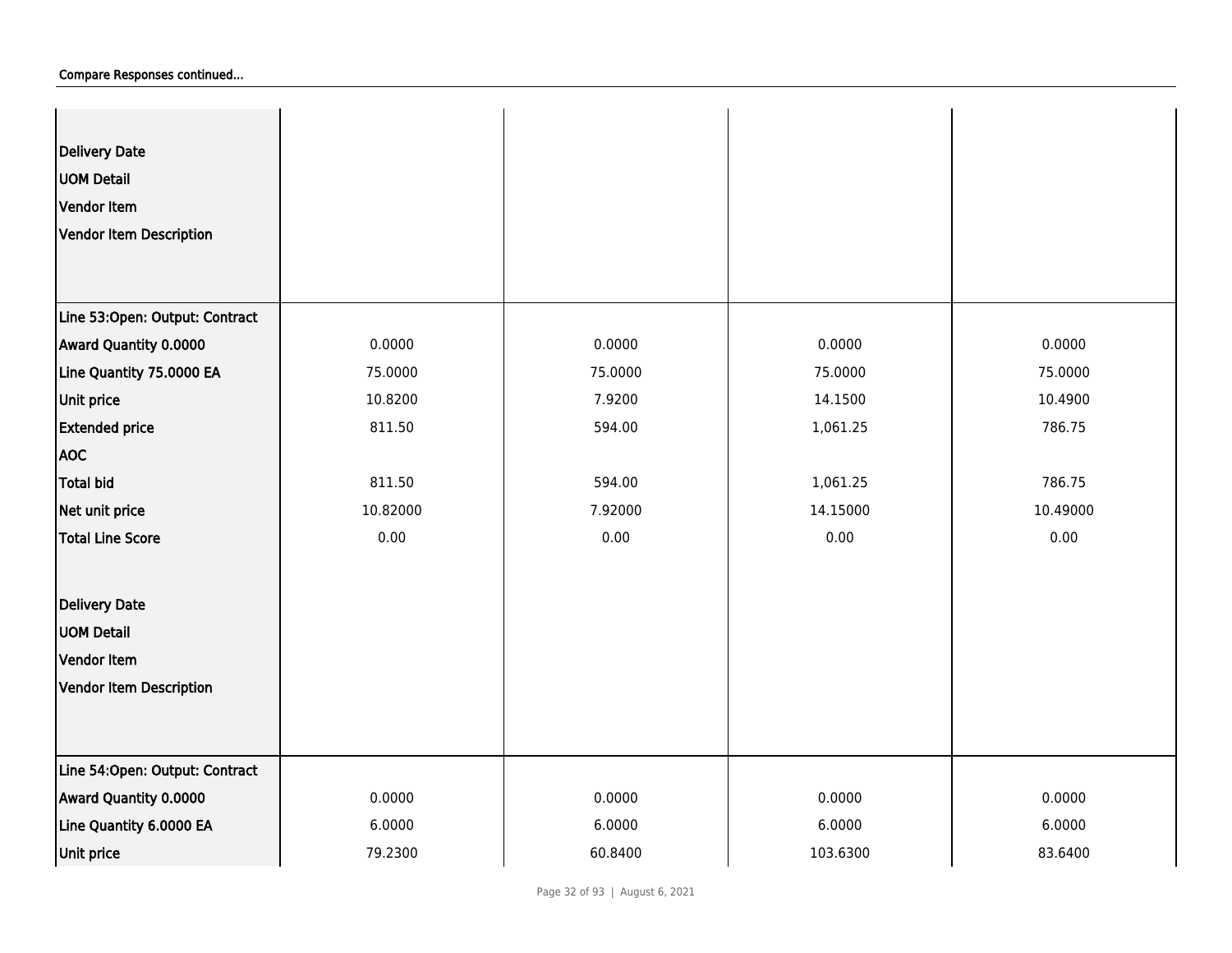Compare Responses continued...

| | | | | |
|---|---|---|---|---|
| Delivery Date<br>UOM Detail<br>Vendor Item<br>Vendor Item Description | | | | |
| Line 53:Open: Output: Contract | | | | |
| Award Quantity 0.0000 | 0.0000 | 0.0000 | 0.0000 | 0.0000 |
| Line Quantity 75.0000 EA | 75.0000 | 75.0000 | 75.0000 | 75.0000 |
| Unit price | 10.8200 | 7.9200 | 14.1500 | 10.4900 |
| Extended price | 811.50 | 594.00 | 1,061.25 | 786.75 |
| AOC | | | | |
| Total bid | 811.50 | 594.00 | 1,061.25 | 786.75 |
| Net unit price | 10.82000 | 7.92000 | 14.15000 | 10.49000 |
| Total Line Score | 0.00 | 0.00 | 0.00 | 0.00 |
| Delivery Date<br>UOM Detail<br>Vendor Item<br>Vendor Item Description | | | | |
| Line 54:Open: Output: Contract | | | | |
| Award Quantity 0.0000 | 0.0000 | 0.0000 | 0.0000 | 0.0000 |
| Line Quantity 6.0000 EA | 6.0000 | 6.0000 | 6.0000 | 6.0000 |
| Unit price | 79.2300 | 60.8400 | 103.6300 | 83.6400 |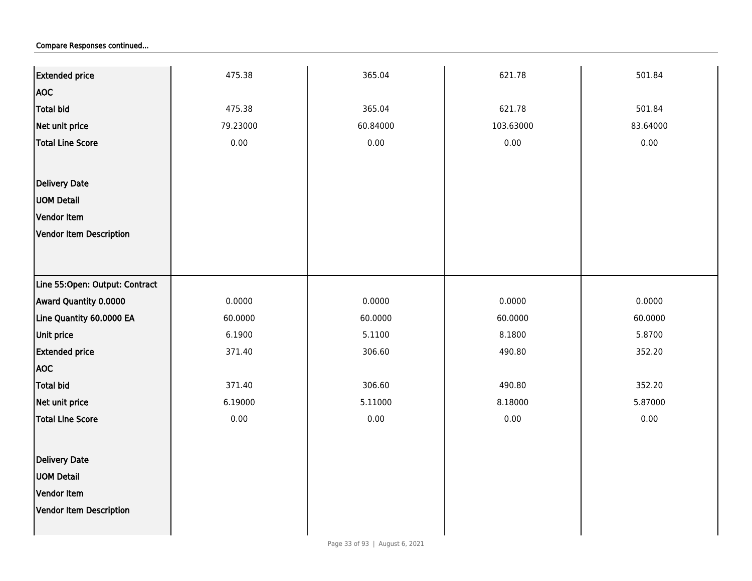Compare Responses continued...

| | | | | |
|---|---|---|---|---|
| **Extended price** | 475.38 | 365.04 | 621.78 | 501.84 |
| **AOC** | | | | |
| **Total bid** | 475.38 | 365.04 | 621.78 | 501.84 |
| **Net unit price** | 79.23000 | 60.84000 | 103.63000 | 83.64000 |
| **Total Line Score** | 0.00 | 0.00 | 0.00 | 0.00 |
| **Delivery Date** | | | | |
| **UOM Detail** | | | | |
| **Vendor Item** | | | | |
| **Vendor Item Description** | | | | |
| **Line 55:Open: Output: Contract** | | | | |
| **Award Quantity 0.0000** | 0.0000 | 0.0000 | 0.0000 | 0.0000 |
| **Line Quantity 60.0000 EA** | 60.0000 | 60.0000 | 60.0000 | 60.0000 |
| **Unit price** | 6.1900 | 5.1100 | 8.1800 | 5.8700 |
| **Extended price** | 371.40 | 306.60 | 490.80 | 352.20 |
| **AOC** | | | | |
| **Total bid** | 371.40 | 306.60 | 490.80 | 352.20 |
| **Net unit price** | 6.19000 | 5.11000 | 8.18000 | 5.87000 |
| **Total Line Score** | 0.00 | 0.00 | 0.00 | 0.00 |
| **Delivery Date** | | | | |
| **UOM Detail** | | | | |
| **Vendor Item** | | | | |
| **Vendor Item Description** | | | | |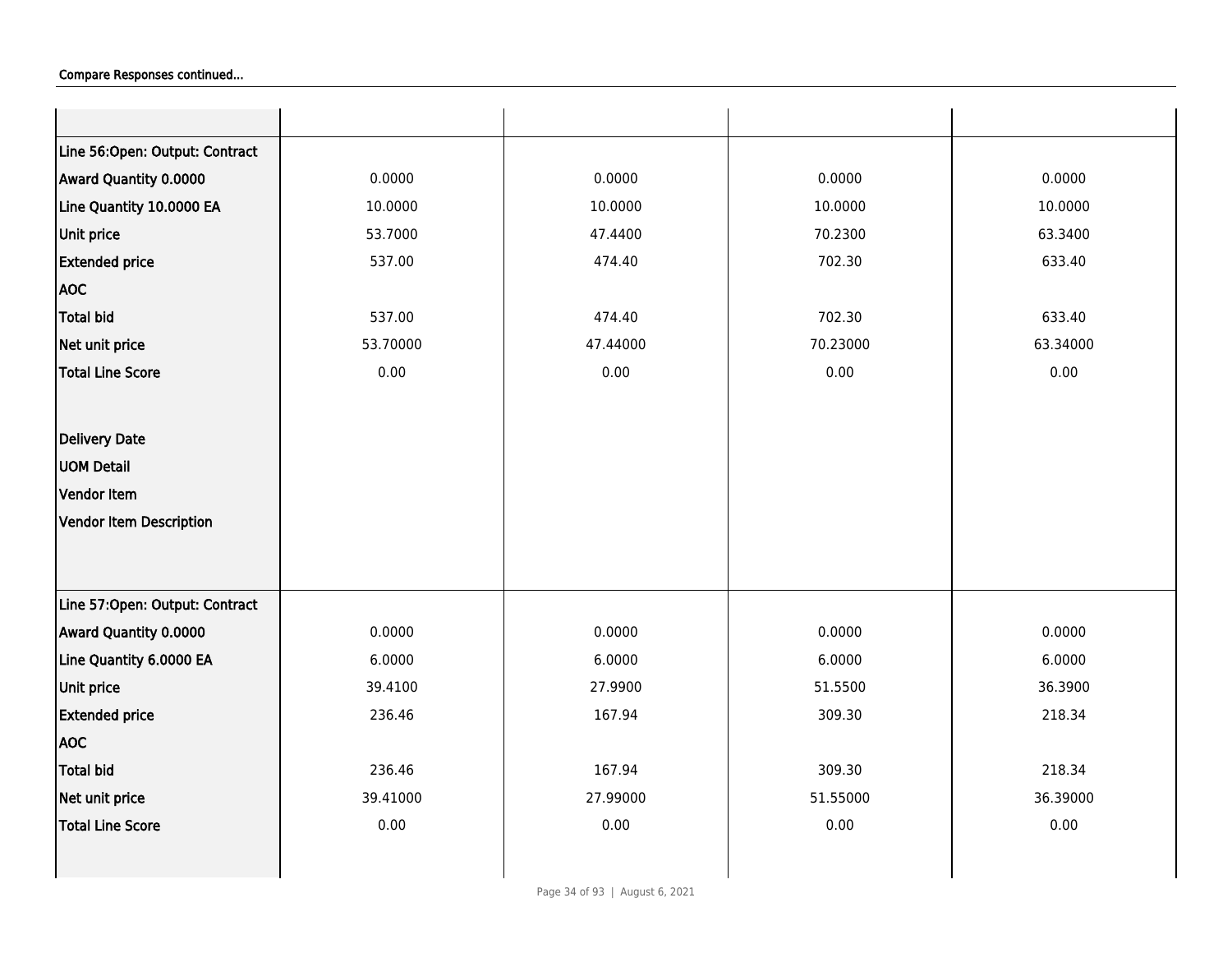Compare Responses continued...

| | | | | |
|---|---|---|---|---|
| **Line 56:Open: Output: Contract** | | | | |
| **Award Quantity 0.0000** | 0.0000 | 0.0000 | 0.0000 | 0.0000 |
| **Line Quantity 10.0000 EA** | 10.0000 | 10.0000 | 10.0000 | 10.0000 |
| **Unit price** | 53.7000 | 47.4400 | 70.2300 | 63.3400 |
| **Extended price** | 537.00 | 474.40 | 702.30 | 633.40 |
| **AOC** | | | | |
| **Total bid** | 537.00 | 474.40 | 702.30 | 633.40 |
| **Net unit price** | 53.70000 | 47.44000 | 70.23000 | 63.34000 |
| **Total Line Score** | 0.00 | 0.00 | 0.00 | 0.00 |
| **Delivery Date** | | | | |
| **UOM Detail** | | | | |
| **Vendor Item** | | | | |
| **Vendor Item Description** | | | | |
| **Line 57:Open: Output: Contract** | | | | |
| **Award Quantity 0.0000** | 0.0000 | 0.0000 | 0.0000 | 0.0000 |
| **Line Quantity 6.0000 EA** | 6.0000 | 6.0000 | 6.0000 | 6.0000 |
| **Unit price** | 39.4100 | 27.9900 | 51.5500 | 36.3900 |
| **Extended price** | 236.46 | 167.94 | 309.30 | 218.34 |
| **AOC** | | | | |
| **Total bid** | 236.46 | 167.94 | 309.30 | 218.34 |
| **Net unit price** | 39.41000 | 27.99000 | 51.55000 | 36.39000 |
| **Total Line Score** | 0.00 | 0.00 | 0.00 | 0.00 |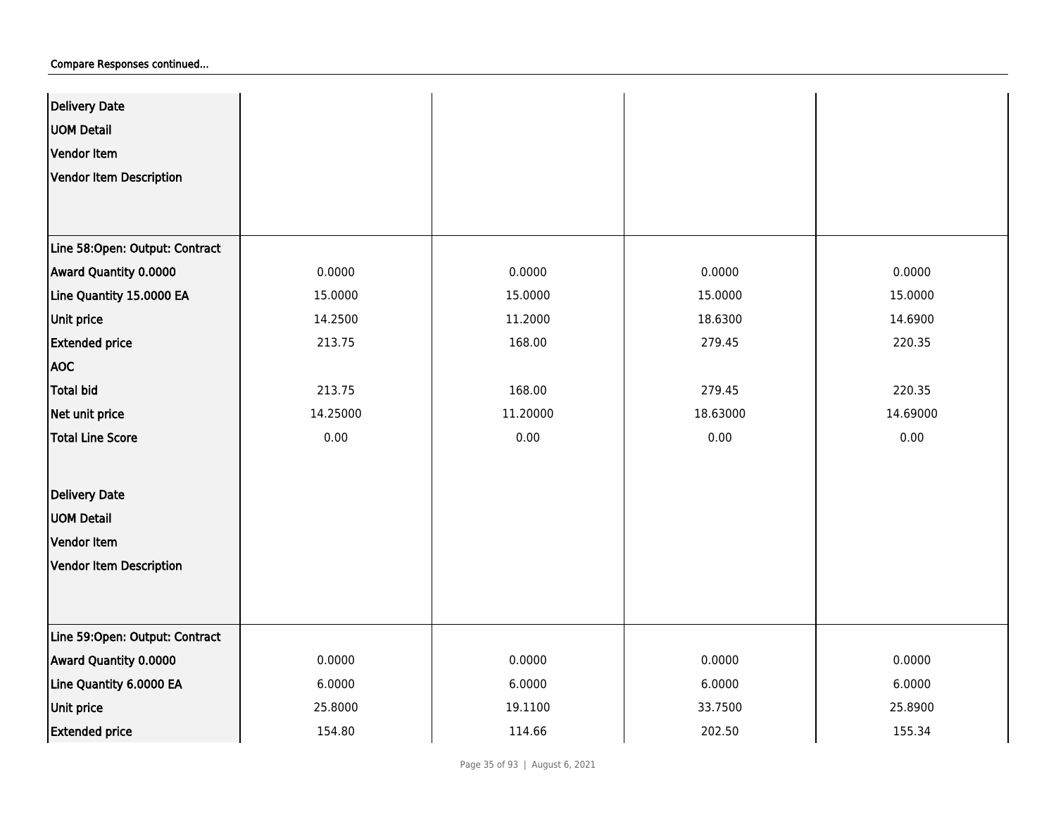Compare Responses continued...

| | | | | |
|---|---|---|---|---|
| Delivery Date | | | | |
| UOM Detail | | | | |
| Vendor Item | | | | |
| Vendor Item Description | | | | |
| **Line 58:Open: Output: Contract** | | | | |
| Award Quantity 0.0000 | 0.0000 | 0.0000 | 0.0000 | 0.0000 |
| Line Quantity 15.0000 EA | 15.0000 | 15.0000 | 15.0000 | 15.0000 |
| Unit price | 14.2500 | 11.2000 | 18.6300 | 14.6900 |
| Extended price | 213.75 | 168.00 | 279.45 | 220.35 |
| AOC | | | | |
| Total bid | 213.75 | 168.00 | 279.45 | 220.35 |
| Net unit price | 14.25000 | 11.20000 | 18.63000 | 14.69000 |
| Total Line Score | 0.00 | 0.00 | 0.00 | 0.00 |
| Delivery Date | | | | |
| UOM Detail | | | | |
| Vendor Item | | | | |
| Vendor Item Description | | | | |
| **Line 59:Open: Output: Contract** | | | | |
| Award Quantity 0.0000 | 0.0000 | 0.0000 | 0.0000 | 0.0000 |
| Line Quantity 6.0000 EA | 6.0000 | 6.0000 | 6.0000 | 6.0000 |
| Unit price | 25.8000 | 19.1100 | 33.7500 | 25.8900 |
| Extended price | 154.80 | 114.66 | 202.50 | 155.34 |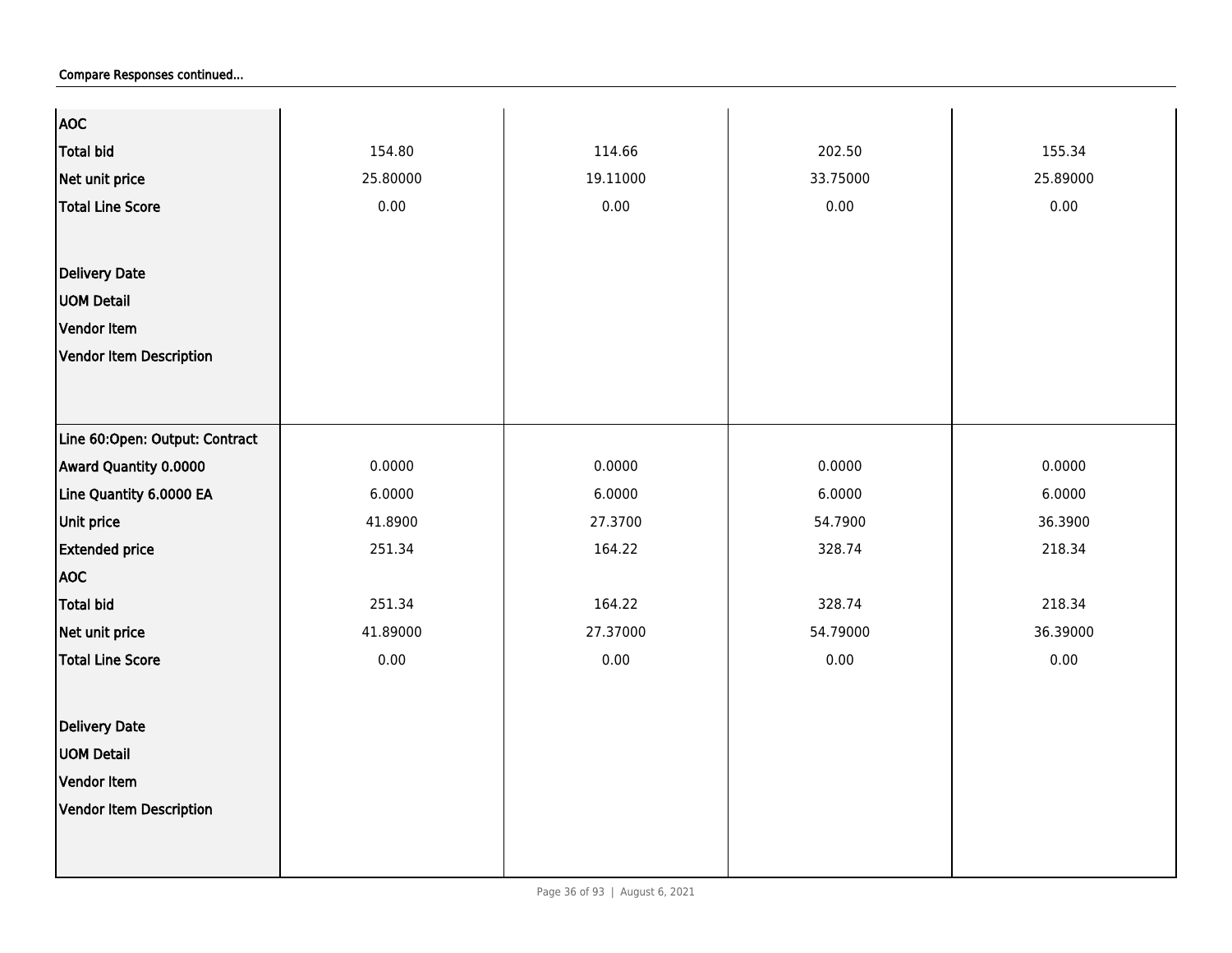**Compare Responses continued...**

| | | | | |
|---|---|---|---|---|
| **AOC** | | | | |
| **Total bid** | 154.80 | 114.66 | 202.50 | 155.34 |
| **Net unit price** | 25.80000 | 19.11000 | 33.75000 | 25.89000 |
| **Total Line Score** | 0.00 | 0.00 | 0.00 | 0.00 |
| **Delivery Date** | | | | |
| **UOM Detail** | | | | |
| **Vendor Item** | | | | |
| **Vendor Item Description** | | | | |
| **Line 60:Open: Output: Contract** | | | | |
| **Award Quantity 0.0000** | 0.0000 | 0.0000 | 0.0000 | 0.0000 |
| **Line Quantity 6.0000 EA** | 6.0000 | 6.0000 | 6.0000 | 6.0000 |
| **Unit price** | 41.8900 | 27.3700 | 54.7900 | 36.3900 |
| **Extended price** | 251.34 | 164.22 | 328.74 | 218.34 |
| **AOC** | | | | |
| **Total bid** | 251.34 | 164.22 | 328.74 | 218.34 |
| **Net unit price** | 41.89000 | 27.37000 | 54.79000 | 36.39000 |
| **Total Line Score** | 0.00 | 0.00 | 0.00 | 0.00 |
| **Delivery Date** | | | | |
| **UOM Detail** | | | | |
| **Vendor Item** | | | | |
| **Vendor Item Description** | | | | |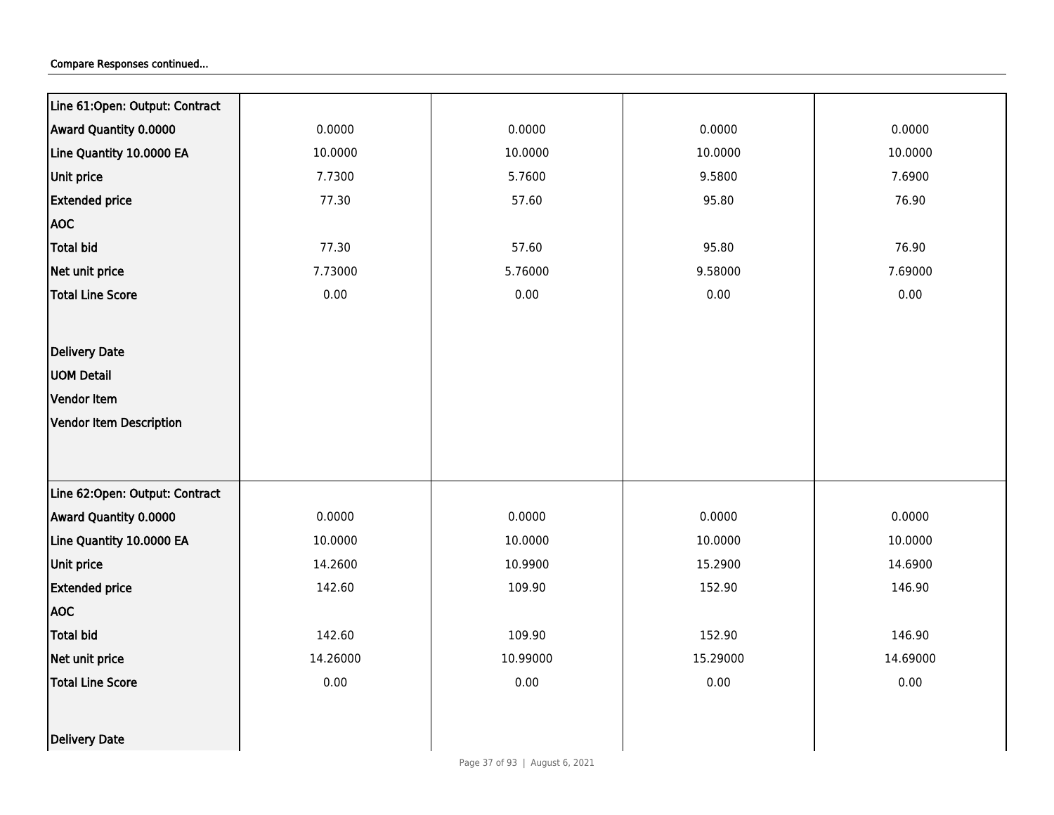Compare Responses continued...

| Line 61:Open: Output: Contract | | | | |
|---|---|---|---|---|
| Award Quantity 0.0000 | 0.0000 | 0.0000 | 0.0000 | 0.0000 |
| Line Quantity 10.0000 EA | 10.0000 | 10.0000 | 10.0000 | 10.0000 |
| Unit price | 7.7300 | 5.7600 | 9.5800 | 7.6900 |
| Extended price | 77.30 | 57.60 | 95.80 | 76.90 |
| AOC | | | | |
| Total bid | 77.30 | 57.60 | 95.80 | 76.90 |
| Net unit price | 7.73000 | 5.76000 | 9.58000 | 7.69000 |
| Total Line Score | 0.00 | 0.00 | 0.00 | 0.00 |
| Delivery Date | | | | |
| UOM Detail | | | | |
| Vendor Item | | | | |
| Vendor Item Description | | | | |
| Line 62:Open: Output: Contract | | | | |
| Award Quantity 0.0000 | 0.0000 | 0.0000 | 0.0000 | 0.0000 |
| Line Quantity 10.0000 EA | 10.0000 | 10.0000 | 10.0000 | 10.0000 |
| Unit price | 14.2600 | 10.9900 | 15.2900 | 14.6900 |
| Extended price | 142.60 | 109.90 | 152.90 | 146.90 |
| AOC | | | | |
| Total bid | 142.60 | 109.90 | 152.90 | 146.90 |
| Net unit price | 14.26000 | 10.99000 | 15.29000 | 14.69000 |
| Total Line Score | 0.00 | 0.00 | 0.00 | 0.00 |
| Delivery Date | | | | |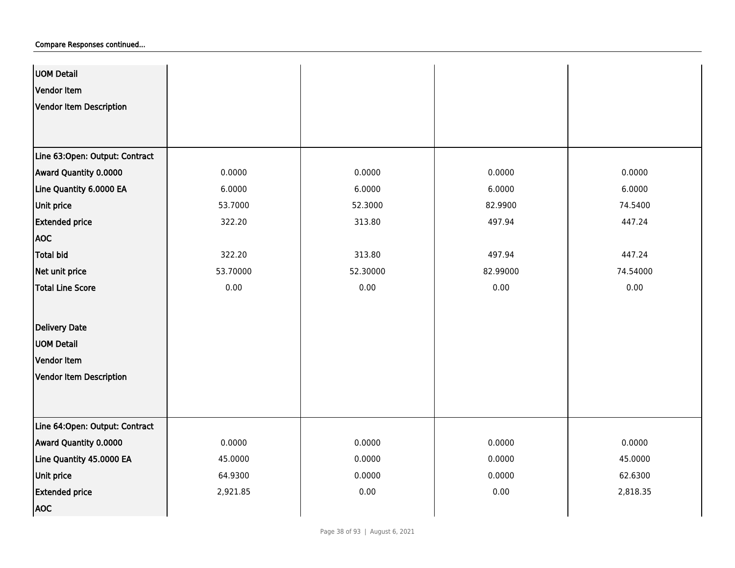Compare Responses continued...

| | | | | |
|---|---|---|---|---|
| UOM Detail | | | | |
| Vendor Item | | | | |
| Vendor Item Description | | | | |
| Line 63:Open: Output: Contract | | | | |
| Award Quantity 0.0000 | 0.0000 | 0.0000 | 0.0000 | 0.0000 |
| Line Quantity 6.0000 EA | 6.0000 | 6.0000 | 6.0000 | 6.0000 |
| Unit price | 53.7000 | 52.3000 | 82.9900 | 74.5400 |
| Extended price | 322.20 | 313.80 | 497.94 | 447.24 |
| AOC | | | | |
| Total bid | 322.20 | 313.80 | 497.94 | 447.24 |
| Net unit price | 53.70000 | 52.30000 | 82.99000 | 74.54000 |
| Total Line Score | 0.00 | 0.00 | 0.00 | 0.00 |
| Delivery Date | | | | |
| UOM Detail | | | | |
| Vendor Item | | | | |
| Vendor Item Description | | | | |
| Line 64:Open: Output: Contract | | | | |
| Award Quantity 0.0000 | 0.0000 | 0.0000 | 0.0000 | 0.0000 |
| Line Quantity 45.0000 EA | 45.0000 | 0.0000 | 0.0000 | 45.0000 |
| Unit price | 64.9300 | 0.0000 | 0.0000 | 62.6300 |
| Extended price | 2,921.85 | 0.00 | 0.00 | 2,818.35 |
| AOC | | | | |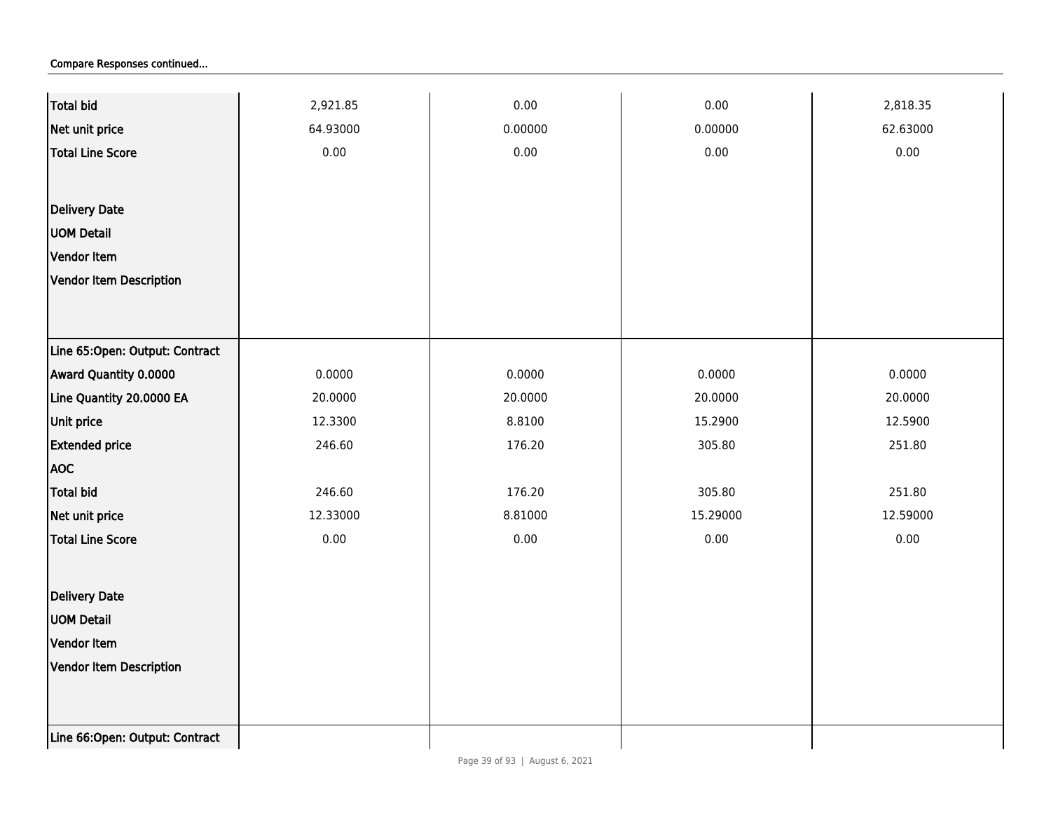Compare Responses continued...

| | | | | |
|---|---|---|---|---|
| **Total bid** | 2,921.85 | 0.00 | 0.00 | 2,818.35 |
| **Net unit price** | 64.93000 | 0.00000 | 0.00000 | 62.63000 |
| **Total Line Score** | 0.00 | 0.00 | 0.00 | 0.00 |
| **Delivery Date** | | | | |
| **UOM Detail** | | | | |
| **Vendor Item** | | | | |
| **Vendor Item Description** | | | | |
| **Line 65:Open: Output: Contract** | | | | |
| **Award Quantity 0.0000** | 0.0000 | 0.0000 | 0.0000 | 0.0000 |
| **Line Quantity 20.0000 EA** | 20.0000 | 20.0000 | 20.0000 | 20.0000 |
| **Unit price** | 12.3300 | 8.8100 | 15.2900 | 12.5900 |
| **Extended price** | 246.60 | 176.20 | 305.80 | 251.80 |
| **AOC** | | | | |
| **Total bid** | 246.60 | 176.20 | 305.80 | 251.80 |
| **Net unit price** | 12.33000 | 8.81000 | 15.29000 | 12.59000 |
| **Total Line Score** | 0.00 | 0.00 | 0.00 | 0.00 |
| **Delivery Date** | | | | |
| **UOM Detail** | | | | |
| **Vendor Item** | | | | |
| **Vendor Item Description** | | | | |
| **Line 66:Open: Output: Contract** | | | | |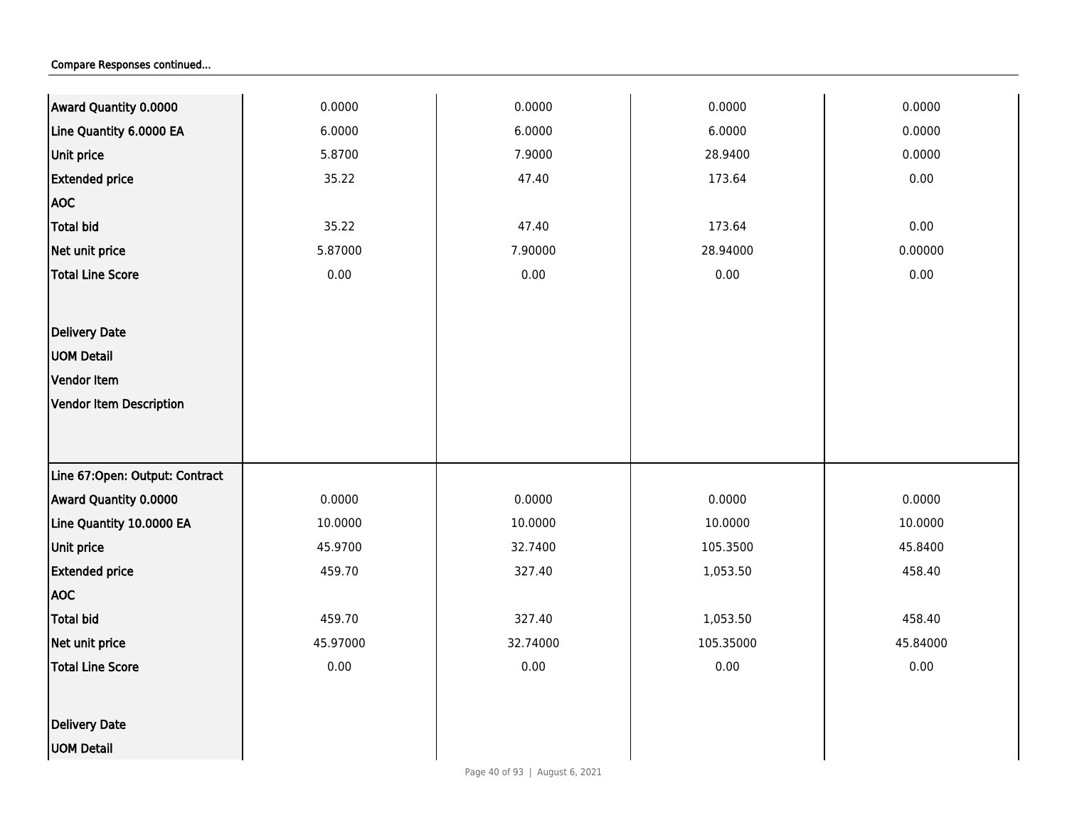Compare Responses continued...

| | | | | |
|---|---|---|---|---|
| Award Quantity 0.0000 | 0.0000 | 0.0000 | 0.0000 | 0.0000 |
| Line Quantity 6.0000 EA | 6.0000 | 6.0000 | 6.0000 | 0.0000 |
| Unit price | 5.8700 | 7.9000 | 28.9400 | 0.0000 |
| Extended price | 35.22 | 47.40 | 173.64 | 0.00 |
| AOC | | | | |
| Total bid | 35.22 | 47.40 | 173.64 | 0.00 |
| Net unit price | 5.87000 | 7.90000 | 28.94000 | 0.00000 |
| Total Line Score | 0.00 | 0.00 | 0.00 | 0.00 |
| Delivery Date | | | | |
| UOM Detail | | | | |
| Vendor Item | | | | |
| Vendor Item Description | | | | |
| Line 67:Open: Output: Contract | | | | |
| Award Quantity 0.0000 | 0.0000 | 0.0000 | 0.0000 | 0.0000 |
| Line Quantity 10.0000 EA | 10.0000 | 10.0000 | 10.0000 | 10.0000 |
| Unit price | 45.9700 | 32.7400 | 105.3500 | 45.8400 |
| Extended price | 459.70 | 327.40 | 1,053.50 | 458.40 |
| AOC | | | | |
| Total bid | 459.70 | 327.40 | 1,053.50 | 458.40 |
| Net unit price | 45.97000 | 32.74000 | 105.35000 | 45.84000 |
| Total Line Score | 0.00 | 0.00 | 0.00 | 0.00 |
| Delivery Date | | | | |
| UOM Detail | | | | |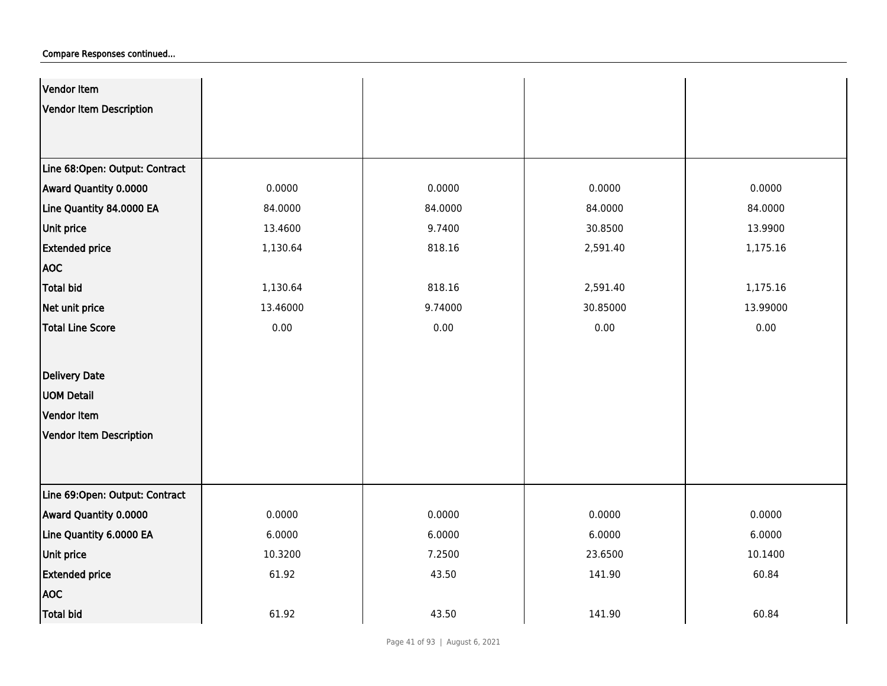Compare Responses continued...

| | | | | |
|---|---|---|---|---|
| Vendor Item | | | | |
| Vendor Item Description | | | | |
| Line 68:Open: Output: Contract | | | | |
| Award Quantity 0.0000 | 0.0000 | 0.0000 | 0.0000 | 0.0000 |
| Line Quantity 84.0000 EA | 84.0000 | 84.0000 | 84.0000 | 84.0000 |
| Unit price | 13.4600 | 9.7400 | 30.8500 | 13.9900 |
| Extended price | 1,130.64 | 818.16 | 2,591.40 | 1,175.16 |
| AOC | | | | |
| Total bid | 1,130.64 | 818.16 | 2,591.40 | 1,175.16 |
| Net unit price | 13.46000 | 9.74000 | 30.85000 | 13.99000 |
| Total Line Score | 0.00 | 0.00 | 0.00 | 0.00 |
| Delivery Date | | | | |
| UOM Detail | | | | |
| Vendor Item | | | | |
| Vendor Item Description | | | | |
| Line 69:Open: Output: Contract | | | | |
| Award Quantity 0.0000 | 0.0000 | 0.0000 | 0.0000 | 0.0000 |
| Line Quantity 6.0000 EA | 6.0000 | 6.0000 | 6.0000 | 6.0000 |
| Unit price | 10.3200 | 7.2500 | 23.6500 | 10.1400 |
| Extended price | 61.92 | 43.50 | 141.90 | 60.84 |
| AOC | | | | |
| Total bid | 61.92 | 43.50 | 141.90 | 60.84 |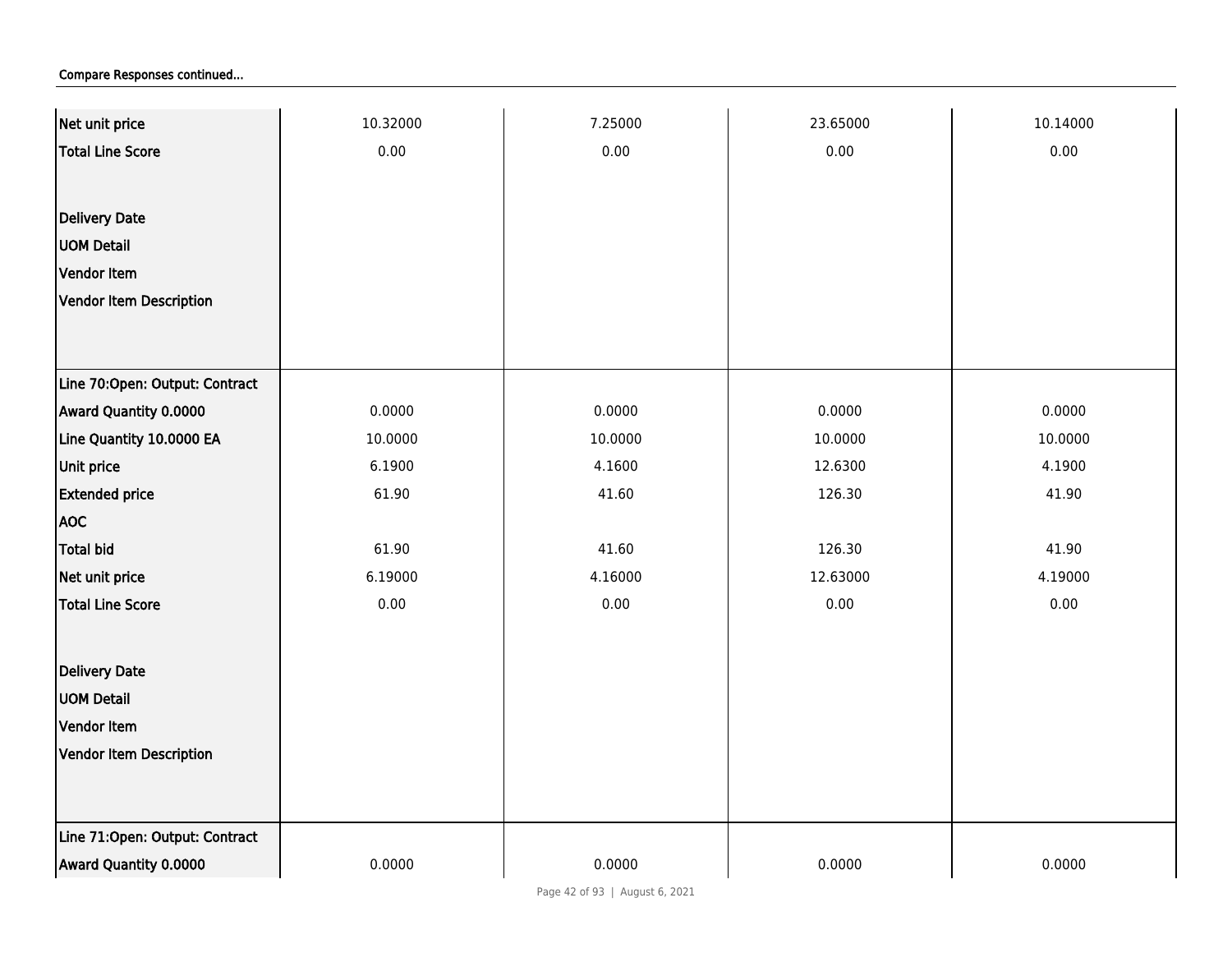Compare Responses continued...

| | | | | |
|---|---|---|---|---|
| Net unit price | 10.32000 | 7.25000 | 23.65000 | 10.14000 |
| Total Line Score | 0.00 | 0.00 | 0.00 | 0.00 |
| Delivery Date | | | | |
| UOM Detail | | | | |
| Vendor Item | | | | |
| Vendor Item Description | | | | |
| **Line 70:Open: Output: Contract** | | | | |
| Award Quantity 0.0000 | 0.0000 | 0.0000 | 0.0000 | 0.0000 |
| Line Quantity 10.0000 EA | 10.0000 | 10.0000 | 10.0000 | 10.0000 |
| Unit price | 6.1900 | 4.1600 | 12.6300 | 4.1900 |
| Extended price | 61.90 | 41.60 | 126.30 | 41.90 |
| AOC | | | | |
| Total bid | 61.90 | 41.60 | 126.30 | 41.90 |
| Net unit price | 6.19000 | 4.16000 | 12.63000 | 4.19000 |
| Total Line Score | 0.00 | 0.00 | 0.00 | 0.00 |
| Delivery Date | | | | |
| UOM Detail | | | | |
| Vendor Item | | | | |
| Vendor Item Description | | | | |
| **Line 71:Open: Output: Contract** | | | | |
| Award Quantity 0.0000 | 0.0000 | 0.0000 | 0.0000 | 0.0000 |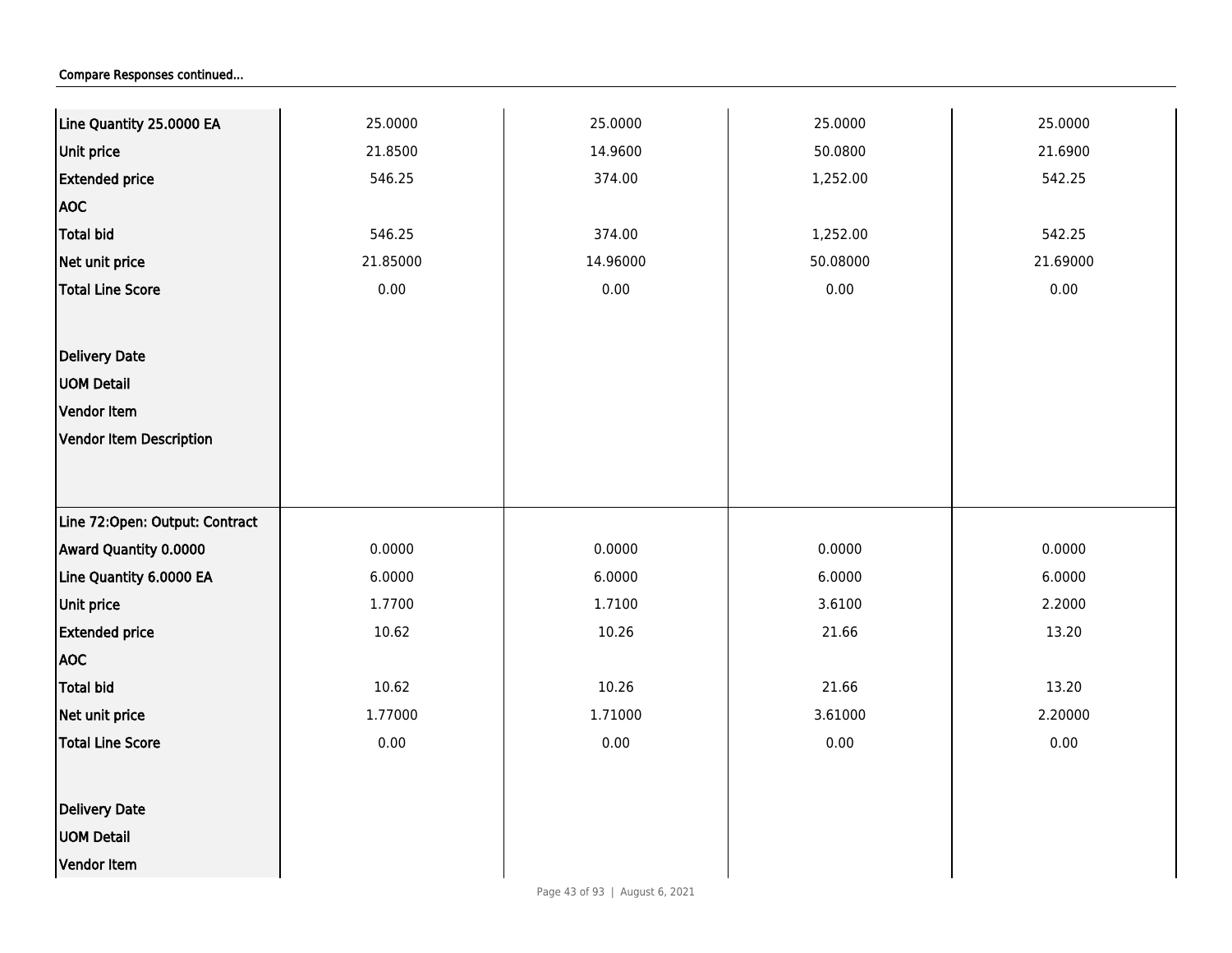Compare Responses continued...

| | | | | |
|---|---|---|---|---|
| Line Quantity 25.0000 EA | 25.0000 | 25.0000 | 25.0000 | 25.0000 |
| Unit price | 21.8500 | 14.9600 | 50.0800 | 21.6900 |
| Extended price | 546.25 | 374.00 | 1,252.00 | 542.25 |
| AOC | | | | |
| Total bid | 546.25 | 374.00 | 1,252.00 | 542.25 |
| Net unit price | 21.85000 | 14.96000 | 50.08000 | 21.69000 |
| Total Line Score | 0.00 | 0.00 | 0.00 | 0.00 |
| Delivery Date | | | | |
| UOM Detail | | | | |
| Vendor Item | | | | |
| Vendor Item Description | | | | |
| Line 72:Open: Output: Contract | | | | |
| Award Quantity 0.0000 | 0.0000 | 0.0000 | 0.0000 | 0.0000 |
| Line Quantity 6.0000 EA | 6.0000 | 6.0000 | 6.0000 | 6.0000 |
| Unit price | 1.7700 | 1.7100 | 3.6100 | 2.2000 |
| Extended price | 10.62 | 10.26 | 21.66 | 13.20 |
| AOC | | | | |
| Total bid | 10.62 | 10.26 | 21.66 | 13.20 |
| Net unit price | 1.77000 | 1.71000 | 3.61000 | 2.20000 |
| Total Line Score | 0.00 | 0.00 | 0.00 | 0.00 |
| Delivery Date | | | | |
| UOM Detail | | | | |
| Vendor Item | | | | |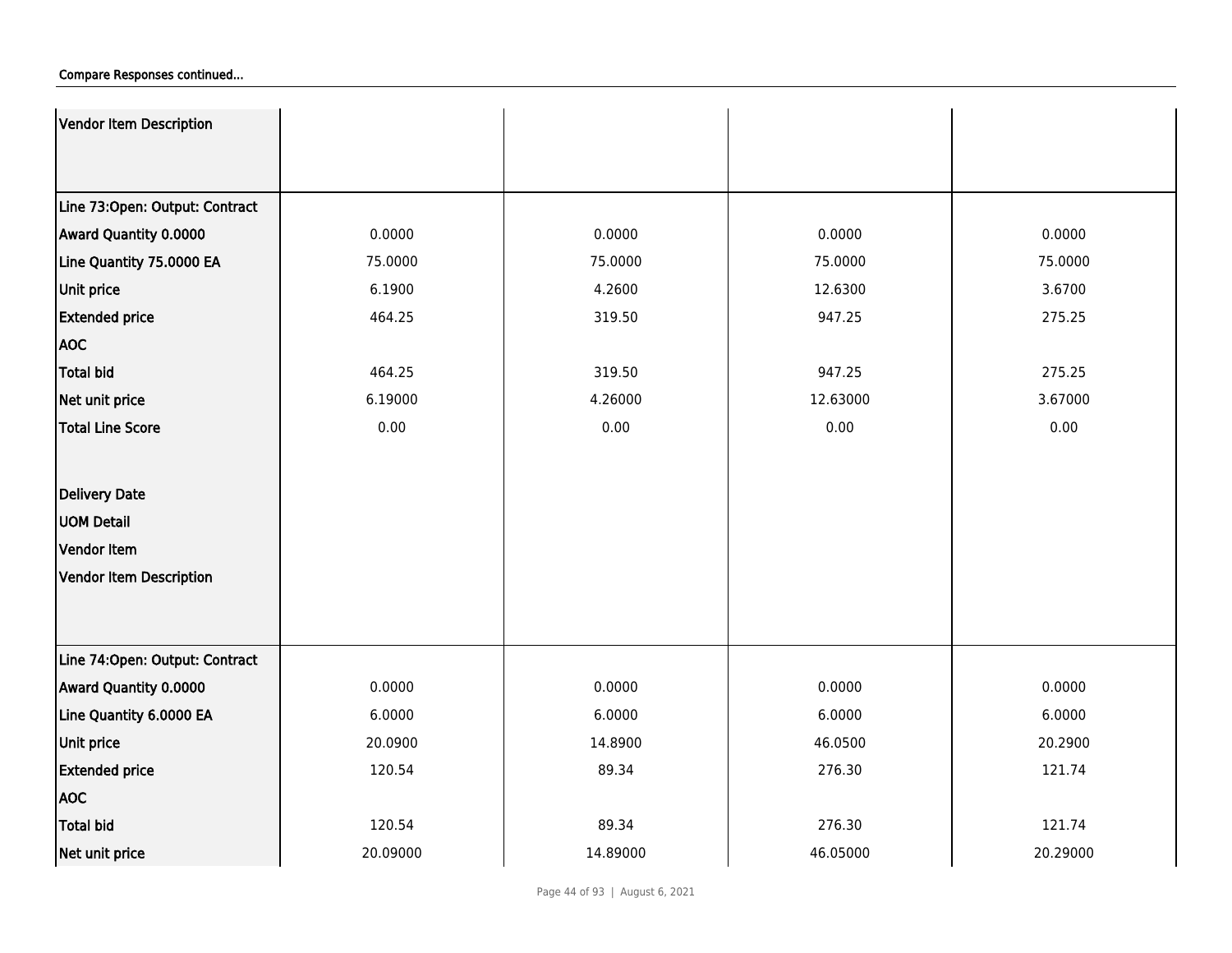Compare Responses continued...

| | | | | |
|---|---|---|---|---|
| Vendor Item Description | | | | |
| Line 73:Open: Output: Contract | | | | |
| Award Quantity 0.0000 | 0.0000 | 0.0000 | 0.0000 | 0.0000 |
| Line Quantity 75.0000 EA | 75.0000 | 75.0000 | 75.0000 | 75.0000 |
| Unit price | 6.1900 | 4.2600 | 12.6300 | 3.6700 |
| Extended price | 464.25 | 319.50 | 947.25 | 275.25 |
| AOC | | | | |
| Total bid | 464.25 | 319.50 | 947.25 | 275.25 |
| Net unit price | 6.19000 | 4.26000 | 12.63000 | 3.67000 |
| Total Line Score | 0.00 | 0.00 | 0.00 | 0.00 |
| Delivery Date | | | | |
| UOM Detail | | | | |
| Vendor Item | | | | |
| Vendor Item Description | | | | |
| Line 74:Open: Output: Contract | | | | |
| Award Quantity 0.0000 | 0.0000 | 0.0000 | 0.0000 | 0.0000 |
| Line Quantity 6.0000 EA | 6.0000 | 6.0000 | 6.0000 | 6.0000 |
| Unit price | 20.0900 | 14.8900 | 46.0500 | 20.2900 |
| Extended price | 120.54 | 89.34 | 276.30 | 121.74 |
| AOC | | | | |
| Total bid | 120.54 | 89.34 | 276.30 | 121.74 |
| Net unit price | 20.09000 | 14.89000 | 46.05000 | 20.29000 |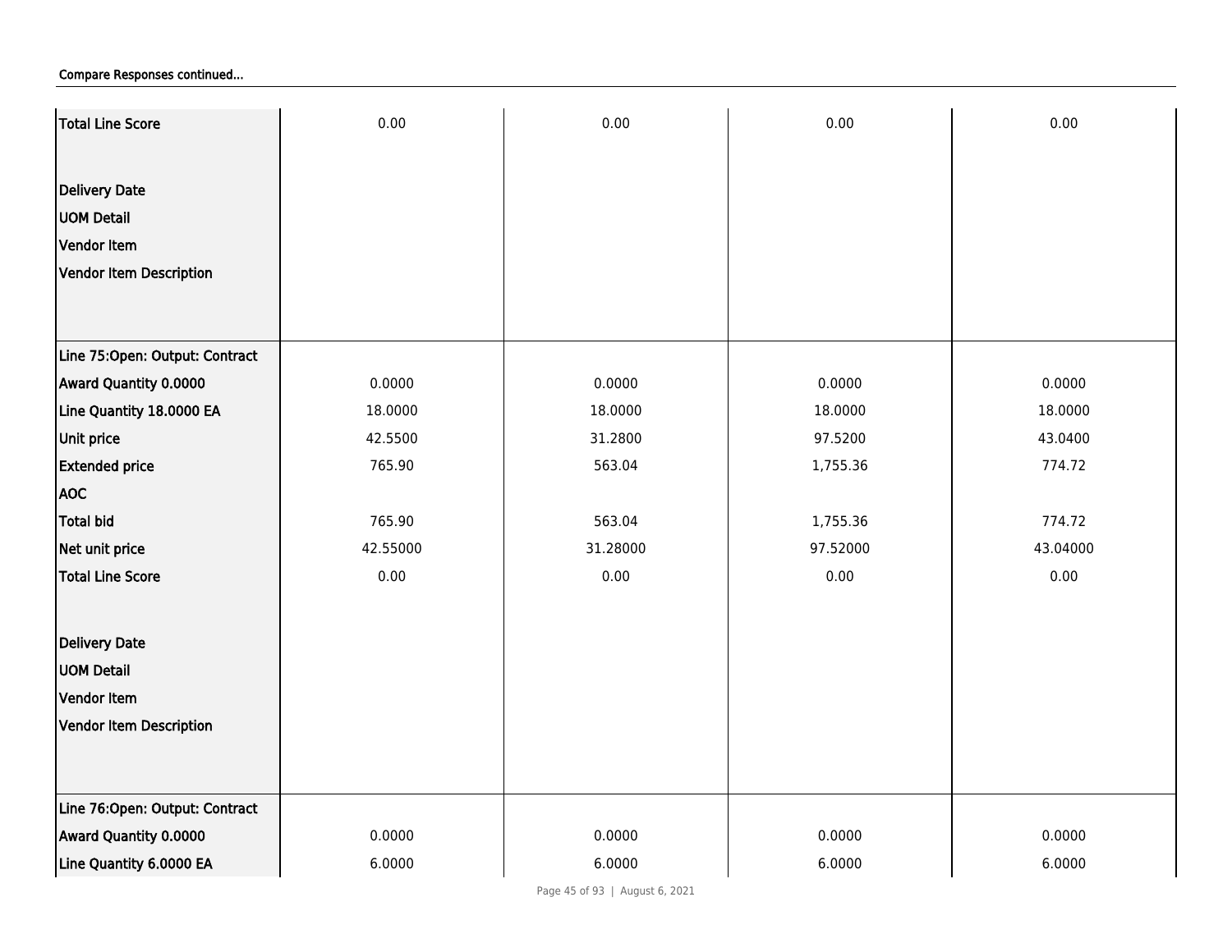Compare Responses continued...

| | | | | |
|---|---|---|---|---|
| **Total Line Score** | 0.00 | 0.00 | 0.00 | 0.00 |
| **Delivery Date** | | | | |
| **UOM Detail** | | | | |
| **Vendor Item** | | | | |
| **Vendor Item Description** | | | | |
| **Line 75:Open: Output: Contract** | | | | |
| **Award Quantity 0.0000** | 0.0000 | 0.0000 | 0.0000 | 0.0000 |
| **Line Quantity 18.0000 EA** | 18.0000 | 18.0000 | 18.0000 | 18.0000 |
| **Unit price** | 42.5500 | 31.2800 | 97.5200 | 43.0400 |
| **Extended price** | 765.90 | 563.04 | 1,755.36 | 774.72 |
| **AOC** | | | | |
| **Total bid** | 765.90 | 563.04 | 1,755.36 | 774.72 |
| **Net unit price** | 42.55000 | 31.28000 | 97.52000 | 43.04000 |
| **Total Line Score** | 0.00 | 0.00 | 0.00 | 0.00 |
| **Delivery Date** | | | | |
| **UOM Detail** | | | | |
| **Vendor Item** | | | | |
| **Vendor Item Description** | | | | |
| **Line 76:Open: Output: Contract** | | | | |
| **Award Quantity 0.0000** | 0.0000 | 0.0000 | 0.0000 | 0.0000 |
| **Line Quantity 6.0000 EA** | 6.0000 | 6.0000 | 6.0000 | 6.0000 |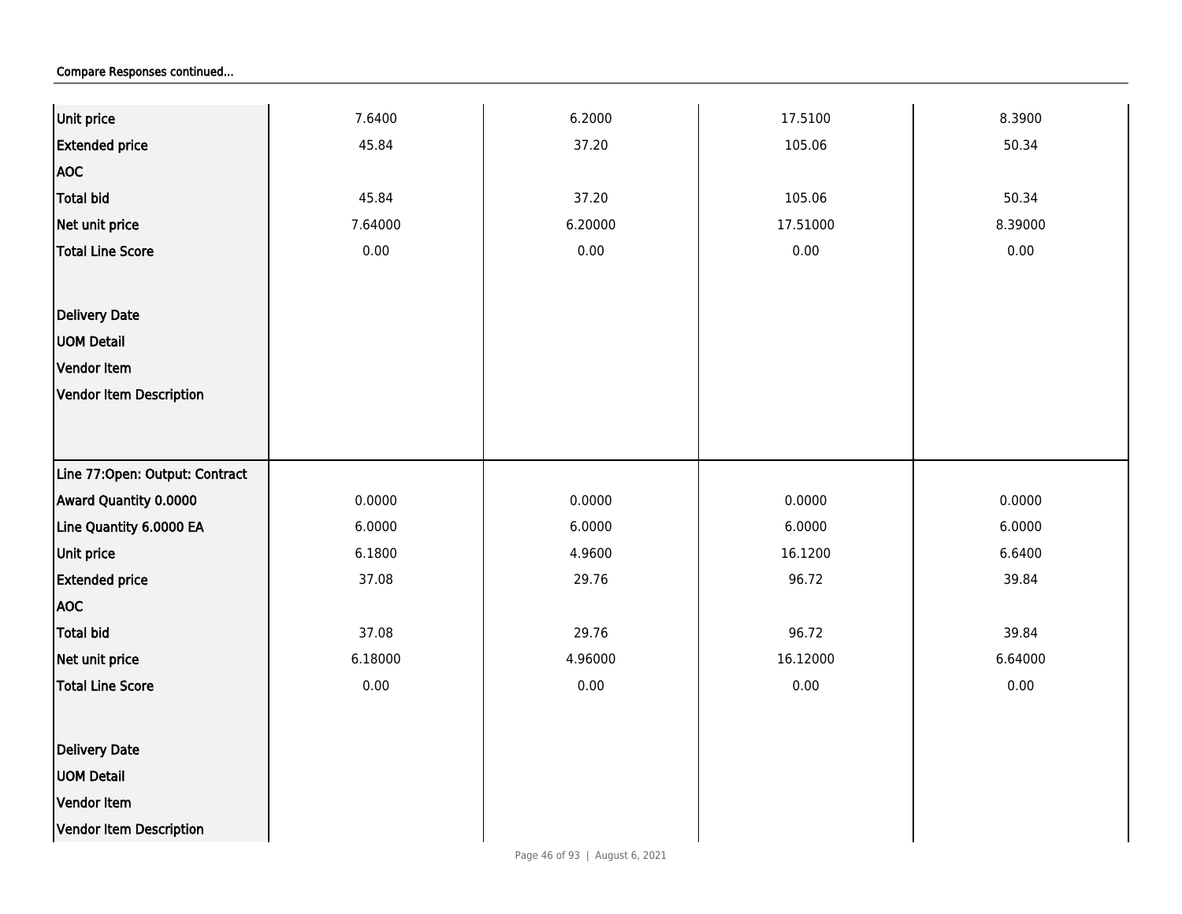Compare Responses continued...

| | | | | |
|---|---|---|---|---|
| Unit price | 7.6400 | 6.2000 | 17.5100 | 8.3900 |
| Extended price | 45.84 | 37.20 | 105.06 | 50.34 |
| AOC | | | | |
| Total bid | 45.84 | 37.20 | 105.06 | 50.34 |
| Net unit price | 7.64000 | 6.20000 | 17.51000 | 8.39000 |
| Total Line Score | 0.00 | 0.00 | 0.00 | 0.00 |
| Delivery Date | | | | |
| UOM Detail | | | | |
| Vendor Item | | | | |
| Vendor Item Description | | | | |
| **Line 77:Open: Output: Contract** | | | | |
| Award Quantity 0.0000 | 0.0000 | 0.0000 | 0.0000 | 0.0000 |
| Line Quantity 6.0000 EA | 6.0000 | 6.0000 | 6.0000 | 6.0000 |
| Unit price | 6.1800 | 4.9600 | 16.1200 | 6.6400 |
| Extended price | 37.08 | 29.76 | 96.72 | 39.84 |
| AOC | | | | |
| Total bid | 37.08 | 29.76 | 96.72 | 39.84 |
| Net unit price | 6.18000 | 4.96000 | 16.12000 | 6.64000 |
| Total Line Score | 0.00 | 0.00 | 0.00 | 0.00 |
| Delivery Date | | | | |
| UOM Detail | | | | |
| Vendor Item | | | | |
| Vendor Item Description | | | | |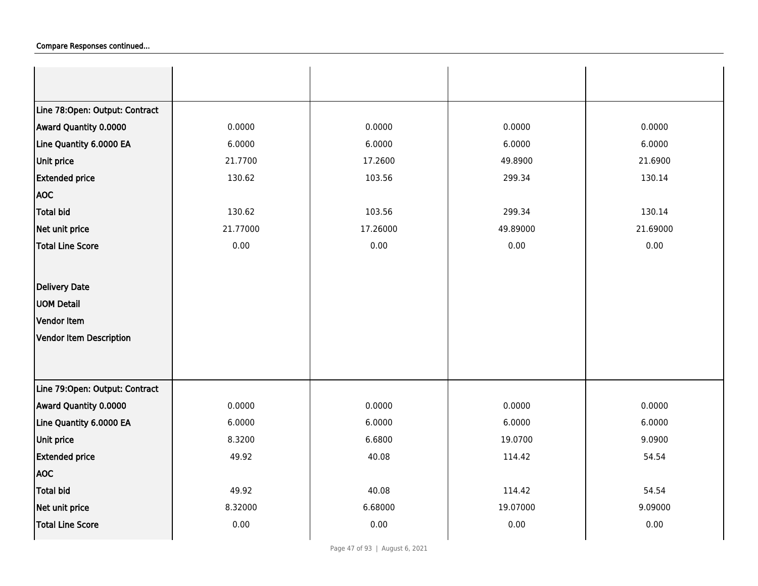Compare Responses continued...

| | | | | |
|---|---|---|---|---|
| **Line 78:Open: Output: Contract** | | | | |
| **Award Quantity 0.0000** | 0.0000 | 0.0000 | 0.0000 | 0.0000 |
| **Line Quantity 6.0000 EA** | 6.0000 | 6.0000 | 6.0000 | 6.0000 |
| **Unit price** | 21.7700 | 17.2600 | 49.8900 | 21.6900 |
| **Extended price** | 130.62 | 103.56 | 299.34 | 130.14 |
| **AOC** | | | | |
| **Total bid** | 130.62 | 103.56 | 299.34 | 130.14 |
| **Net unit price** | 21.77000 | 17.26000 | 49.89000 | 21.69000 |
| **Total Line Score** | 0.00 | 0.00 | 0.00 | 0.00 |
| **Delivery Date** | | | | |
| **UOM Detail** | | | | |
| **Vendor Item** | | | | |
| **Vendor Item Description** | | | | |
| **Line 79:Open: Output: Contract** | | | | |
| **Award Quantity 0.0000** | 0.0000 | 0.0000 | 0.0000 | 0.0000 |
| **Line Quantity 6.0000 EA** | 6.0000 | 6.0000 | 6.0000 | 6.0000 |
| **Unit price** | 8.3200 | 6.6800 | 19.0700 | 9.0900 |
| **Extended price** | 49.92 | 40.08 | 114.42 | 54.54 |
| **AOC** | | | | |
| **Total bid** | 49.92 | 40.08 | 114.42 | 54.54 |
| **Net unit price** | 8.32000 | 6.68000 | 19.07000 | 9.09000 |
| **Total Line Score** | 0.00 | 0.00 | 0.00 | 0.00 |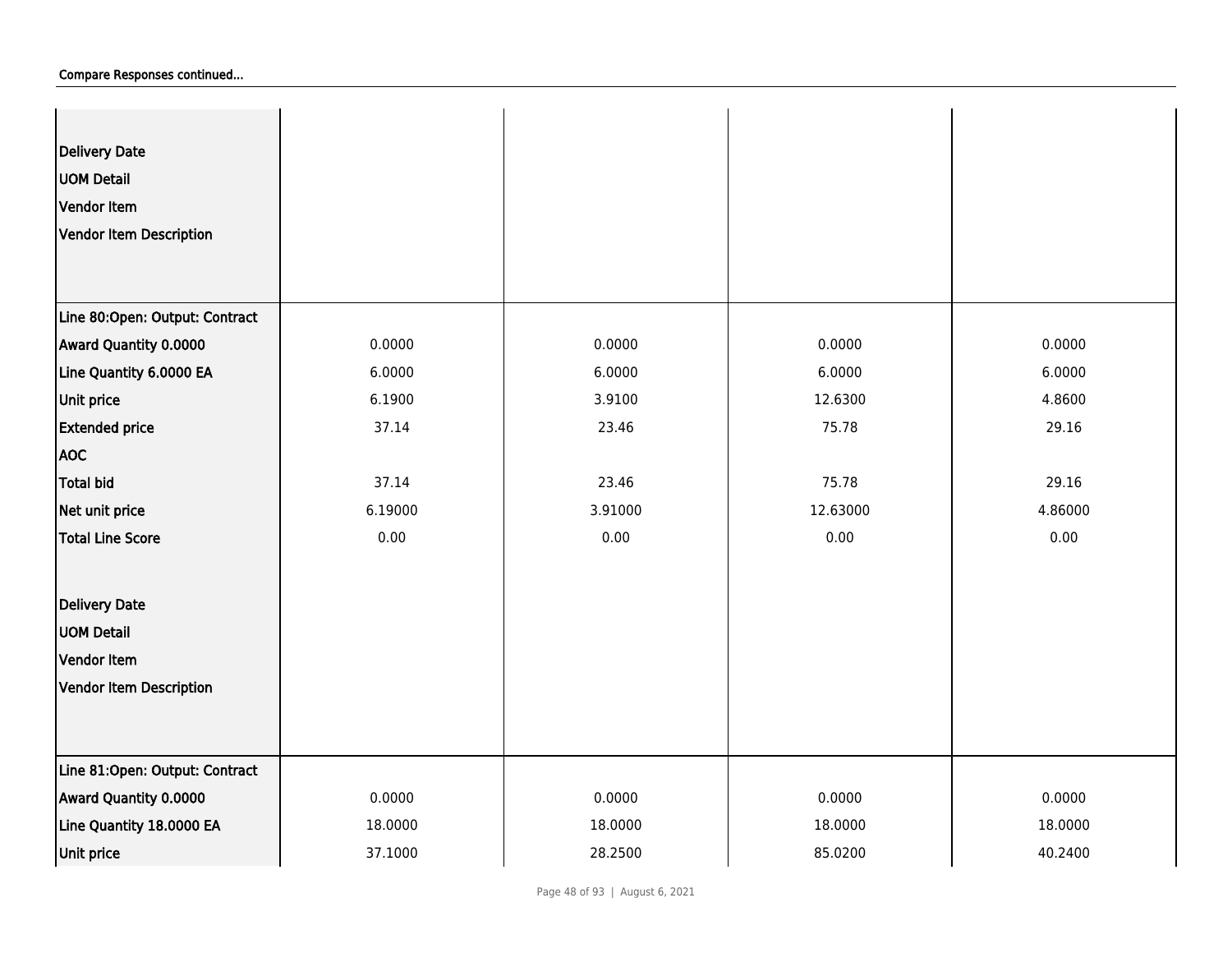Compare Responses continued...

| | | | | |
|---|---|---|---|---|
| Delivery Date | | | | |
| UOM Detail | | | | |
| Vendor Item | | | | |
| Vendor Item Description | | | | |
| **Line 80:Open: Output: Contract** | | | | |
| Award Quantity 0.0000 | 0.0000 | 0.0000 | 0.0000 | 0.0000 |
| Line Quantity 6.0000 EA | 6.0000 | 6.0000 | 6.0000 | 6.0000 |
| Unit price | 6.1900 | 3.9100 | 12.6300 | 4.8600 |
| Extended price | 37.14 | 23.46 | 75.78 | 29.16 |
| AOC | | | | |
| Total bid | 37.14 | 23.46 | 75.78 | 29.16 |
| Net unit price | 6.19000 | 3.91000 | 12.63000 | 4.86000 |
| Total Line Score | 0.00 | 0.00 | 0.00 | 0.00 |
| Delivery Date | | | | |
| UOM Detail | | | | |
| Vendor Item | | | | |
| Vendor Item Description | | | | |
| **Line 81:Open: Output: Contract** | | | | |
| Award Quantity 0.0000 | 0.0000 | 0.0000 | 0.0000 | 0.0000 |
| Line Quantity 18.0000 EA | 18.0000 | 18.0000 | 18.0000 | 18.0000 |
| Unit price | 37.1000 | 28.2500 | 85.0200 | 40.2400 |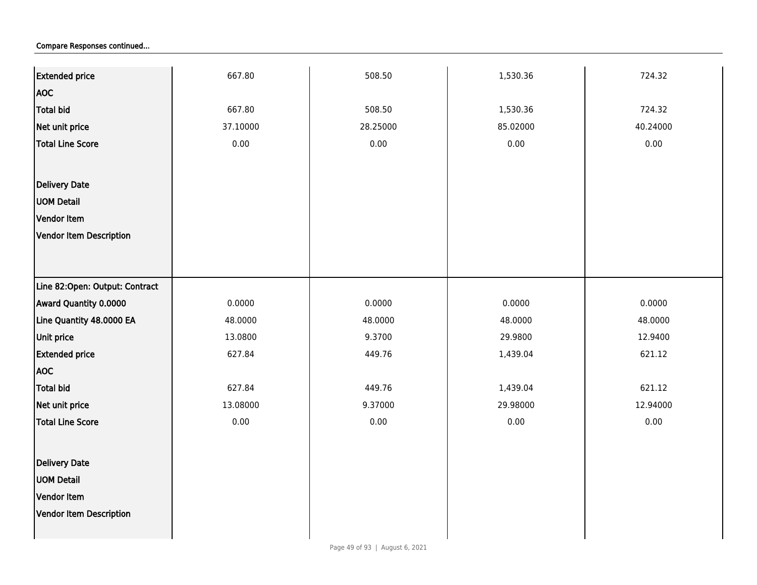Compare Responses continued...

| | | | | |
|---|---|---|---|---|
| Extended price | 667.80 | 508.50 | 1,530.36 | 724.32 |
| AOC | | | | |
| Total bid | 667.80 | 508.50 | 1,530.36 | 724.32 |
| Net unit price | 37.10000 | 28.25000 | 85.02000 | 40.24000 |
| Total Line Score | 0.00 | 0.00 | 0.00 | 0.00 |
| Delivery Date | | | | |
| UOM Detail | | | | |
| Vendor Item | | | | |
| Vendor Item Description | | | | |
| Line 82:Open: Output: Contract | | | | |
| Award Quantity 0.0000 | 0.0000 | 0.0000 | 0.0000 | 0.0000 |
| Line Quantity 48.0000 EA | 48.0000 | 48.0000 | 48.0000 | 48.0000 |
| Unit price | 13.0800 | 9.3700 | 29.9800 | 12.9400 |
| Extended price | 627.84 | 449.76 | 1,439.04 | 621.12 |
| AOC | | | | |
| Total bid | 627.84 | 449.76 | 1,439.04 | 621.12 |
| Net unit price | 13.08000 | 9.37000 | 29.98000 | 12.94000 |
| Total Line Score | 0.00 | 0.00 | 0.00 | 0.00 |
| Delivery Date | | | | |
| UOM Detail | | | | |
| Vendor Item | | | | |
| Vendor Item Description | | | | |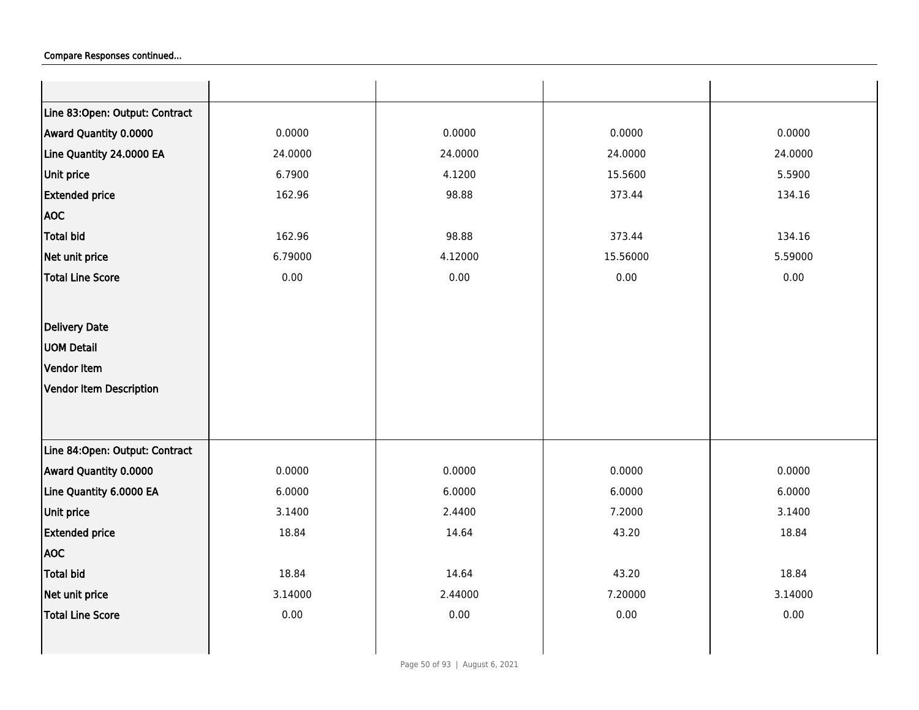Compare Responses continued...

| | | | | |
|---|---|---|---|---|
| Line 83:Open: Output: Contract | | | | |
| Award Quantity 0.0000 | 0.0000 | 0.0000 | 0.0000 | 0.0000 |
| Line Quantity 24.0000 EA | 24.0000 | 24.0000 | 24.0000 | 24.0000 |
| Unit price | 6.7900 | 4.1200 | 15.5600 | 5.5900 |
| Extended price | 162.96 | 98.88 | 373.44 | 134.16 |
| AOC | | | | |
| Total bid | 162.96 | 98.88 | 373.44 | 134.16 |
| Net unit price | 6.79000 | 4.12000 | 15.56000 | 5.59000 |
| Total Line Score | 0.00 | 0.00 | 0.00 | 0.00 |
| Delivery Date | | | | |
| UOM Detail | | | | |
| Vendor Item | | | | |
| Vendor Item Description | | | | |
| Line 84:Open: Output: Contract | | | | |
| Award Quantity 0.0000 | 0.0000 | 0.0000 | 0.0000 | 0.0000 |
| Line Quantity 6.0000 EA | 6.0000 | 6.0000 | 6.0000 | 6.0000 |
| Unit price | 3.1400 | 2.4400 | 7.2000 | 3.1400 |
| Extended price | 18.84 | 14.64 | 43.20 | 18.84 |
| AOC | | | | |
| Total bid | 18.84 | 14.64 | 43.20 | 18.84 |
| Net unit price | 3.14000 | 2.44000 | 7.20000 | 3.14000 |
| Total Line Score | 0.00 | 0.00 | 0.00 | 0.00 |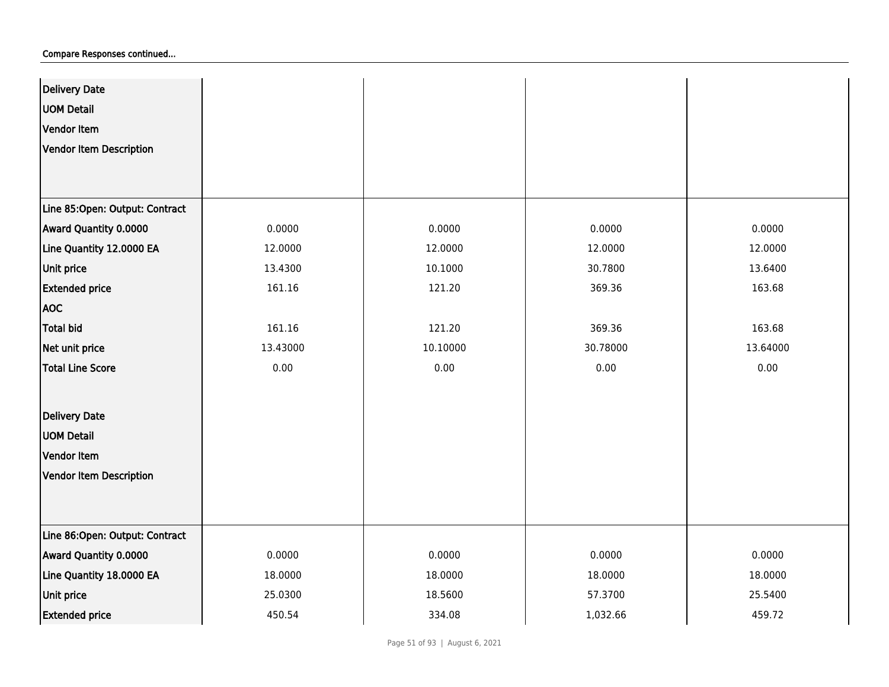Compare Responses continued...

| | | | | |
|---|---|---|---|---|
| Delivery Date | | | | |
| UOM Detail | | | | |
| Vendor Item | | | | |
| Vendor Item Description | | | | |
| Line 85:Open: Output: Contract | | | | |
| Award Quantity 0.0000 | 0.0000 | 0.0000 | 0.0000 | 0.0000 |
| Line Quantity 12.0000 EA | 12.0000 | 12.0000 | 12.0000 | 12.0000 |
| Unit price | 13.4300 | 10.1000 | 30.7800 | 13.6400 |
| Extended price | 161.16 | 121.20 | 369.36 | 163.68 |
| AOC | | | | |
| Total bid | 161.16 | 121.20 | 369.36 | 163.68 |
| Net unit price | 13.43000 | 10.10000 | 30.78000 | 13.64000 |
| Total Line Score | 0.00 | 0.00 | 0.00 | 0.00 |
| Delivery Date | | | | |
| UOM Detail | | | | |
| Vendor Item | | | | |
| Vendor Item Description | | | | |
| Line 86:Open: Output: Contract | | | | |
| Award Quantity 0.0000 | 0.0000 | 0.0000 | 0.0000 | 0.0000 |
| Line Quantity 18.0000 EA | 18.0000 | 18.0000 | 18.0000 | 18.0000 |
| Unit price | 25.0300 | 18.5600 | 57.3700 | 25.5400 |
| Extended price | 450.54 | 334.08 | 1,032.66 | 459.72 |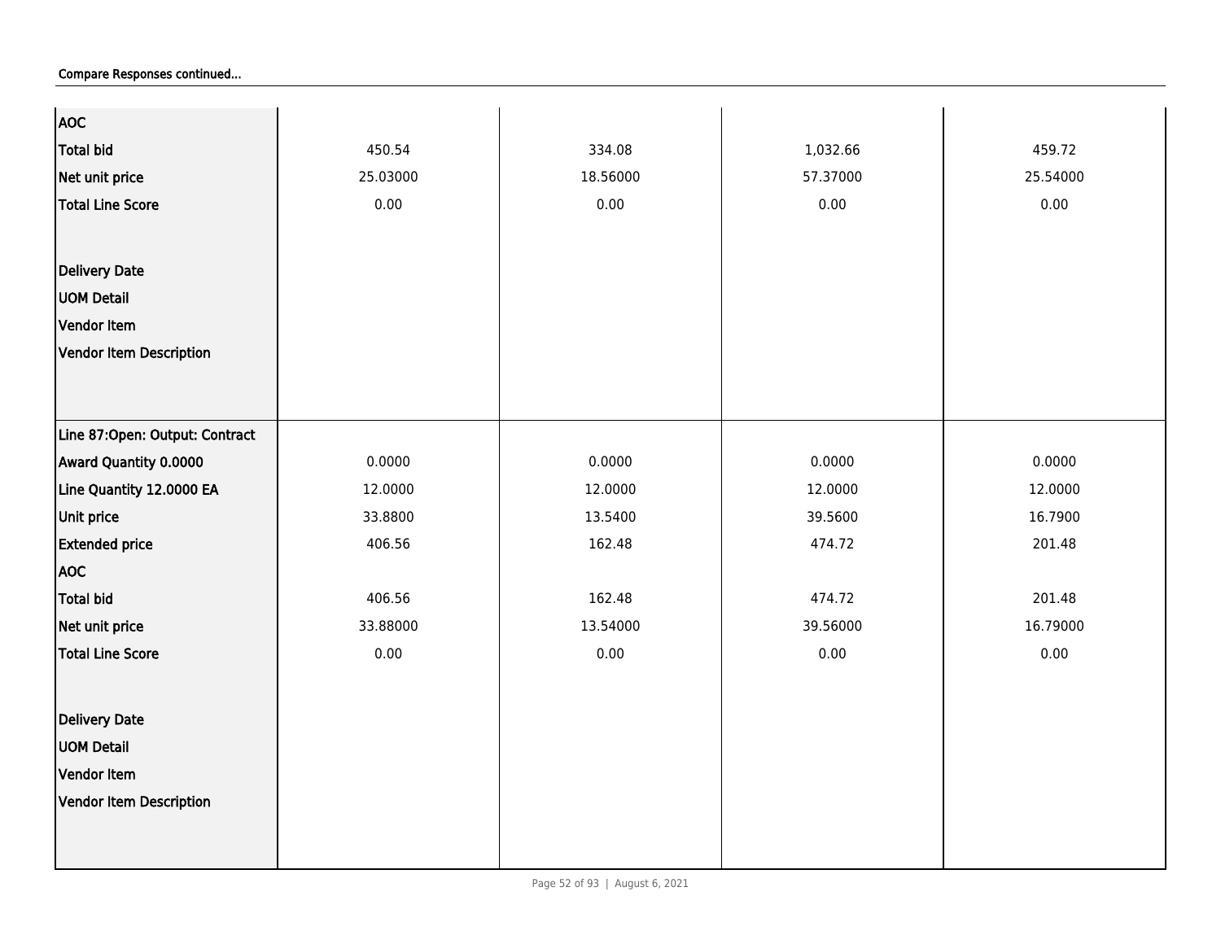Compare Responses continued...

| | | | | |
|---|---|---|---|---|
| AOC | | | | |
| Total bid | 450.54 | 334.08 | 1,032.66 | 459.72 |
| Net unit price | 25.03000 | 18.56000 | 57.37000 | 25.54000 |
| Total Line Score | 0.00 | 0.00 | 0.00 | 0.00 |
| Delivery Date | | | | |
| UOM Detail | | | | |
| Vendor Item | | | | |
| Vendor Item Description | | | | |
| Line 87:Open: Output: Contract | | | | |
| Award Quantity 0.0000 | 0.0000 | 0.0000 | 0.0000 | 0.0000 |
| Line Quantity 12.0000 EA | 12.0000 | 12.0000 | 12.0000 | 12.0000 |
| Unit price | 33.8800 | 13.5400 | 39.5600 | 16.7900 |
| Extended price | 406.56 | 162.48 | 474.72 | 201.48 |
| AOC | | | | |
| Total bid | 406.56 | 162.48 | 474.72 | 201.48 |
| Net unit price | 33.88000 | 13.54000 | 39.56000 | 16.79000 |
| Total Line Score | 0.00 | 0.00 | 0.00 | 0.00 |
| Delivery Date | | | | |
| UOM Detail | | | | |
| Vendor Item | | | | |
| Vendor Item Description | | | | |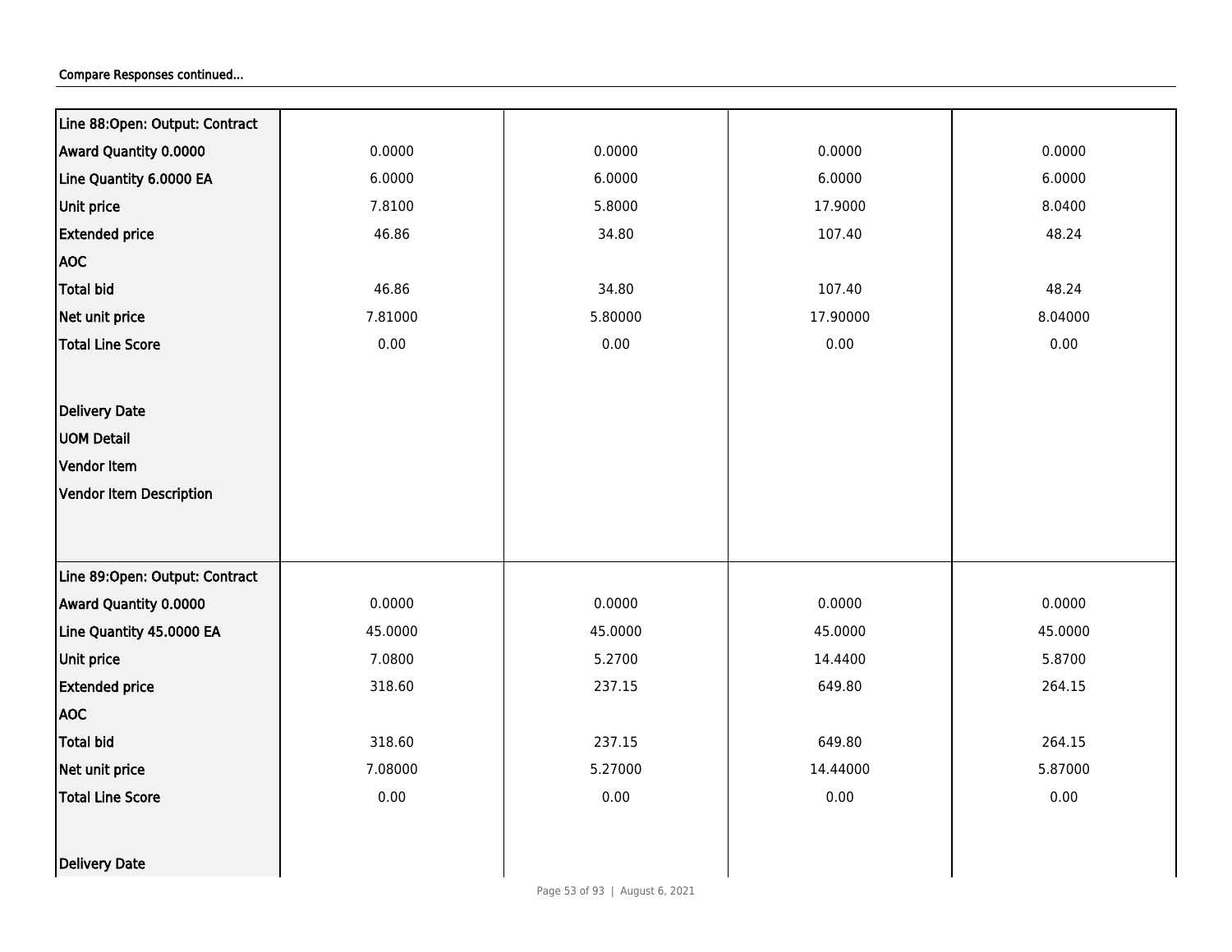Compare Responses continued...

| | | | | |
|---|---|---|---|---|
| **Line 88:Open: Output: Contract** | | | | |
| **Award Quantity 0.0000** | 0.0000 | 0.0000 | 0.0000 | 0.0000 |
| **Line Quantity 6.0000 EA** | 6.0000 | 6.0000 | 6.0000 | 6.0000 |
| **Unit price** | 7.8100 | 5.8000 | 17.9000 | 8.0400 |
| **Extended price** | 46.86 | 34.80 | 107.40 | 48.24 |
| **AOC** | | | | |
| **Total bid** | 46.86 | 34.80 | 107.40 | 48.24 |
| **Net unit price** | 7.81000 | 5.80000 | 17.90000 | 8.04000 |
| **Total Line Score** | 0.00 | 0.00 | 0.00 | 0.00 |
| **Delivery Date** | | | | |
| **UOM Detail** | | | | |
| **Vendor Item** | | | | |
| **Vendor Item Description** | | | | |
| **Line 89:Open: Output: Contract** | | | | |
| **Award Quantity 0.0000** | 0.0000 | 0.0000 | 0.0000 | 0.0000 |
| **Line Quantity 45.0000 EA** | 45.0000 | 45.0000 | 45.0000 | 45.0000 |
| **Unit price** | 7.0800 | 5.2700 | 14.4400 | 5.8700 |
| **Extended price** | 318.60 | 237.15 | 649.80 | 264.15 |
| **AOC** | | | | |
| **Total bid** | 318.60 | 237.15 | 649.80 | 264.15 |
| **Net unit price** | 7.08000 | 5.27000 | 14.44000 | 5.87000 |
| **Total Line Score** | 0.00 | 0.00 | 0.00 | 0.00 |
| **Delivery Date** | | | | |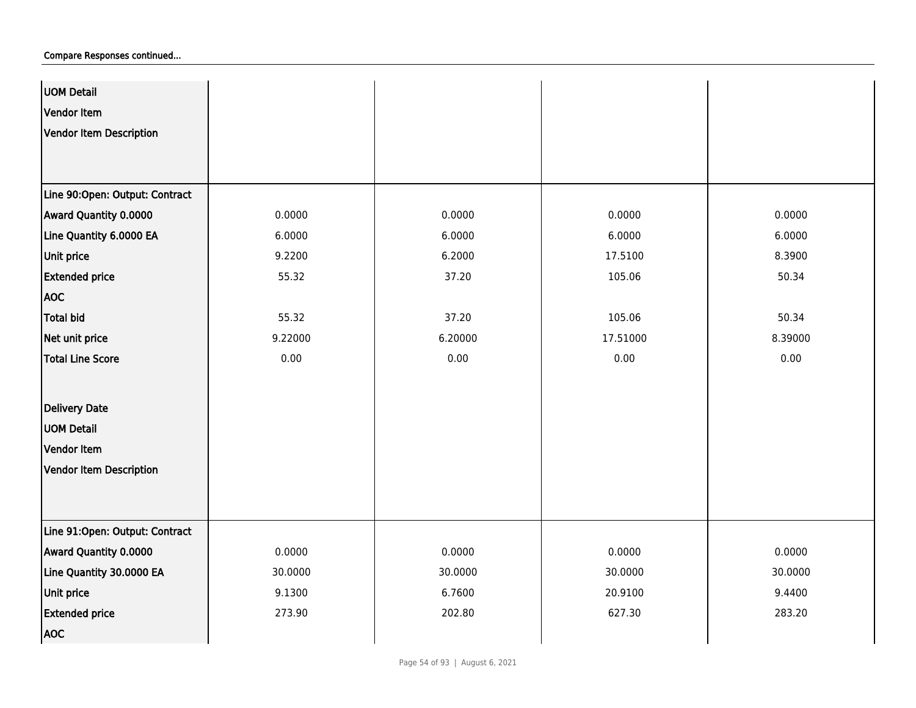Compare Responses continued...

| | | | | |
|---|---|---|---|---|
| **UOM Detail** | | | | |
| **Vendor Item** | | | | |
| **Vendor Item Description** | | | | |
| **Line 90:Open: Output: Contract** | | | | |
| **Award Quantity 0.0000** | 0.0000 | 0.0000 | 0.0000 | 0.0000 |
| **Line Quantity 6.0000 EA** | 6.0000 | 6.0000 | 6.0000 | 6.0000 |
| **Unit price** | 9.2200 | 6.2000 | 17.5100 | 8.3900 |
| **Extended price** | 55.32 | 37.20 | 105.06 | 50.34 |
| **AOC** | | | | |
| **Total bid** | 55.32 | 37.20 | 105.06 | 50.34 |
| **Net unit price** | 9.22000 | 6.20000 | 17.51000 | 8.39000 |
| **Total Line Score** | 0.00 | 0.00 | 0.00 | 0.00 |
| **Delivery Date** | | | | |
| **UOM Detail** | | | | |
| **Vendor Item** | | | | |
| **Vendor Item Description** | | | | |
| **Line 91:Open: Output: Contract** | | | | |
| **Award Quantity 0.0000** | 0.0000 | 0.0000 | 0.0000 | 0.0000 |
| **Line Quantity 30.0000 EA** | 30.0000 | 30.0000 | 30.0000 | 30.0000 |
| **Unit price** | 9.1300 | 6.7600 | 20.9100 | 9.4400 |
| **Extended price** | 273.90 | 202.80 | 627.30 | 283.20 |
| **AOC** | | | | |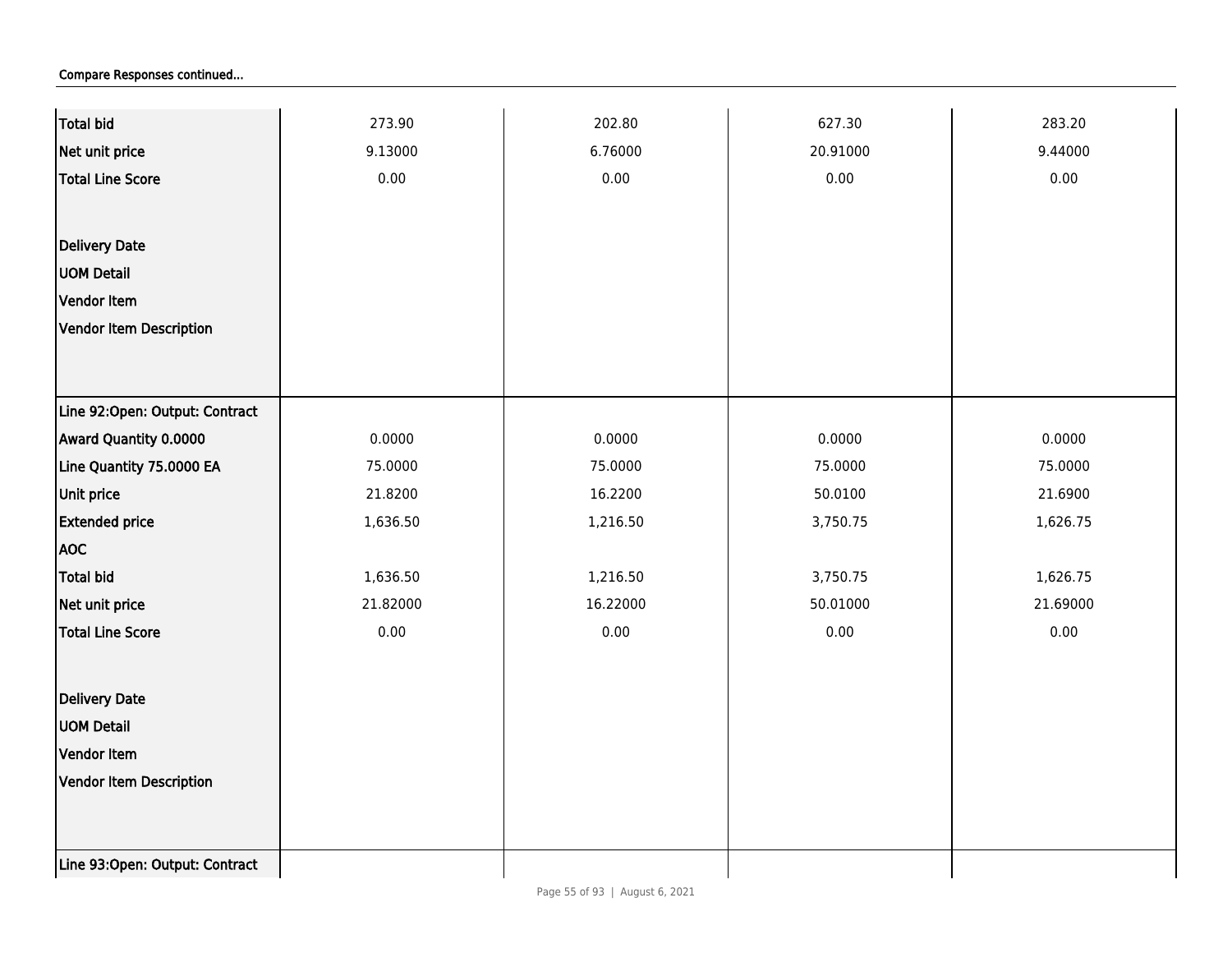Compare Responses continued...

| | | | | |
|---|---|---|---|---|
| Total bid | 273.90 | 202.80 | 627.30 | 283.20 |
| Net unit price | 9.13000 | 6.76000 | 20.91000 | 9.44000 |
| Total Line Score | 0.00 | 0.00 | 0.00 | 0.00 |
| Delivery Date | | | | |
| UOM Detail | | | | |
| Vendor Item | | | | |
| Vendor Item Description | | | | |
| Line 92:Open: Output: Contract | | | | |
| Award Quantity 0.0000 | 0.0000 | 0.0000 | 0.0000 | 0.0000 |
| Line Quantity 75.0000 EA | 75.0000 | 75.0000 | 75.0000 | 75.0000 |
| Unit price | 21.8200 | 16.2200 | 50.0100 | 21.6900 |
| Extended price | 1,636.50 | 1,216.50 | 3,750.75 | 1,626.75 |
| AOC | | | | |
| Total bid | 1,636.50 | 1,216.50 | 3,750.75 | 1,626.75 |
| Net unit price | 21.82000 | 16.22000 | 50.01000 | 21.69000 |
| Total Line Score | 0.00 | 0.00 | 0.00 | 0.00 |
| Delivery Date | | | | |
| UOM Detail | | | | |
| Vendor Item | | | | |
| Vendor Item Description | | | | |
| Line 93:Open: Output: Contract | | | | |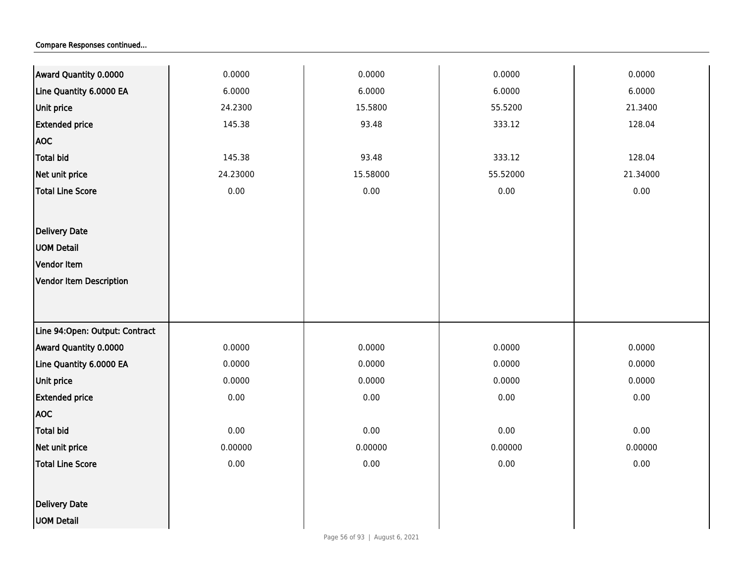**Compare Responses continued...**

| | | | | |
|---|---|---|---|---|
| Award Quantity 0.0000 | 0.0000 | 0.0000 | 0.0000 | 0.0000 |
| Line Quantity 6.0000 EA | 6.0000 | 6.0000 | 6.0000 | 6.0000 |
| Unit price | 24.2300 | 15.5800 | 55.5200 | 21.3400 |
| Extended price | 145.38 | 93.48 | 333.12 | 128.04 |
| AOC | | | | |
| Total bid | 145.38 | 93.48 | 333.12 | 128.04 |
| Net unit price | 24.23000 | 15.58000 | 55.52000 | 21.34000 |
| Total Line Score | 0.00 | 0.00 | 0.00 | 0.00 |
| Delivery Date | | | | |
| UOM Detail | | | | |
| Vendor Item | | | | |
| Vendor Item Description | | | | |
| Line 94:Open: Output: Contract | | | | |
| Award Quantity 0.0000 | 0.0000 | 0.0000 | 0.0000 | 0.0000 |
| Line Quantity 6.0000 EA | 0.0000 | 0.0000 | 0.0000 | 0.0000 |
| Unit price | 0.0000 | 0.0000 | 0.0000 | 0.0000 |
| Extended price | 0.00 | 0.00 | 0.00 | 0.00 |
| AOC | | | | |
| Total bid | 0.00 | 0.00 | 0.00 | 0.00 |
| Net unit price | 0.00000 | 0.00000 | 0.00000 | 0.00000 |
| Total Line Score | 0.00 | 0.00 | 0.00 | 0.00 |
| Delivery Date | | | | |
| UOM Detail | | | | |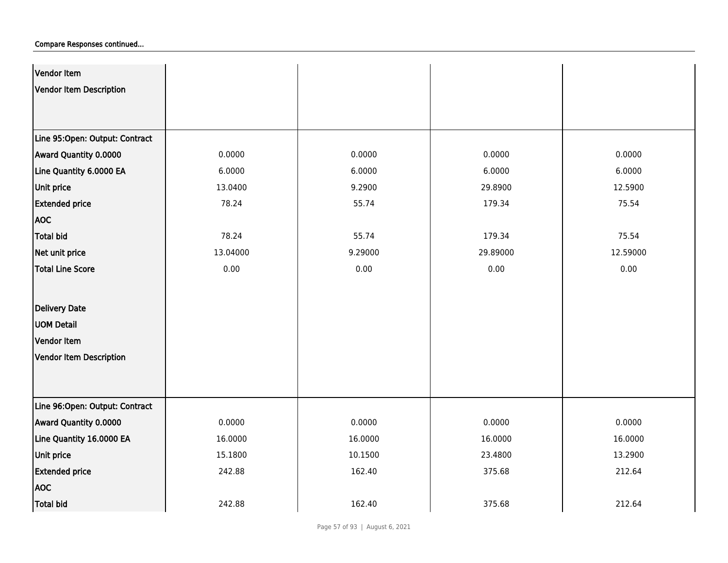Compare Responses continued...

| | | | | |
|---|---|---|---|---|
| Vendor Item | | | | |
| Vendor Item Description | | | | |
| Line 95:Open: Output: Contract | | | | |
| Award Quantity 0.0000 | 0.0000 | 0.0000 | 0.0000 | 0.0000 |
| Line Quantity 6.0000 EA | 6.0000 | 6.0000 | 6.0000 | 6.0000 |
| Unit price | 13.0400 | 9.2900 | 29.8900 | 12.5900 |
| Extended price | 78.24 | 55.74 | 179.34 | 75.54 |
| AOC | | | | |
| Total bid | 78.24 | 55.74 | 179.34 | 75.54 |
| Net unit price | 13.04000 | 9.29000 | 29.89000 | 12.59000 |
| Total Line Score | 0.00 | 0.00 | 0.00 | 0.00 |
| Delivery Date | | | | |
| UOM Detail | | | | |
| Vendor Item | | | | |
| Vendor Item Description | | | | |
| Line 96:Open: Output: Contract | | | | |
| Award Quantity 0.0000 | 0.0000 | 0.0000 | 0.0000 | 0.0000 |
| Line Quantity 16.0000 EA | 16.0000 | 16.0000 | 16.0000 | 16.0000 |
| Unit price | 15.1800 | 10.1500 | 23.4800 | 13.2900 |
| Extended price | 242.88 | 162.40 | 375.68 | 212.64 |
| AOC | | | | |
| Total bid | 242.88 | 162.40 | 375.68 | 212.64 |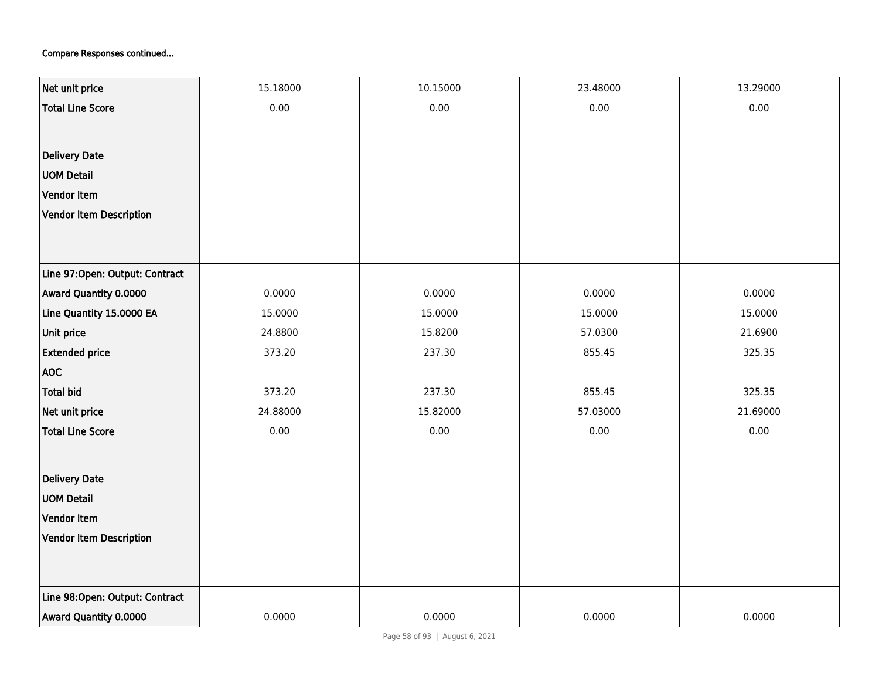Compare Responses continued...

| | | | | |
|---|---|---|---|---|
| Net unit price | 15.18000 | 10.15000 | 23.48000 | 13.29000 |
| Total Line Score | 0.00 | 0.00 | 0.00 | 0.00 |
| Delivery Date | | | | |
| UOM Detail | | | | |
| Vendor Item | | | | |
| Vendor Item Description | | | | |
| Line 97:Open: Output: Contract | | | | |
| Award Quantity 0.0000 | 0.0000 | 0.0000 | 0.0000 | 0.0000 |
| Line Quantity 15.0000 EA | 15.0000 | 15.0000 | 15.0000 | 15.0000 |
| Unit price | 24.8800 | 15.8200 | 57.0300 | 21.6900 |
| Extended price | 373.20 | 237.30 | 855.45 | 325.35 |
| AOC | | | | |
| Total bid | 373.20 | 237.30 | 855.45 | 325.35 |
| Net unit price | 24.88000 | 15.82000 | 57.03000 | 21.69000 |
| Total Line Score | 0.00 | 0.00 | 0.00 | 0.00 |
| Delivery Date | | | | |
| UOM Detail | | | | |
| Vendor Item | | | | |
| Vendor Item Description | | | | |
| Line 98:Open: Output: Contract | | | | |
| Award Quantity 0.0000 | 0.0000 | 0.0000 | 0.0000 | 0.0000 |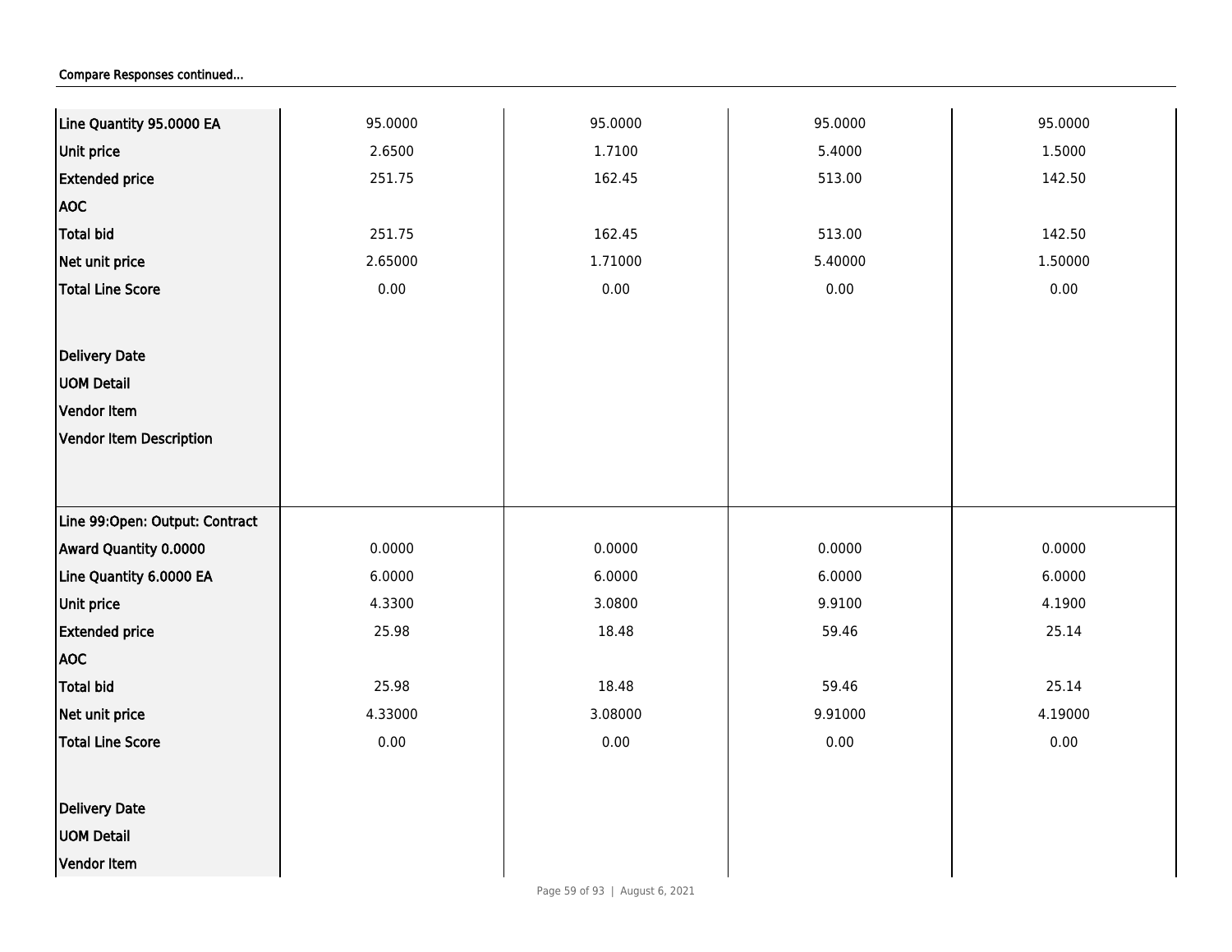Compare Responses continued...

| | | | | |
|---|---|---|---|---|
| Line Quantity 95.0000 EA | 95.0000 | 95.0000 | 95.0000 | 95.0000 |
| Unit price | 2.6500 | 1.7100 | 5.4000 | 1.5000 |
| Extended price | 251.75 | 162.45 | 513.00 | 142.50 |
| AOC | | | | |
| Total bid | 251.75 | 162.45 | 513.00 | 142.50 |
| Net unit price | 2.65000 | 1.71000 | 5.40000 | 1.50000 |
| Total Line Score | 0.00 | 0.00 | 0.00 | 0.00 |
| Delivery Date | | | | |
| UOM Detail | | | | |
| Vendor Item | | | | |
| Vendor Item Description | | | | |
| Line 99:Open: Output: Contract | | | | |
| Award Quantity 0.0000 | 0.0000 | 0.0000 | 0.0000 | 0.0000 |
| Line Quantity 6.0000 EA | 6.0000 | 6.0000 | 6.0000 | 6.0000 |
| Unit price | 4.3300 | 3.0800 | 9.9100 | 4.1900 |
| Extended price | 25.98 | 18.48 | 59.46 | 25.14 |
| AOC | | | | |
| Total bid | 25.98 | 18.48 | 59.46 | 25.14 |
| Net unit price | 4.33000 | 3.08000 | 9.91000 | 4.19000 |
| Total Line Score | 0.00 | 0.00 | 0.00 | 0.00 |
| Delivery Date | | | | |
| UOM Detail | | | | |
| Vendor Item | | | | |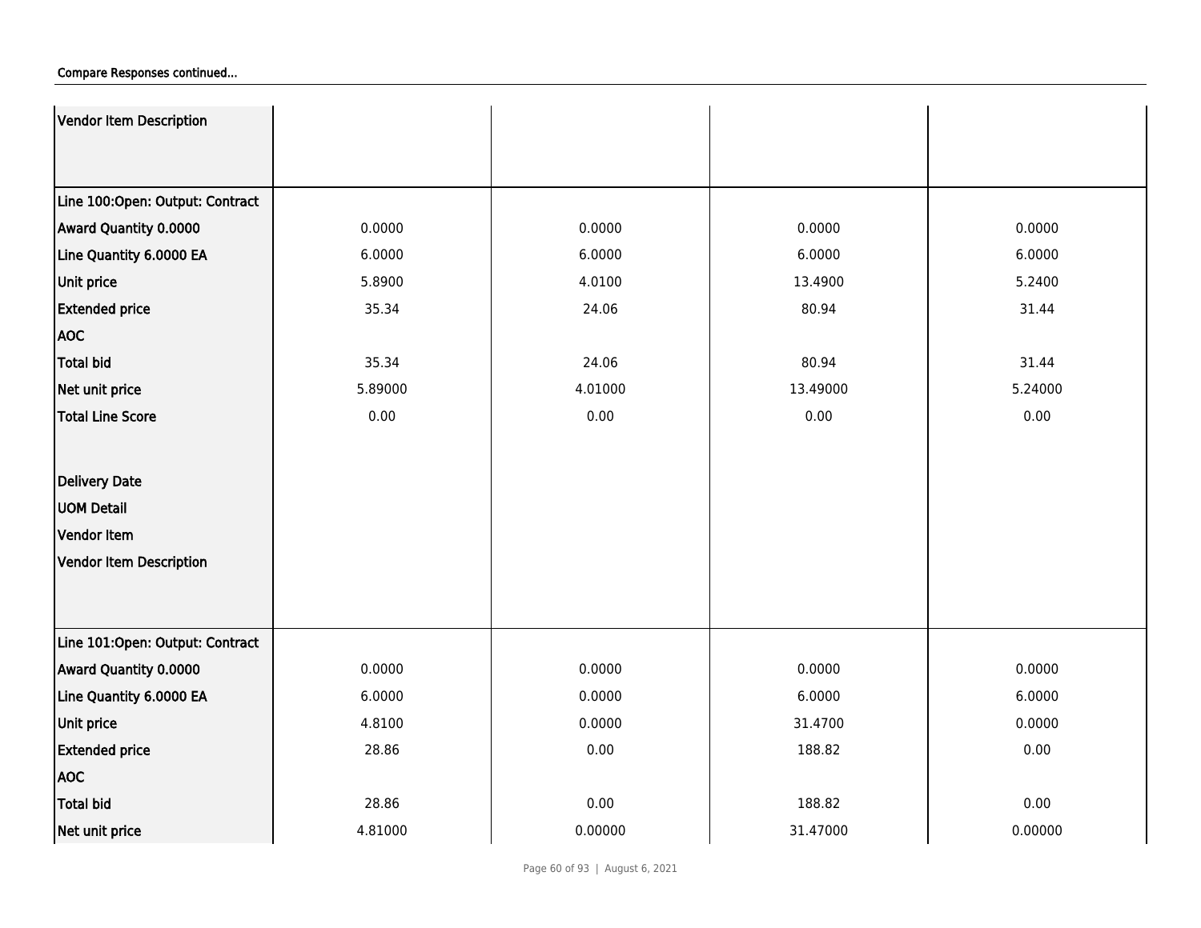Compare Responses continued...

| | | | | |
|---|---|---|---|---|
| Vendor Item Description | | | | |
| Line 100:Open: Output: Contract | | | | |
| Award Quantity 0.0000 | 0.0000 | 0.0000 | 0.0000 | 0.0000 |
| Line Quantity 6.0000 EA | 6.0000 | 6.0000 | 6.0000 | 6.0000 |
| Unit price | 5.8900 | 4.0100 | 13.4900 | 5.2400 |
| Extended price | 35.34 | 24.06 | 80.94 | 31.44 |
| AOC | | | | |
| Total bid | 35.34 | 24.06 | 80.94 | 31.44 |
| Net unit price | 5.89000 | 4.01000 | 13.49000 | 5.24000 |
| Total Line Score | 0.00 | 0.00 | 0.00 | 0.00 |
| Delivery Date | | | | |
| UOM Detail | | | | |
| Vendor Item | | | | |
| Vendor Item Description | | | | |
| Line 101:Open: Output: Contract | | | | |
| Award Quantity 0.0000 | 0.0000 | 0.0000 | 0.0000 | 0.0000 |
| Line Quantity 6.0000 EA | 6.0000 | 0.0000 | 6.0000 | 6.0000 |
| Unit price | 4.8100 | 0.0000 | 31.4700 | 0.0000 |
| Extended price | 28.86 | 0.00 | 188.82 | 0.00 |
| AOC | | | | |
| Total bid | 28.86 | 0.00 | 188.82 | 0.00 |
| Net unit price | 4.81000 | 0.00000 | 31.47000 | 0.00000 |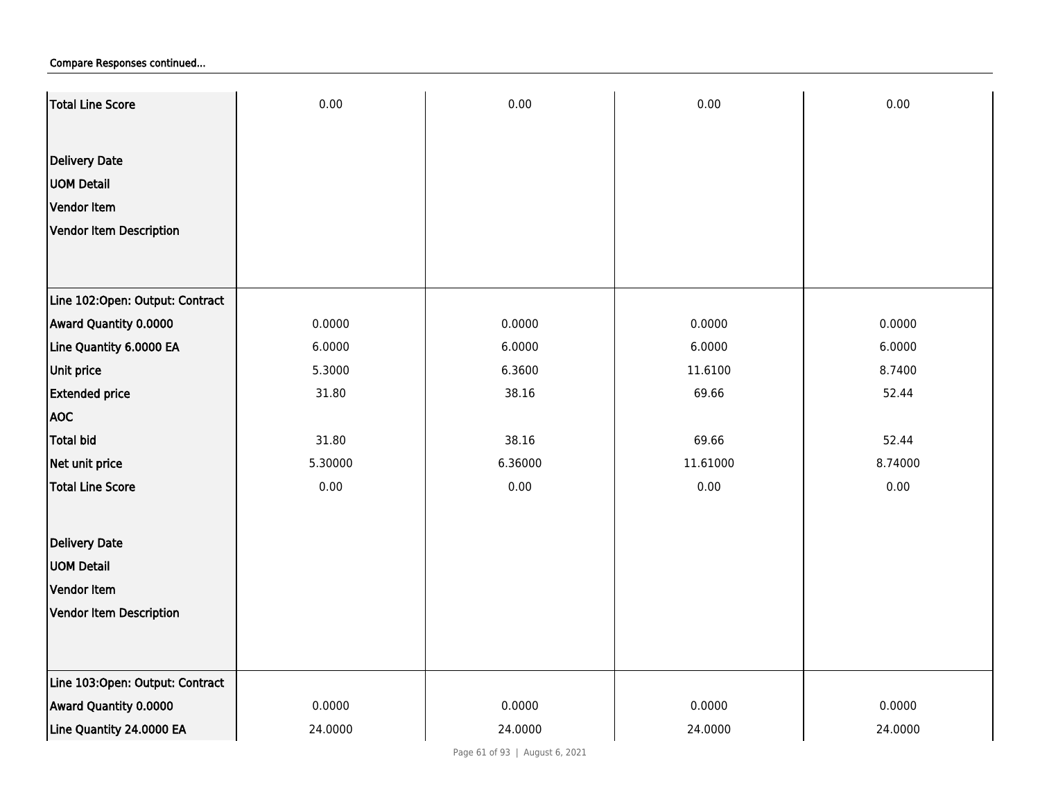Compare Responses continued...

| | | | | |
|---|---|---|---|---|
| Total Line Score | 0.00 | 0.00 | 0.00 | 0.00 |
| Delivery Date | | | | |
| UOM Detail | | | | |
| Vendor Item | | | | |
| Vendor Item Description | | | | |
| Line 102:Open: Output: Contract | | | | |
| Award Quantity 0.0000 | 0.0000 | 0.0000 | 0.0000 | 0.0000 |
| Line Quantity 6.0000 EA | 6.0000 | 6.0000 | 6.0000 | 6.0000 |
| Unit price | 5.3000 | 6.3600 | 11.6100 | 8.7400 |
| Extended price | 31.80 | 38.16 | 69.66 | 52.44 |
| AOC | | | | |
| Total bid | 31.80 | 38.16 | 69.66 | 52.44 |
| Net unit price | 5.30000 | 6.36000 | 11.61000 | 8.74000 |
| Total Line Score | 0.00 | 0.00 | 0.00 | 0.00 |
| Delivery Date | | | | |
| UOM Detail | | | | |
| Vendor Item | | | | |
| Vendor Item Description | | | | |
| Line 103:Open: Output: Contract | | | | |
| Award Quantity 0.0000 | 0.0000 | 0.0000 | 0.0000 | 0.0000 |
| Line Quantity 24.0000 EA | 24.0000 | 24.0000 | 24.0000 | 24.0000 |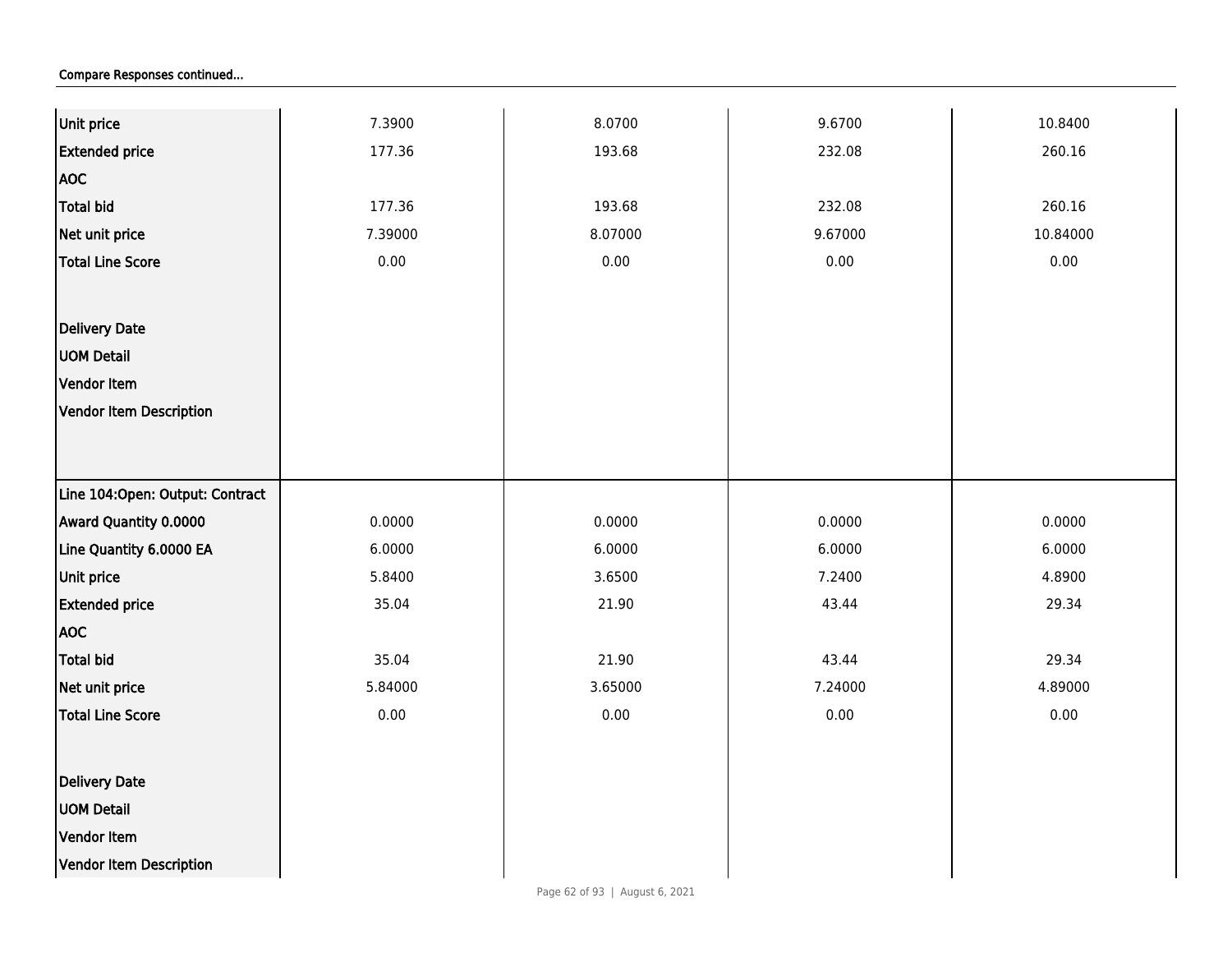Compare Responses continued...

| | | | | |
|---|---|---|---|---|
| Unit price | 7.3900 | 8.0700 | 9.6700 | 10.8400 |
| Extended price | 177.36 | 193.68 | 232.08 | 260.16 |
| AOC | | | | |
| Total bid | 177.36 | 193.68 | 232.08 | 260.16 |
| Net unit price | 7.39000 | 8.07000 | 9.67000 | 10.84000 |
| Total Line Score | 0.00 | 0.00 | 0.00 | 0.00 |
| Delivery Date | | | | |
| UOM Detail | | | | |
| Vendor Item | | | | |
| Vendor Item Description | | | | |
| Line 104:Open: Output: Contract | | | | |
| Award Quantity 0.0000 | 0.0000 | 0.0000 | 0.0000 | 0.0000 |
| Line Quantity 6.0000 EA | 6.0000 | 6.0000 | 6.0000 | 6.0000 |
| Unit price | 5.8400 | 3.6500 | 7.2400 | 4.8900 |
| Extended price | 35.04 | 21.90 | 43.44 | 29.34 |
| AOC | | | | |
| Total bid | 35.04 | 21.90 | 43.44 | 29.34 |
| Net unit price | 5.84000 | 3.65000 | 7.24000 | 4.89000 |
| Total Line Score | 0.00 | 0.00 | 0.00 | 0.00 |
| Delivery Date | | | | |
| UOM Detail | | | | |
| Vendor Item | | | | |
| Vendor Item Description | | | | |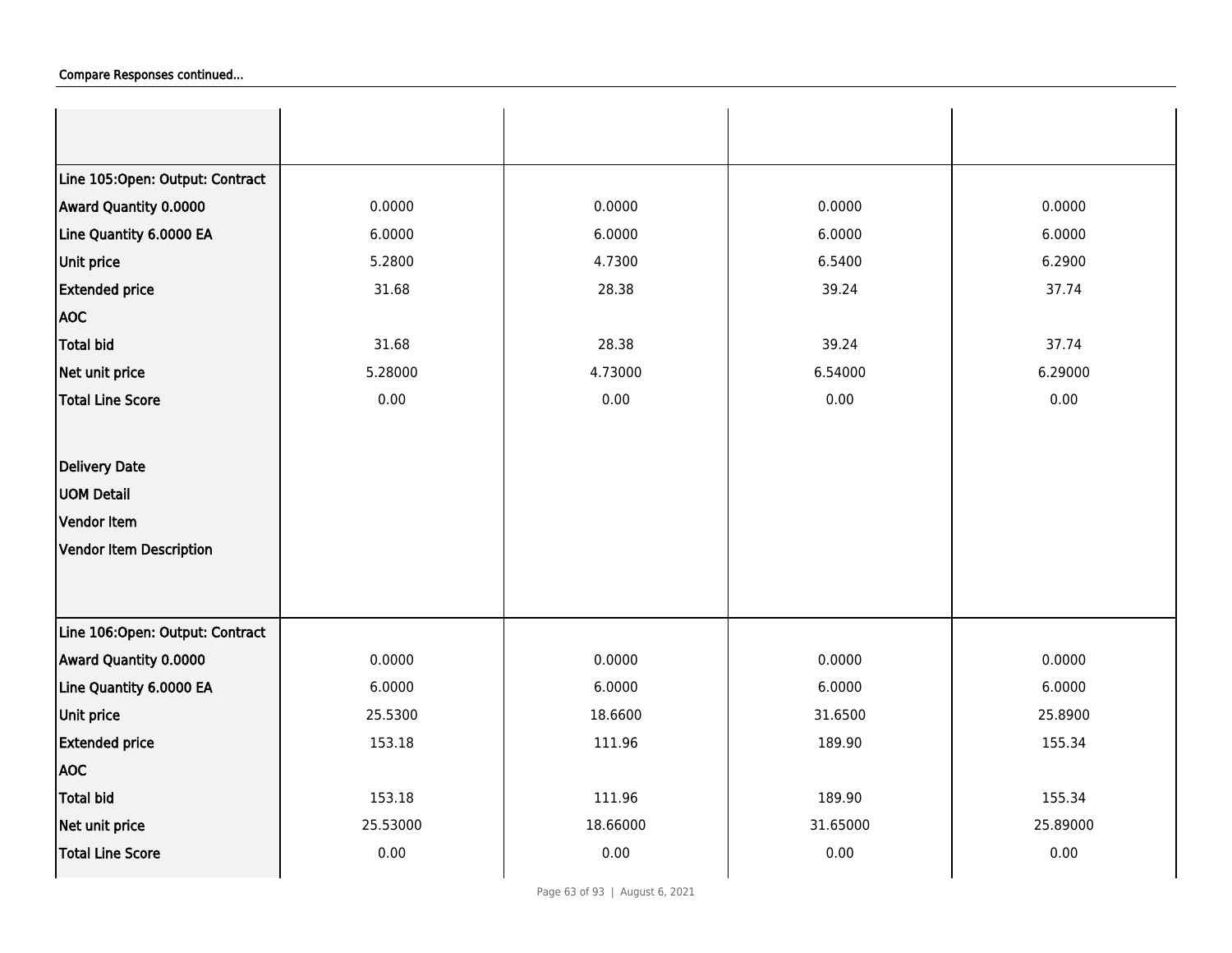Compare Responses continued...

| | | | | |
|---|---|---|---|---|
| | | | | |
| Line 105:Open: Output: Contract | | | | |
| Award Quantity 0.0000 | 0.0000 | 0.0000 | 0.0000 | 0.0000 |
| Line Quantity 6.0000 EA | 6.0000 | 6.0000 | 6.0000 | 6.0000 |
| Unit price | 5.2800 | 4.7300 | 6.5400 | 6.2900 |
| Extended price | 31.68 | 28.38 | 39.24 | 37.74 |
| AOC | | | | |
| Total bid | 31.68 | 28.38 | 39.24 | 37.74 |
| Net unit price | 5.28000 | 4.73000 | 6.54000 | 6.29000 |
| Total Line Score | 0.00 | 0.00 | 0.00 | 0.00 |
| Delivery Date | | | | |
| UOM Detail | | | | |
| Vendor Item | | | | |
| Vendor Item Description | | | | |
| Line 106:Open: Output: Contract | | | | |
| Award Quantity 0.0000 | 0.0000 | 0.0000 | 0.0000 | 0.0000 |
| Line Quantity 6.0000 EA | 6.0000 | 6.0000 | 6.0000 | 6.0000 |
| Unit price | 25.5300 | 18.6600 | 31.6500 | 25.8900 |
| Extended price | 153.18 | 111.96 | 189.90 | 155.34 |
| AOC | | | | |
| Total bid | 153.18 | 111.96 | 189.90 | 155.34 |
| Net unit price | 25.53000 | 18.66000 | 31.65000 | 25.89000 |
| Total Line Score | 0.00 | 0.00 | 0.00 | 0.00 |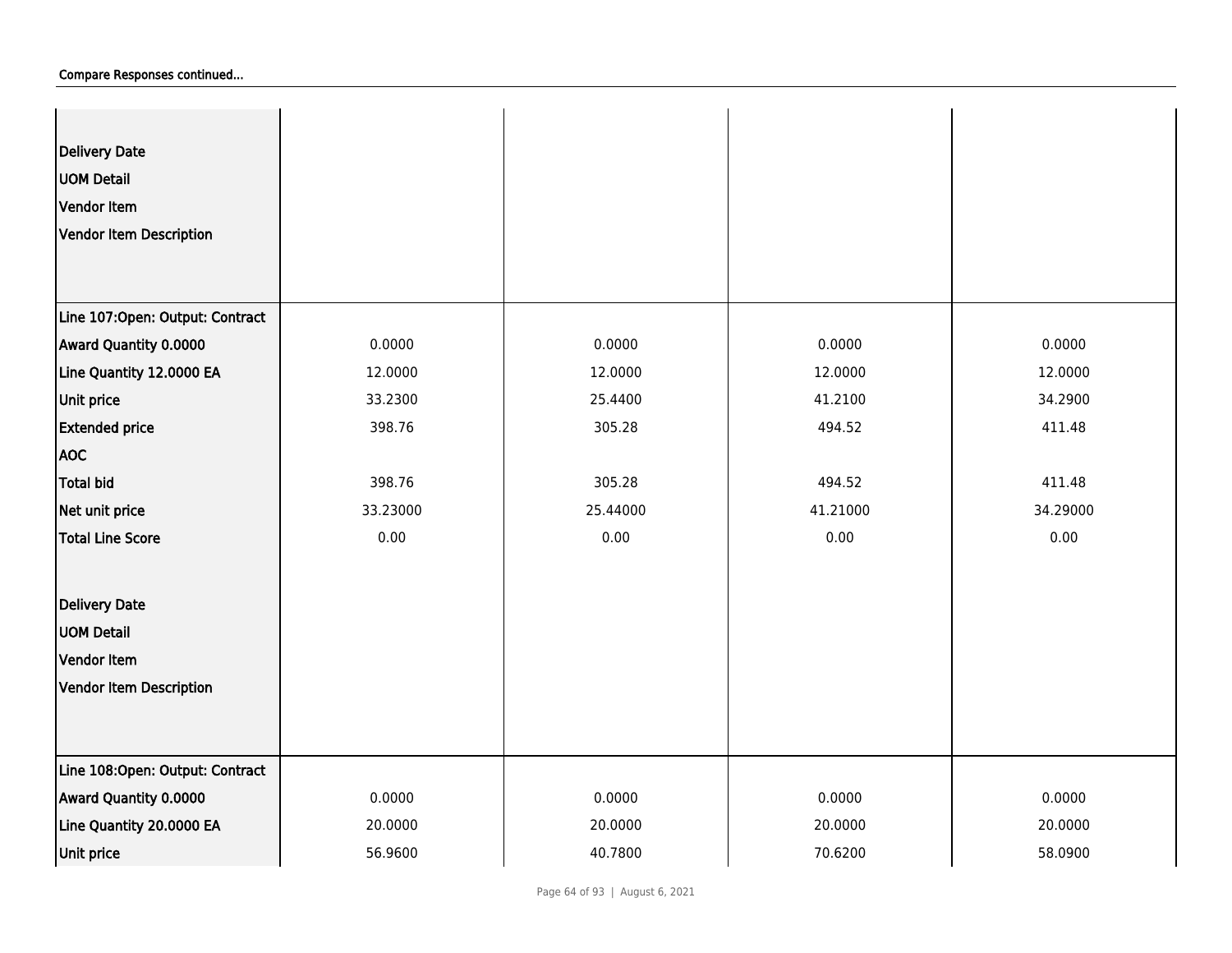Compare Responses continued...

| | | | | |
|---|---|---|---|---|
| Delivery Date | | | | |
| UOM Detail | | | | |
| Vendor Item | | | | |
| Vendor Item Description | | | | |
| **Line 107:Open: Output: Contract** | | | | |
| Award Quantity 0.0000 | 0.0000 | 0.0000 | 0.0000 | 0.0000 |
| Line Quantity 12.0000 EA | 12.0000 | 12.0000 | 12.0000 | 12.0000 |
| Unit price | 33.2300 | 25.4400 | 41.2100 | 34.2900 |
| Extended price | 398.76 | 305.28 | 494.52 | 411.48 |
| AOC | | | | |
| Total bid | 398.76 | 305.28 | 494.52 | 411.48 |
| Net unit price | 33.23000 | 25.44000 | 41.21000 | 34.29000 |
| Total Line Score | 0.00 | 0.00 | 0.00 | 0.00 |
| Delivery Date | | | | |
| UOM Detail | | | | |
| Vendor Item | | | | |
| Vendor Item Description | | | | |
| **Line 108:Open: Output: Contract** | | | | |
| Award Quantity 0.0000 | 0.0000 | 0.0000 | 0.0000 | 0.0000 |
| Line Quantity 20.0000 EA | 20.0000 | 20.0000 | 20.0000 | 20.0000 |
| Unit price | 56.9600 | 40.7800 | 70.6200 | 58.0900 |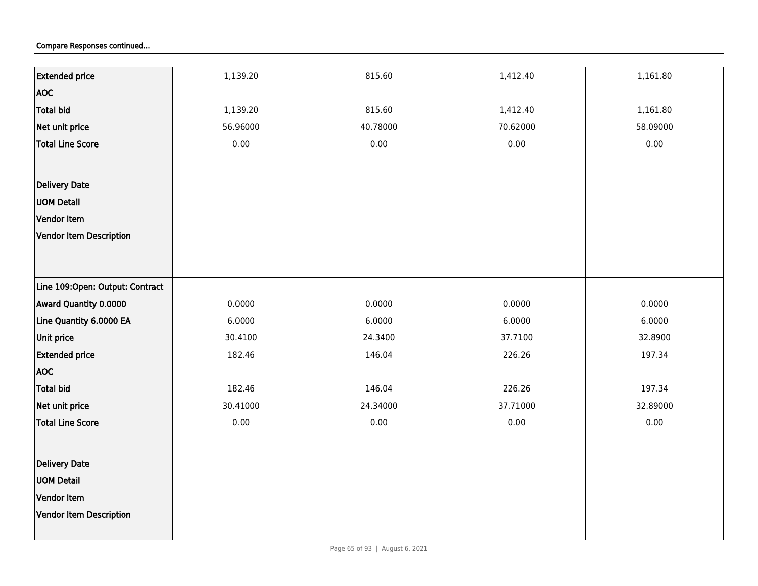Compare Responses continued...

| | | | | |
|---|---|---|---|---|
| **Extended price** | 1,139.20 | 815.60 | 1,412.40 | 1,161.80 |
| **AOC** | | | | |
| **Total bid** | 1,139.20 | 815.60 | 1,412.40 | 1,161.80 |
| **Net unit price** | 56.96000 | 40.78000 | 70.62000 | 58.09000 |
| **Total Line Score** | 0.00 | 0.00 | 0.00 | 0.00 |
| **Delivery Date** | | | | |
| **UOM Detail** | | | | |
| **Vendor Item** | | | | |
| **Vendor Item Description** | | | | |
| **Line 109:Open: Output: Contract** | | | | |
| **Award Quantity 0.0000** | 0.0000 | 0.0000 | 0.0000 | 0.0000 |
| **Line Quantity 6.0000 EA** | 6.0000 | 6.0000 | 6.0000 | 6.0000 |
| **Unit price** | 30.4100 | 24.3400 | 37.7100 | 32.8900 |
| **Extended price** | 182.46 | 146.04 | 226.26 | 197.34 |
| **AOC** | | | | |
| **Total bid** | 182.46 | 146.04 | 226.26 | 197.34 |
| **Net unit price** | 30.41000 | 24.34000 | 37.71000 | 32.89000 |
| **Total Line Score** | 0.00 | 0.00 | 0.00 | 0.00 |
| **Delivery Date** | | | | |
| **UOM Detail** | | | | |
| **Vendor Item** | | | | |
| **Vendor Item Description** | | | | |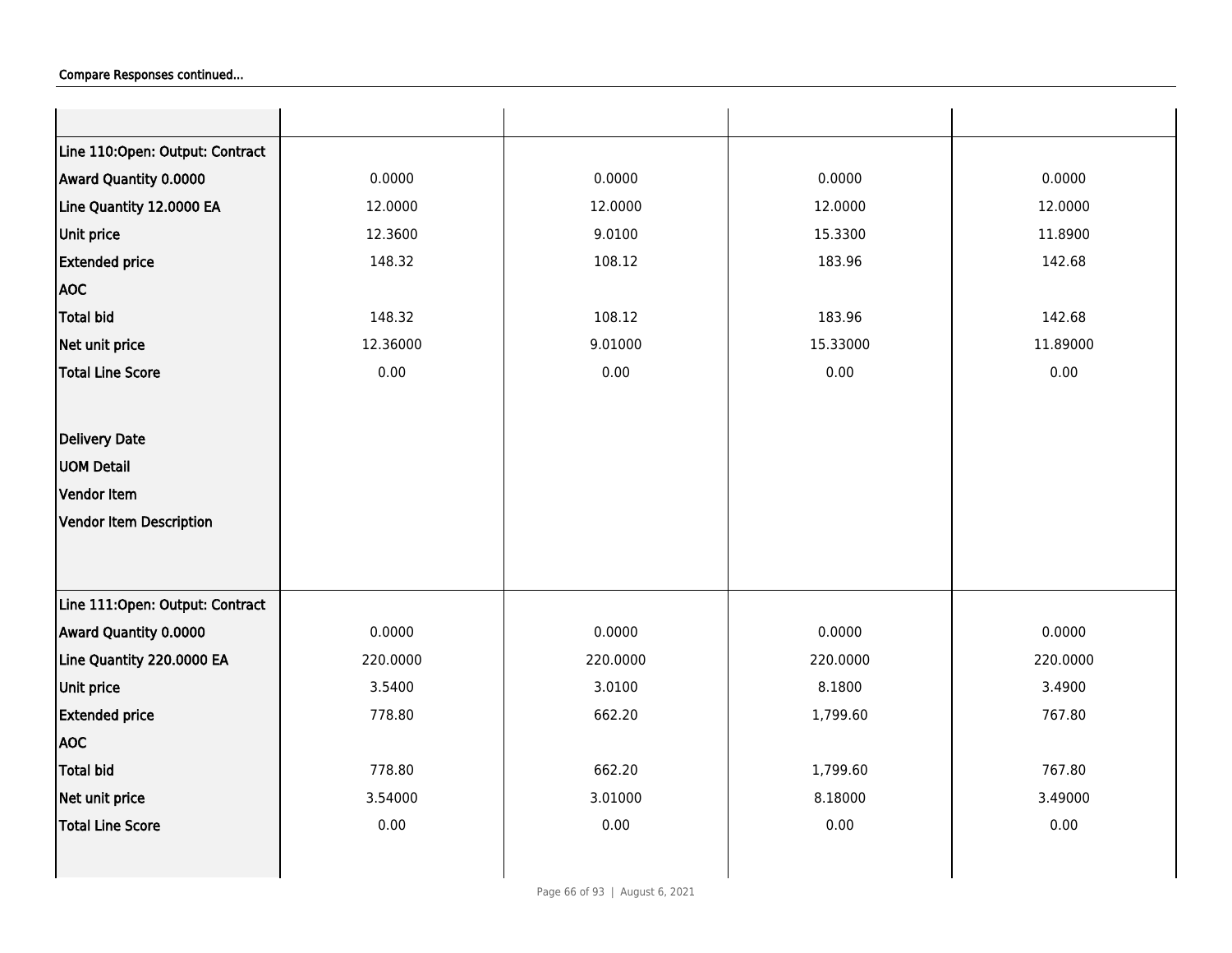Compare Responses continued...

| | | | | |
|---|---|---|---|---|
| **Line 110:Open: Output: Contract** | | | | |
| **Award Quantity 0.0000** | 0.0000 | 0.0000 | 0.0000 | 0.0000 |
| **Line Quantity 12.0000 EA** | 12.0000 | 12.0000 | 12.0000 | 12.0000 |
| **Unit price** | 12.3600 | 9.0100 | 15.3300 | 11.8900 |
| **Extended price** | 148.32 | 108.12 | 183.96 | 142.68 |
| **AOC** | | | | |
| **Total bid** | 148.32 | 108.12 | 183.96 | 142.68 |
| **Net unit price** | 12.36000 | 9.01000 | 15.33000 | 11.89000 |
| **Total Line Score** | 0.00 | 0.00 | 0.00 | 0.00 |
| **Delivery Date** | | | | |
| **UOM Detail** | | | | |
| **Vendor Item** | | | | |
| **Vendor Item Description** | | | | |
| **Line 111:Open: Output: Contract** | | | | |
| **Award Quantity 0.0000** | 0.0000 | 0.0000 | 0.0000 | 0.0000 |
| **Line Quantity 220.0000 EA** | 220.0000 | 220.0000 | 220.0000 | 220.0000 |
| **Unit price** | 3.5400 | 3.0100 | 8.1800 | 3.4900 |
| **Extended price** | 778.80 | 662.20 | 1,799.60 | 767.80 |
| **AOC** | | | | |
| **Total bid** | 778.80 | 662.20 | 1,799.60 | 767.80 |
| **Net unit price** | 3.54000 | 3.01000 | 8.18000 | 3.49000 |
| **Total Line Score** | 0.00 | 0.00 | 0.00 | 0.00 |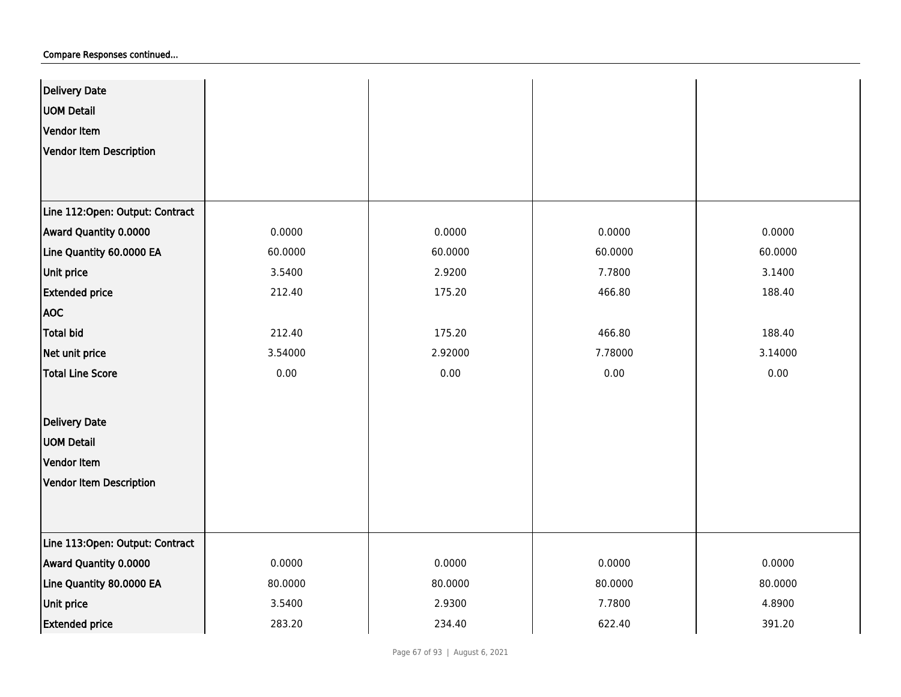Compare Responses continued...

| | | | | |
|---|---|---|---|---|
| **Delivery Date** | | | | |
| **UOM Detail** | | | | |
| **Vendor Item** | | | | |
| **Vendor Item Description** | | | | |
| **Line 112:Open: Output: Contract** | | | | |
| **Award Quantity 0.0000** | 0.0000 | 0.0000 | 0.0000 | 0.0000 |
| **Line Quantity 60.0000 EA** | 60.0000 | 60.0000 | 60.0000 | 60.0000 |
| **Unit price** | 3.5400 | 2.9200 | 7.7800 | 3.1400 |
| **Extended price** | 212.40 | 175.20 | 466.80 | 188.40 |
| **AOC** | | | | |
| **Total bid** | 212.40 | 175.20 | 466.80 | 188.40 |
| **Net unit price** | 3.54000 | 2.92000 | 7.78000 | 3.14000 |
| **Total Line Score** | 0.00 | 0.00 | 0.00 | 0.00 |
| **Delivery Date** | | | | |
| **UOM Detail** | | | | |
| **Vendor Item** | | | | |
| **Vendor Item Description** | | | | |
| **Line 113:Open: Output: Contract** | | | | |
| **Award Quantity 0.0000** | 0.0000 | 0.0000 | 0.0000 | 0.0000 |
| **Line Quantity 80.0000 EA** | 80.0000 | 80.0000 | 80.0000 | 80.0000 |
| **Unit price** | 3.5400 | 2.9300 | 7.7800 | 4.8900 |
| **Extended price** | 283.20 | 234.40 | 622.40 | 391.20 |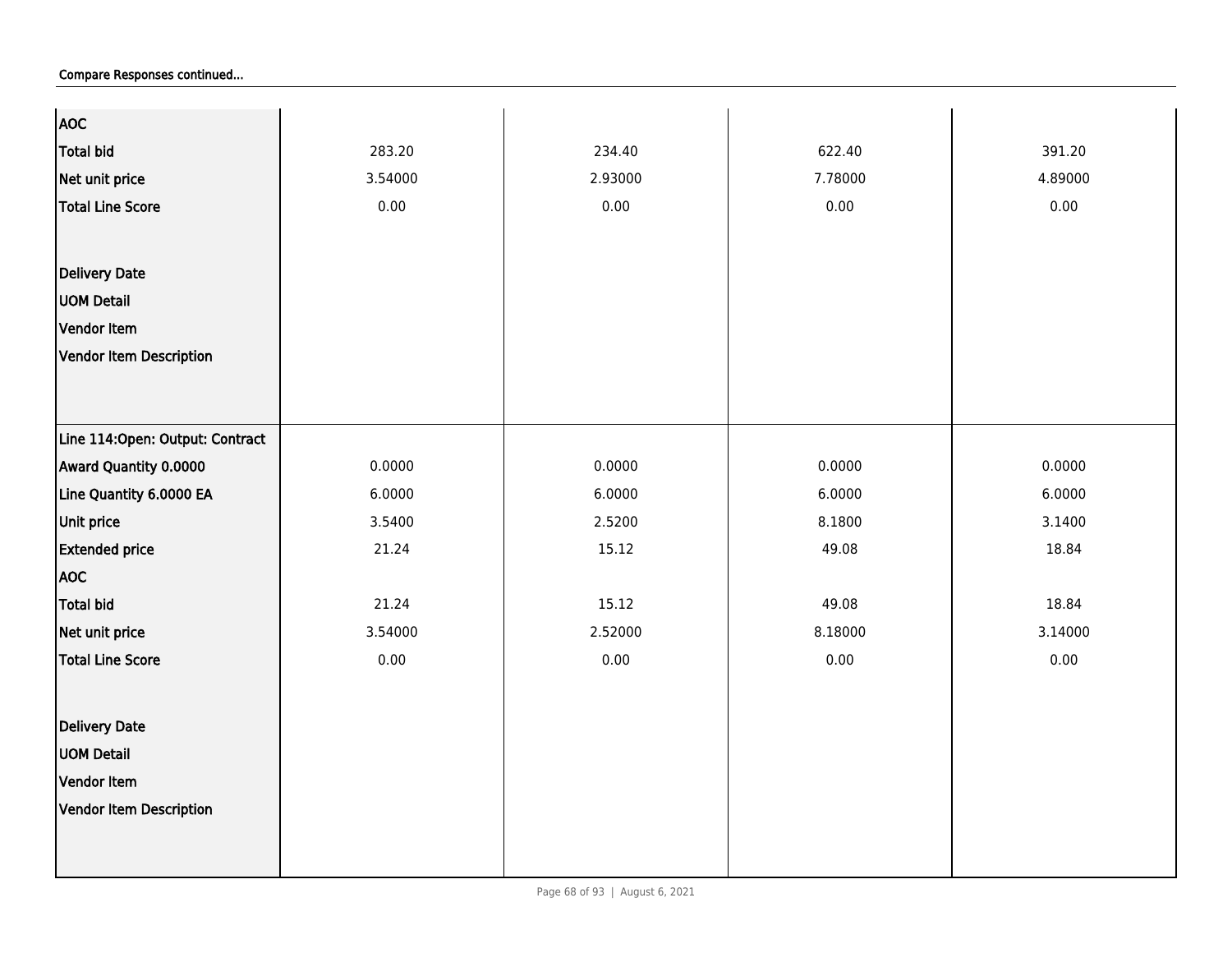Compare Responses continued...

| | | | | |
|---|---|---|---|---|
| AOC | | | | |
| Total bid | 283.20 | 234.40 | 622.40 | 391.20 |
| Net unit price | 3.54000 | 2.93000 | 7.78000 | 4.89000 |
| Total Line Score | 0.00 | 0.00 | 0.00 | 0.00 |
| Delivery Date | | | | |
| UOM Detail | | | | |
| Vendor Item | | | | |
| Vendor Item Description | | | | |
| Line 114:Open: Output: Contract | | | | |
| Award Quantity 0.0000 | 0.0000 | 0.0000 | 0.0000 | 0.0000 |
| Line Quantity 6.0000 EA | 6.0000 | 6.0000 | 6.0000 | 6.0000 |
| Unit price | 3.5400 | 2.5200 | 8.1800 | 3.1400 |
| Extended price | 21.24 | 15.12 | 49.08 | 18.84 |
| AOC | | | | |
| Total bid | 21.24 | 15.12 | 49.08 | 18.84 |
| Net unit price | 3.54000 | 2.52000 | 8.18000 | 3.14000 |
| Total Line Score | 0.00 | 0.00 | 0.00 | 0.00 |
| Delivery Date | | | | |
| UOM Detail | | | | |
| Vendor Item | | | | |
| Vendor Item Description | | | | |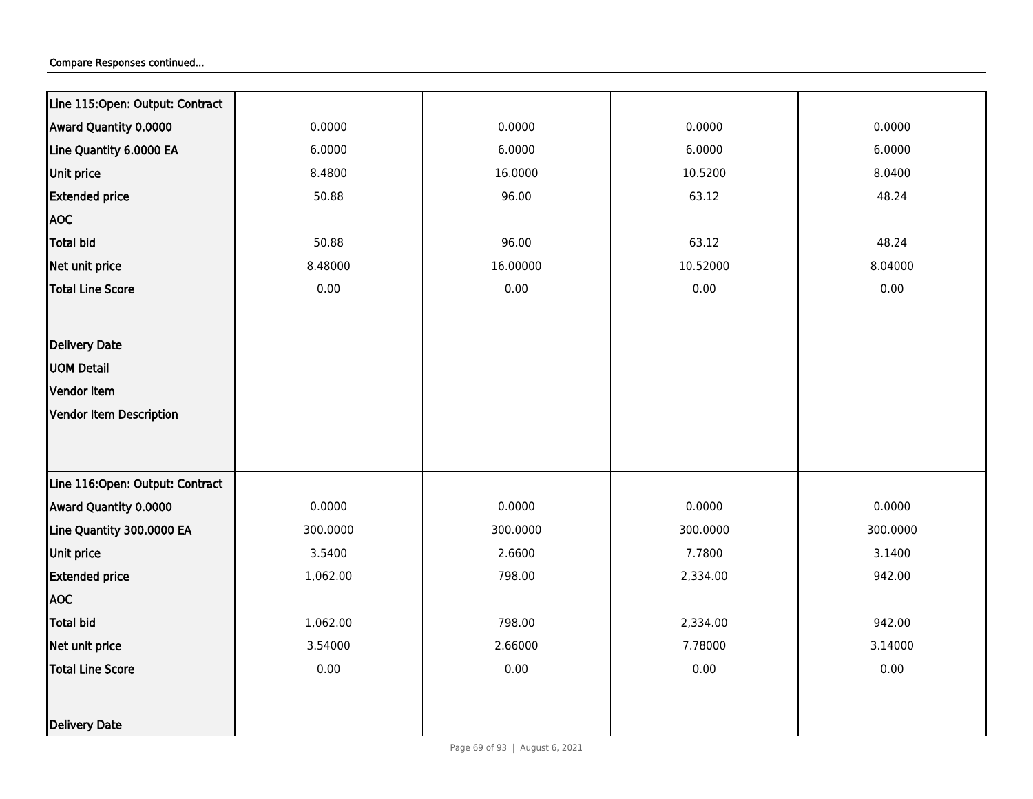Compare Responses continued...

| Line 115:Open: Output: Contract | | | | |
|---|---|---|---|---|
| Award Quantity 0.0000 | 0.0000 | 0.0000 | 0.0000 | 0.0000 |
| Line Quantity 6.0000 EA | 6.0000 | 6.0000 | 6.0000 | 6.0000 |
| Unit price | 8.4800 | 16.0000 | 10.5200 | 8.0400 |
| Extended price | 50.88 | 96.00 | 63.12 | 48.24 |
| AOC | | | | |
| Total bid | 50.88 | 96.00 | 63.12 | 48.24 |
| Net unit price | 8.48000 | 16.00000 | 10.52000 | 8.04000 |
| Total Line Score | 0.00 | 0.00 | 0.00 | 0.00 |
| Delivery Date | | | | |
| UOM Detail | | | | |
| Vendor Item | | | | |
| Vendor Item Description | | | | |
| Line 116:Open: Output: Contract | | | | |
| Award Quantity 0.0000 | 0.0000 | 0.0000 | 0.0000 | 0.0000 |
| Line Quantity 300.0000 EA | 300.0000 | 300.0000 | 300.0000 | 300.0000 |
| Unit price | 3.5400 | 2.6600 | 7.7800 | 3.1400 |
| Extended price | 1,062.00 | 798.00 | 2,334.00 | 942.00 |
| AOC | | | | |
| Total bid | 1,062.00 | 798.00 | 2,334.00 | 942.00 |
| Net unit price | 3.54000 | 2.66000 | 7.78000 | 3.14000 |
| Total Line Score | 0.00 | 0.00 | 0.00 | 0.00 |
| Delivery Date | | | | |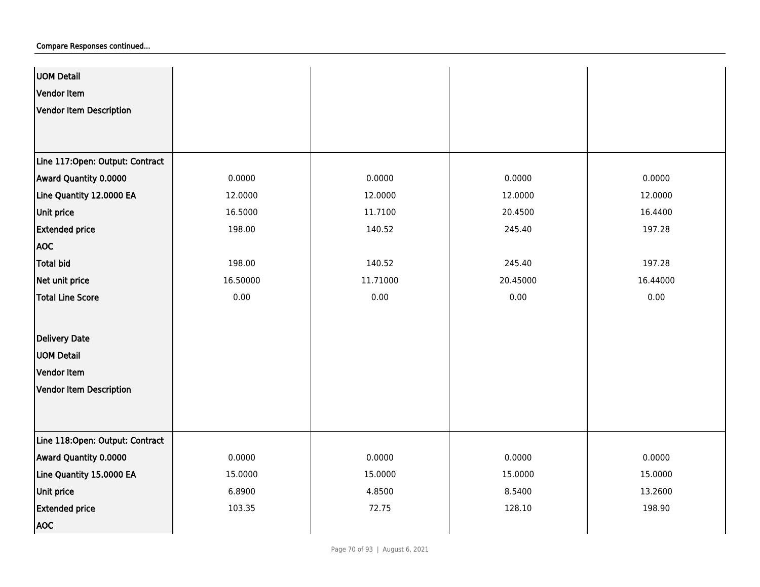Compare Responses continued...

| | | | | |
|---|---|---|---|---|
| UOM Detail | | | | |
| Vendor Item | | | | |
| Vendor Item Description | | | | |
| **Line 117:Open: Output: Contract** | | | | |
| Award Quantity 0.0000 | 0.0000 | 0.0000 | 0.0000 | 0.0000 |
| Line Quantity 12.0000 EA | 12.0000 | 12.0000 | 12.0000 | 12.0000 |
| Unit price | 16.5000 | 11.7100 | 20.4500 | 16.4400 |
| Extended price | 198.00 | 140.52 | 245.40 | 197.28 |
| AOC | | | | |
| Total bid | 198.00 | 140.52 | 245.40 | 197.28 |
| Net unit price | 16.50000 | 11.71000 | 20.45000 | 16.44000 |
| Total Line Score | 0.00 | 0.00 | 0.00 | 0.00 |
| Delivery Date | | | | |
| UOM Detail | | | | |
| Vendor Item | | | | |
| Vendor Item Description | | | | |
| **Line 118:Open: Output: Contract** | | | | |
| Award Quantity 0.0000 | 0.0000 | 0.0000 | 0.0000 | 0.0000 |
| Line Quantity 15.0000 EA | 15.0000 | 15.0000 | 15.0000 | 15.0000 |
| Unit price | 6.8900 | 4.8500 | 8.5400 | 13.2600 |
| Extended price | 103.35 | 72.75 | 128.10 | 198.90 |
| AOC | | | | |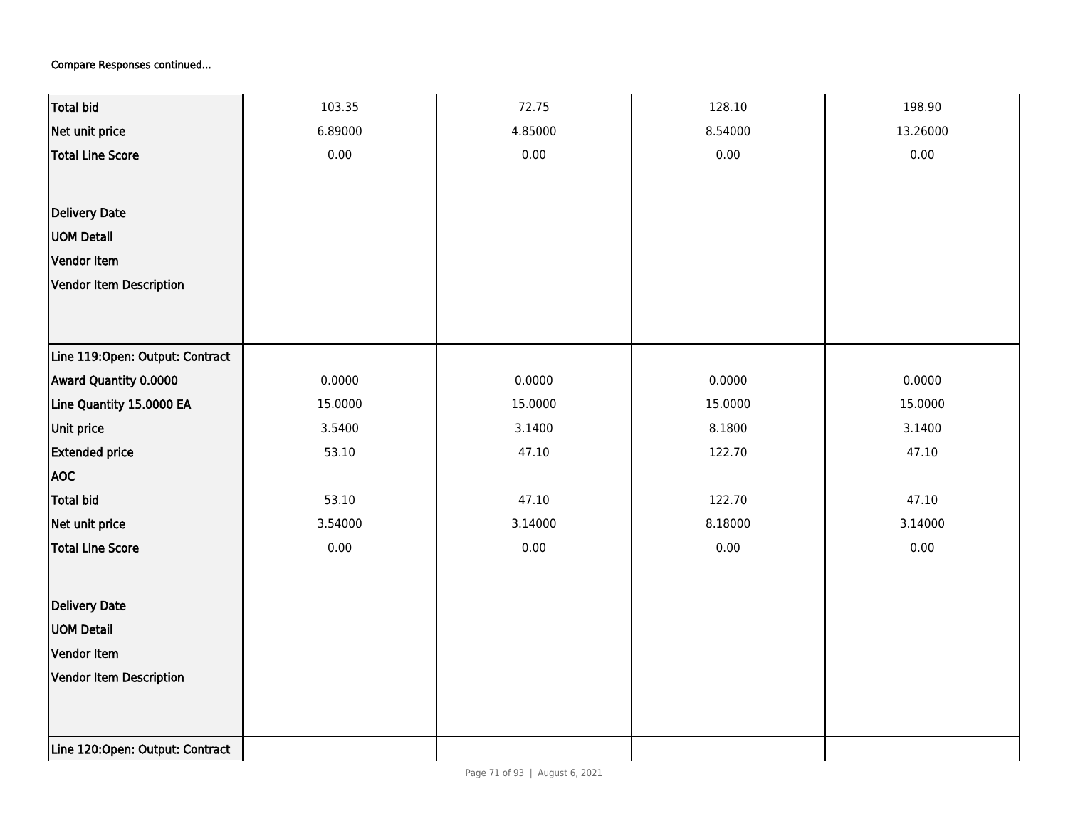Compare Responses continued...

| | | | | |
|---|---|---|---|---|
| Total bid | 103.35 | 72.75 | 128.10 | 198.90 |
| Net unit price | 6.89000 | 4.85000 | 8.54000 | 13.26000 |
| Total Line Score | 0.00 | 0.00 | 0.00 | 0.00 |
| Delivery Date | | | | |
| UOM Detail | | | | |
| Vendor Item | | | | |
| Vendor Item Description | | | | |
| Line 119:Open: Output: Contract | | | | |
| Award Quantity 0.0000 | 0.0000 | 0.0000 | 0.0000 | 0.0000 |
| Line Quantity 15.0000 EA | 15.0000 | 15.0000 | 15.0000 | 15.0000 |
| Unit price | 3.5400 | 3.1400 | 8.1800 | 3.1400 |
| Extended price | 53.10 | 47.10 | 122.70 | 47.10 |
| AOC | | | | |
| Total bid | 53.10 | 47.10 | 122.70 | 47.10 |
| Net unit price | 3.54000 | 3.14000 | 8.18000 | 3.14000 |
| Total Line Score | 0.00 | 0.00 | 0.00 | 0.00 |
| Delivery Date | | | | |
| UOM Detail | | | | |
| Vendor Item | | | | |
| Vendor Item Description | | | | |
| Line 120:Open: Output: Contract | | | | |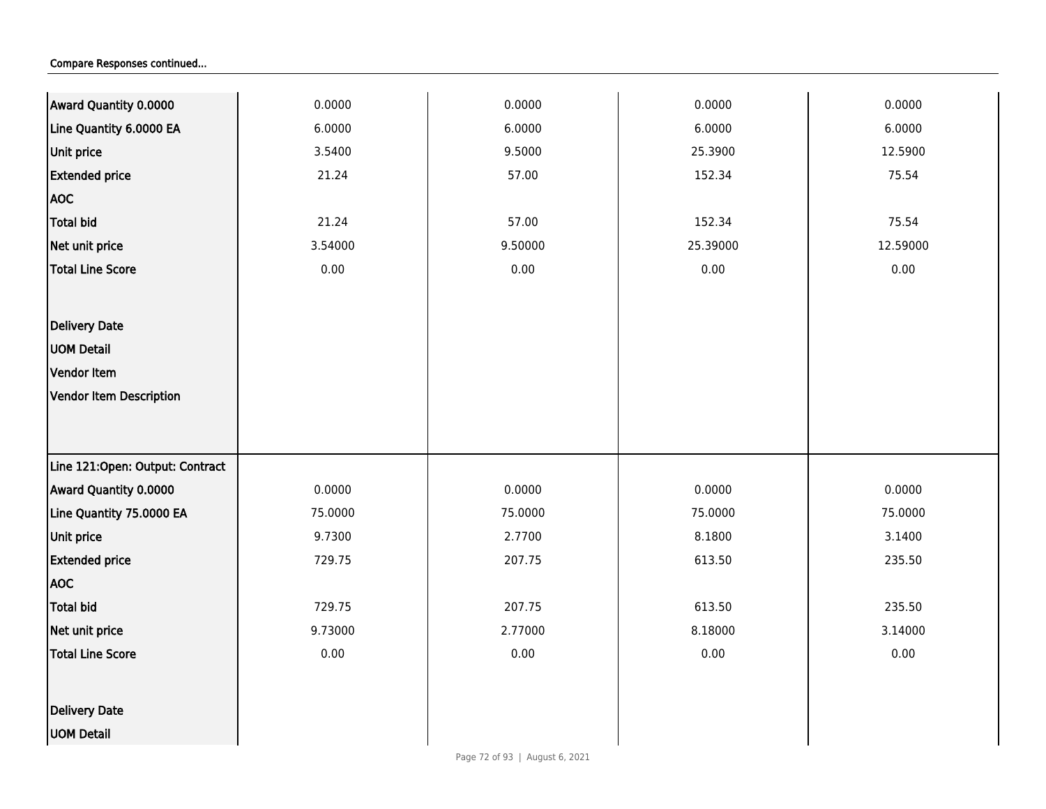Compare Responses continued...

| | | | | |
|---|---|---|---|---|
| Award Quantity 0.0000 | 0.0000 | 0.0000 | 0.0000 | 0.0000 |
| Line Quantity 6.0000 EA | 6.0000 | 6.0000 | 6.0000 | 6.0000 |
| Unit price | 3.5400 | 9.5000 | 25.3900 | 12.5900 |
| Extended price | 21.24 | 57.00 | 152.34 | 75.54 |
| AOC | | | | |
| Total bid | 21.24 | 57.00 | 152.34 | 75.54 |
| Net unit price | 3.54000 | 9.50000 | 25.39000 | 12.59000 |
| Total Line Score | 0.00 | 0.00 | 0.00 | 0.00 |
| Delivery Date | | | | |
| UOM Detail | | | | |
| Vendor Item | | | | |
| Vendor Item Description | | | | |
| Line 121:Open: Output: Contract | | | | |
| Award Quantity 0.0000 | 0.0000 | 0.0000 | 0.0000 | 0.0000 |
| Line Quantity 75.0000 EA | 75.0000 | 75.0000 | 75.0000 | 75.0000 |
| Unit price | 9.7300 | 2.7700 | 8.1800 | 3.1400 |
| Extended price | 729.75 | 207.75 | 613.50 | 235.50 |
| AOC | | | | |
| Total bid | 729.75 | 207.75 | 613.50 | 235.50 |
| Net unit price | 9.73000 | 2.77000 | 8.18000 | 3.14000 |
| Total Line Score | 0.00 | 0.00 | 0.00 | 0.00 |
| Delivery Date | | | | |
| UOM Detail | | | | |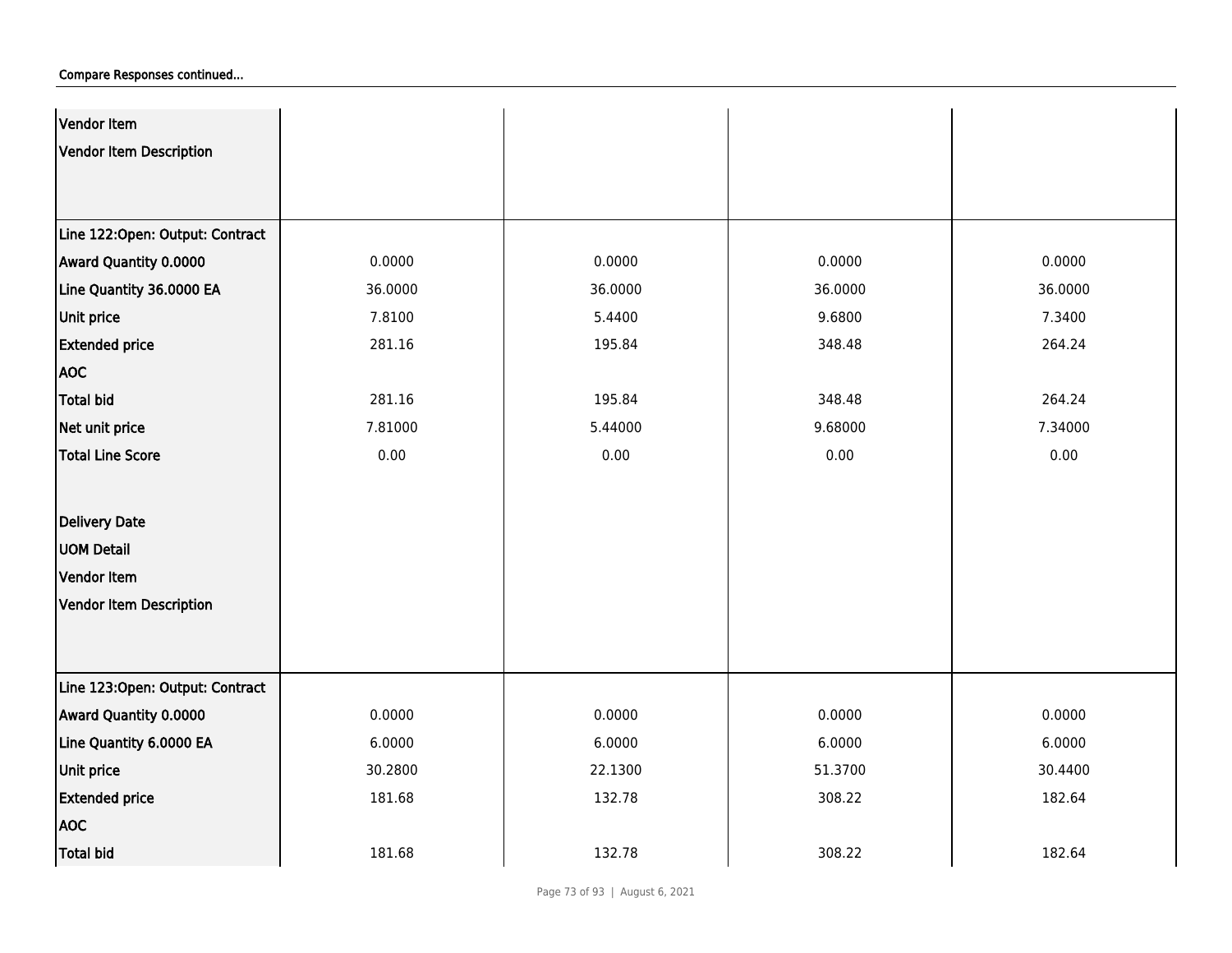Compare Responses continued...

| | | | | |
|---|---|---|---|---|
| Vendor Item | | | | |
| Vendor Item Description | | | | |
| Line 122:Open: Output: Contract | | | | |
| Award Quantity 0.0000 | 0.0000 | 0.0000 | 0.0000 | 0.0000 |
| Line Quantity 36.0000 EA | 36.0000 | 36.0000 | 36.0000 | 36.0000 |
| Unit price | 7.8100 | 5.4400 | 9.6800 | 7.3400 |
| Extended price | 281.16 | 195.84 | 348.48 | 264.24 |
| AOC | | | | |
| Total bid | 281.16 | 195.84 | 348.48 | 264.24 |
| Net unit price | 7.81000 | 5.44000 | 9.68000 | 7.34000 |
| Total Line Score | 0.00 | 0.00 | 0.00 | 0.00 |
| Delivery Date | | | | |
| UOM Detail | | | | |
| Vendor Item | | | | |
| Vendor Item Description | | | | |
| Line 123:Open: Output: Contract | | | | |
| Award Quantity 0.0000 | 0.0000 | 0.0000 | 0.0000 | 0.0000 |
| Line Quantity 6.0000 EA | 6.0000 | 6.0000 | 6.0000 | 6.0000 |
| Unit price | 30.2800 | 22.1300 | 51.3700 | 30.4400 |
| Extended price | 181.68 | 132.78 | 308.22 | 182.64 |
| AOC | | | | |
| Total bid | 181.68 | 132.78 | 308.22 | 182.64 |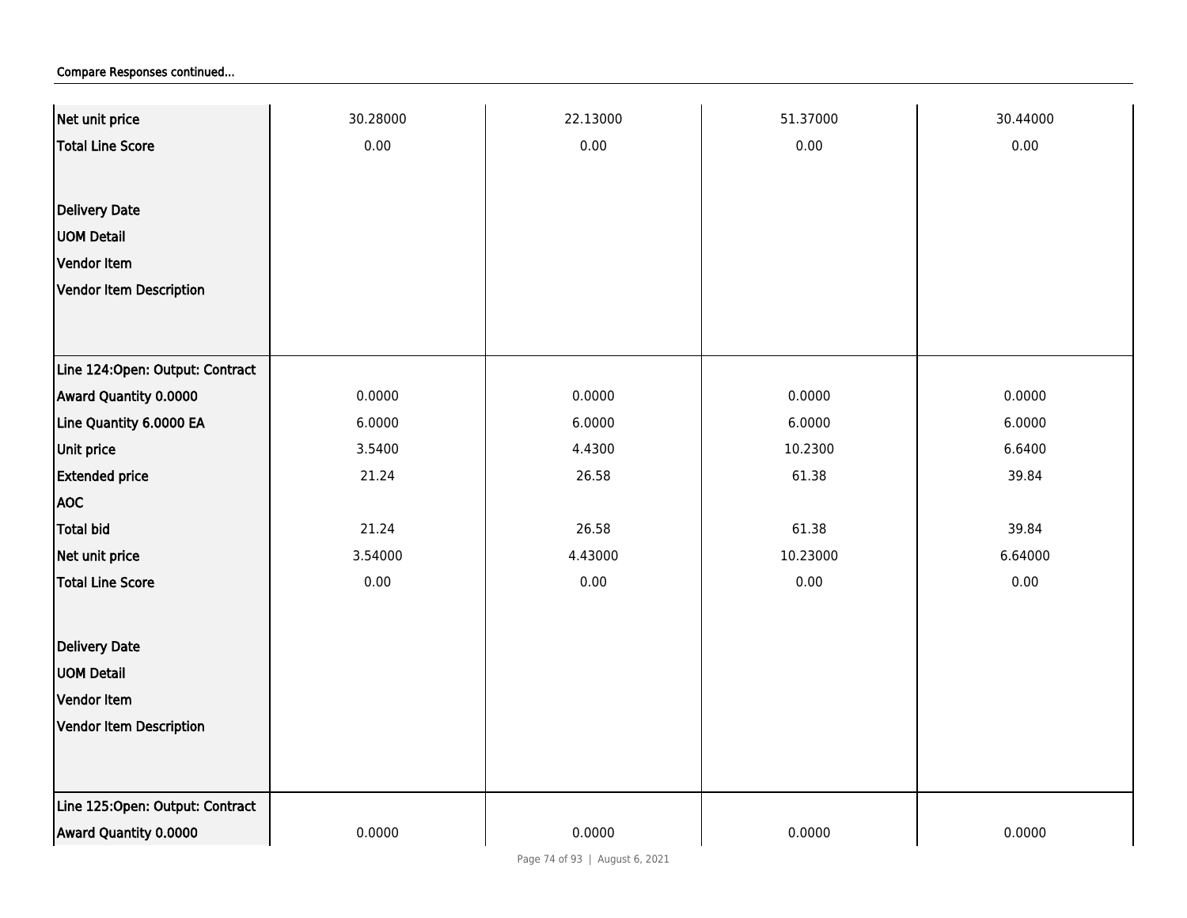Compare Responses continued...

| | | | | |
|---|---|---|---|---|
| Net unit price | 30.28000 | 22.13000 | 51.37000 | 30.44000 |
| Total Line Score | 0.00 | 0.00 | 0.00 | 0.00 |
| Delivery Date | | | | |
| UOM Detail | | | | |
| Vendor Item | | | | |
| Vendor Item Description | | | | |
| **Line 124:Open: Output: Contract** | | | | |
| Award Quantity 0.0000 | 0.0000 | 0.0000 | 0.0000 | 0.0000 |
| Line Quantity 6.0000 EA | 6.0000 | 6.0000 | 6.0000 | 6.0000 |
| Unit price | 3.5400 | 4.4300 | 10.2300 | 6.6400 |
| Extended price | 21.24 | 26.58 | 61.38 | 39.84 |
| AOC | | | | |
| Total bid | 21.24 | 26.58 | 61.38 | 39.84 |
| Net unit price | 3.54000 | 4.43000 | 10.23000 | 6.64000 |
| Total Line Score | 0.00 | 0.00 | 0.00 | 0.00 |
| Delivery Date | | | | |
| UOM Detail | | | | |
| Vendor Item | | | | |
| Vendor Item Description | | | | |
| **Line 125:Open: Output: Contract** | | | | |
| Award Quantity 0.0000 | 0.0000 | 0.0000 | 0.0000 | 0.0000 |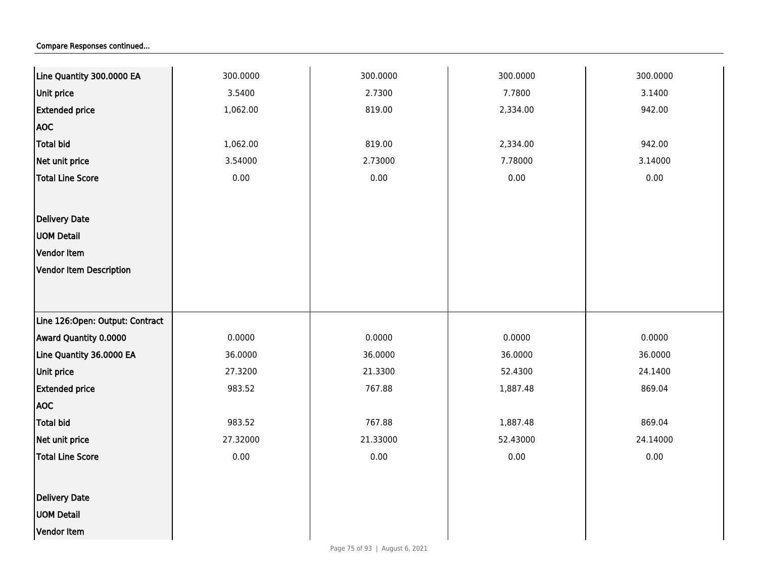Compare Responses continued...

| | | | | |
|---|---|---|---|---|
| Line Quantity 300.0000 EA | 300.0000 | 300.0000 | 300.0000 | 300.0000 |
| Unit price | 3.5400 | 2.7300 | 7.7800 | 3.1400 |
| Extended price | 1,062.00 | 819.00 | 2,334.00 | 942.00 |
| AOC | | | | |
| Total bid | 1,062.00 | 819.00 | 2,334.00 | 942.00 |
| Net unit price | 3.54000 | 2.73000 | 7.78000 | 3.14000 |
| Total Line Score | 0.00 | 0.00 | 0.00 | 0.00 |
| Delivery Date | | | | |
| UOM Detail | | | | |
| Vendor Item | | | | |
| Vendor Item Description | | | | |
| Line 126:Open: Output: Contract | | | | |
| Award Quantity 0.0000 | 0.0000 | 0.0000 | 0.0000 | 0.0000 |
| Line Quantity 36.0000 EA | 36.0000 | 36.0000 | 36.0000 | 36.0000 |
| Unit price | 27.3200 | 21.3300 | 52.4300 | 24.1400 |
| Extended price | 983.52 | 767.88 | 1,887.48 | 869.04 |
| AOC | | | | |
| Total bid | 983.52 | 767.88 | 1,887.48 | 869.04 |
| Net unit price | 27.32000 | 21.33000 | 52.43000 | 24.14000 |
| Total Line Score | 0.00 | 0.00 | 0.00 | 0.00 |
| Delivery Date | | | | |
| UOM Detail | | | | |
| Vendor Item | | | | |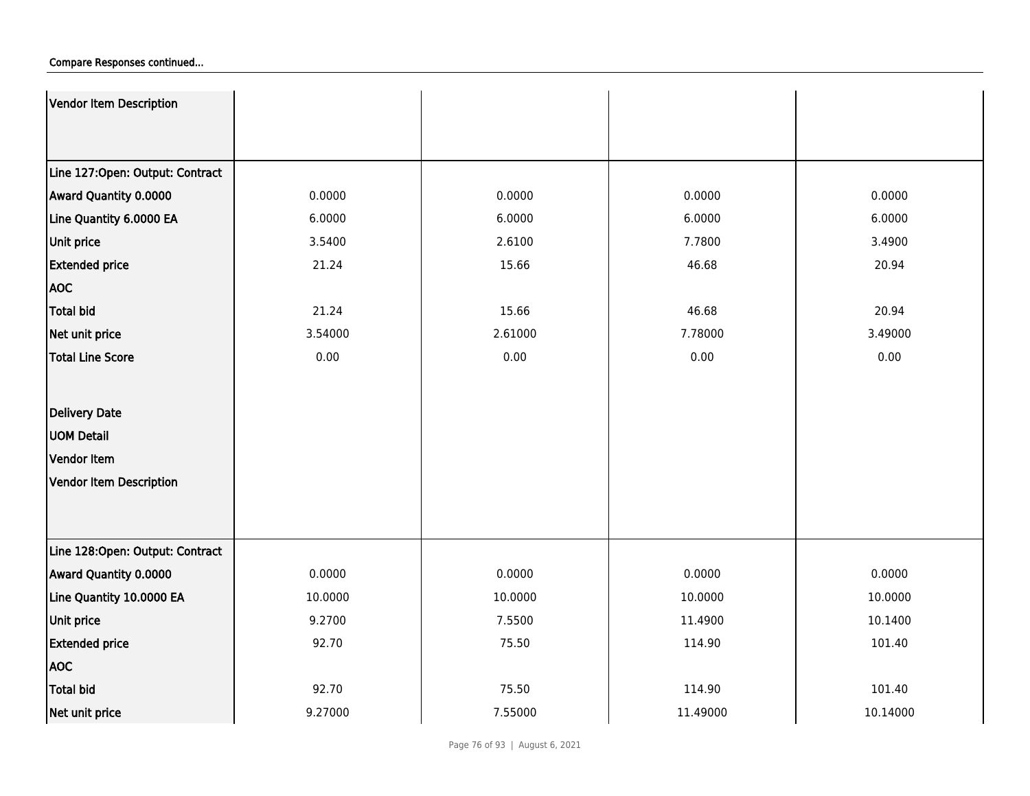Compare Responses continued...

| Vendor Item Description | | | | |
|---|---|---|---|---|
| **Line 127:Open: Output: Contract** | | | | |
| **Award Quantity 0.0000** | 0.0000 | 0.0000 | 0.0000 | 0.0000 |
| **Line Quantity 6.0000 EA** | 6.0000 | 6.0000 | 6.0000 | 6.0000 |
| **Unit price** | 3.5400 | 2.6100 | 7.7800 | 3.4900 |
| **Extended price** | 21.24 | 15.66 | 46.68 | 20.94 |
| **AOC** | | | | |
| **Total bid** | 21.24 | 15.66 | 46.68 | 20.94 |
| **Net unit price** | 3.54000 | 2.61000 | 7.78000 | 3.49000 |
| **Total Line Score** | 0.00 | 0.00 | 0.00 | 0.00 |
| **Delivery Date** | | | | |
| **UOM Detail** | | | | |
| **Vendor Item** | | | | |
| **Vendor Item Description** | | | | |
| **Line 128:Open: Output: Contract** | | | | |
| **Award Quantity 0.0000** | 0.0000 | 0.0000 | 0.0000 | 0.0000 |
| **Line Quantity 10.0000 EA** | 10.0000 | 10.0000 | 10.0000 | 10.0000 |
| **Unit price** | 9.2700 | 7.5500 | 11.4900 | 10.1400 |
| **Extended price** | 92.70 | 75.50 | 114.90 | 101.40 |
| **AOC** | | | | |
| **Total bid** | 92.70 | 75.50 | 114.90 | 101.40 |
| **Net unit price** | 9.27000 | 7.55000 | 11.49000 | 10.14000 |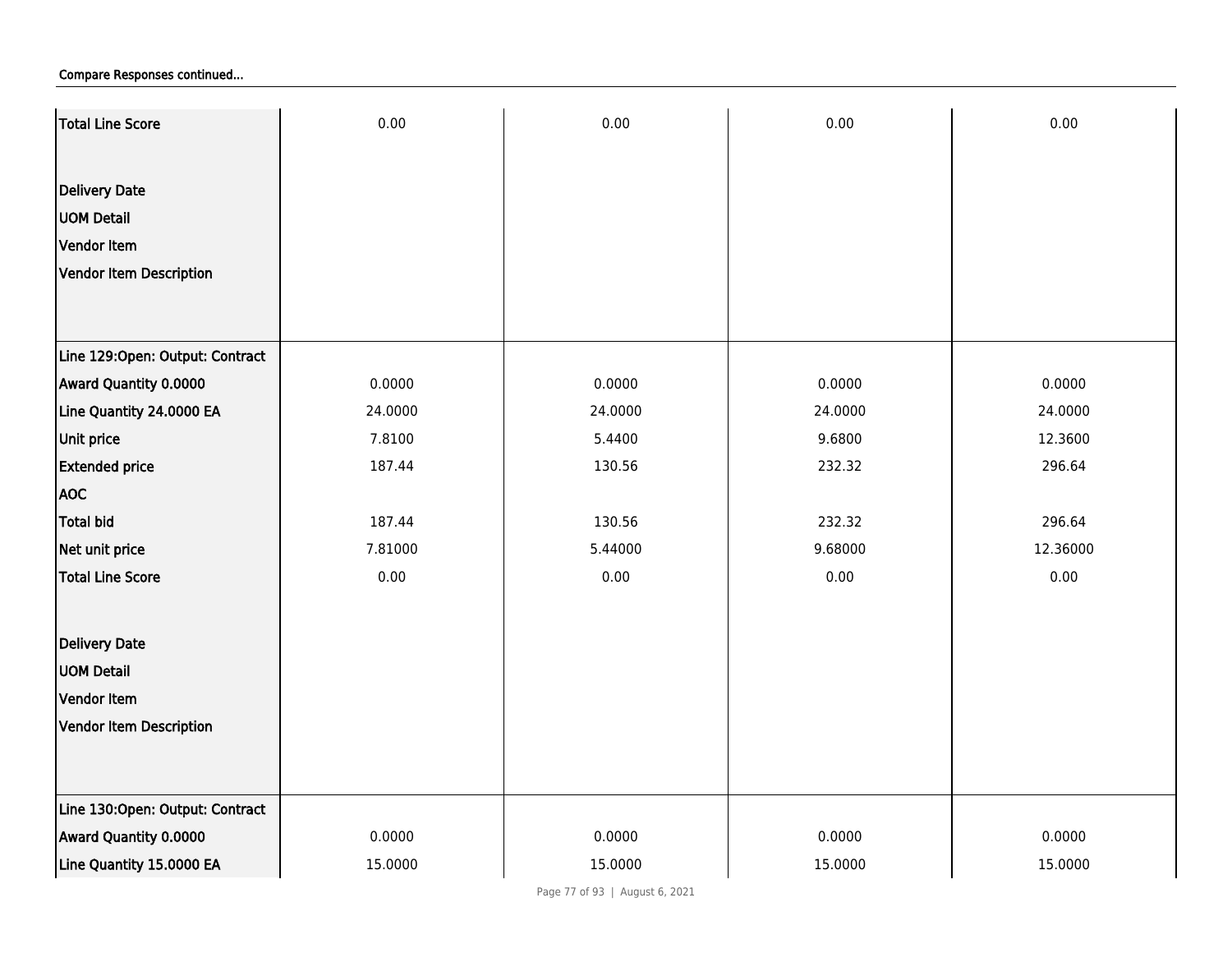Compare Responses continued...

| | | | | |
|---|---|---|---|---|
| **Total Line Score** | 0.00 | 0.00 | 0.00 | 0.00 |
| **Delivery Date** | | | | |
| **UOM Detail** | | | | |
| **Vendor Item** | | | | |
| **Vendor Item Description** | | | | |
| **Line 129:Open: Output: Contract** | | | | |
| **Award Quantity 0.0000** | 0.0000 | 0.0000 | 0.0000 | 0.0000 |
| **Line Quantity 24.0000 EA** | 24.0000 | 24.0000 | 24.0000 | 24.0000 |
| **Unit price** | 7.8100 | 5.4400 | 9.6800 | 12.3600 |
| **Extended price** | 187.44 | 130.56 | 232.32 | 296.64 |
| **AOC** | | | | |
| **Total bid** | 187.44 | 130.56 | 232.32 | 296.64 |
| **Net unit price** | 7.81000 | 5.44000 | 9.68000 | 12.36000 |
| **Total Line Score** | 0.00 | 0.00 | 0.00 | 0.00 |
| **Delivery Date** | | | | |
| **UOM Detail** | | | | |
| **Vendor Item** | | | | |
| **Vendor Item Description** | | | | |
| **Line 130:Open: Output: Contract** | | | | |
| **Award Quantity 0.0000** | 0.0000 | 0.0000 | 0.0000 | 0.0000 |
| **Line Quantity 15.0000 EA** | 15.0000 | 15.0000 | 15.0000 | 15.0000 |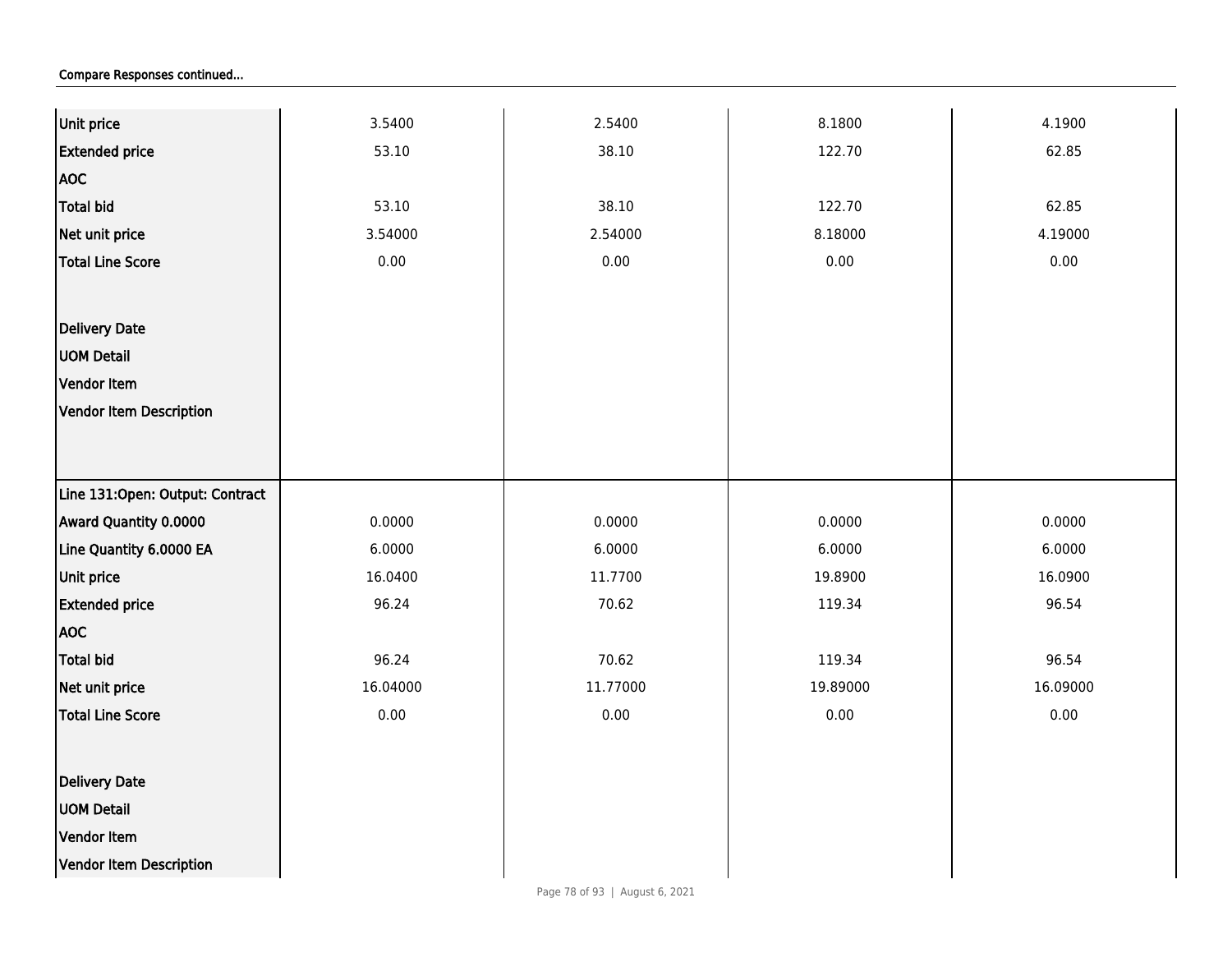Compare Responses continued...

| | | | | |
|---|---|---|---|---|
| Unit price | 3.5400 | 2.5400 | 8.1800 | 4.1900 |
| Extended price | 53.10 | 38.10 | 122.70 | 62.85 |
| AOC | | | | |
| Total bid | 53.10 | 38.10 | 122.70 | 62.85 |
| Net unit price | 3.54000 | 2.54000 | 8.18000 | 4.19000 |
| Total Line Score | 0.00 | 0.00 | 0.00 | 0.00 |
| Delivery Date | | | | |
| UOM Detail | | | | |
| Vendor Item | | | | |
| Vendor Item Description | | | | |
| Line 131:Open: Output: Contract | | | | |
| Award Quantity 0.0000 | 0.0000 | 0.0000 | 0.0000 | 0.0000 |
| Line Quantity 6.0000 EA | 6.0000 | 6.0000 | 6.0000 | 6.0000 |
| Unit price | 16.0400 | 11.7700 | 19.8900 | 16.0900 |
| Extended price | 96.24 | 70.62 | 119.34 | 96.54 |
| AOC | | | | |
| Total bid | 96.24 | 70.62 | 119.34 | 96.54 |
| Net unit price | 16.04000 | 11.77000 | 19.89000 | 16.09000 |
| Total Line Score | 0.00 | 0.00 | 0.00 | 0.00 |
| Delivery Date | | | | |
| UOM Detail | | | | |
| Vendor Item | | | | |
| Vendor Item Description | | | | |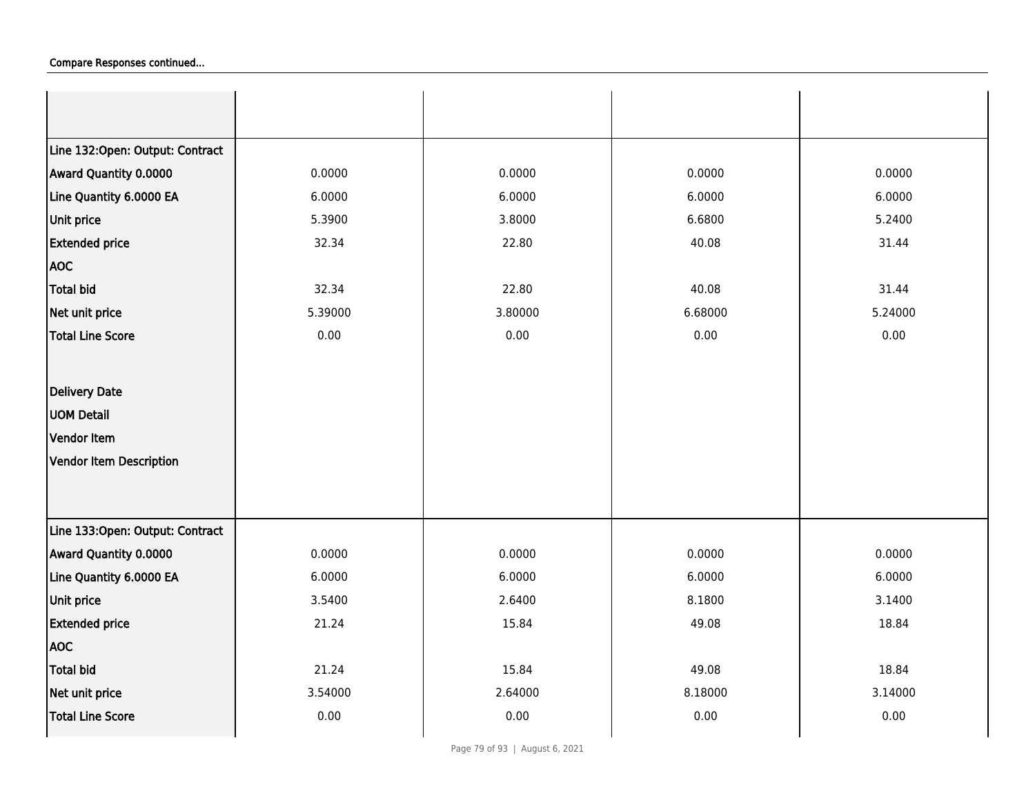Compare Responses continued...

| | | | | |
|---|---|---|---|---|
| | | | | |
| **Line 132:Open: Output: Contract** | | | | |
| **Award Quantity 0.0000** | 0.0000 | 0.0000 | 0.0000 | 0.0000 |
| **Line Quantity 6.0000 EA** | 6.0000 | 6.0000 | 6.0000 | 6.0000 |
| **Unit price** | 5.3900 | 3.8000 | 6.6800 | 5.2400 |
| **Extended price** | 32.34 | 22.80 | 40.08 | 31.44 |
| **AOC** | | | | |
| **Total bid** | 32.34 | 22.80 | 40.08 | 31.44 |
| **Net unit price** | 5.39000 | 3.80000 | 6.68000 | 5.24000 |
| **Total Line Score** | 0.00 | 0.00 | 0.00 | 0.00 |
| **Delivery Date** | | | | |
| **UOM Detail** | | | | |
| **Vendor Item** | | | | |
| **Vendor Item Description** | | | | |
| **Line 133:Open: Output: Contract** | | | | |
| **Award Quantity 0.0000** | 0.0000 | 0.0000 | 0.0000 | 0.0000 |
| **Line Quantity 6.0000 EA** | 6.0000 | 6.0000 | 6.0000 | 6.0000 |
| **Unit price** | 3.5400 | 2.6400 | 8.1800 | 3.1400 |
| **Extended price** | 21.24 | 15.84 | 49.08 | 18.84 |
| **AOC** | | | | |
| **Total bid** | 21.24 | 15.84 | 49.08 | 18.84 |
| **Net unit price** | 3.54000 | 2.64000 | 8.18000 | 3.14000 |
| **Total Line Score** | 0.00 | 0.00 | 0.00 | 0.00 |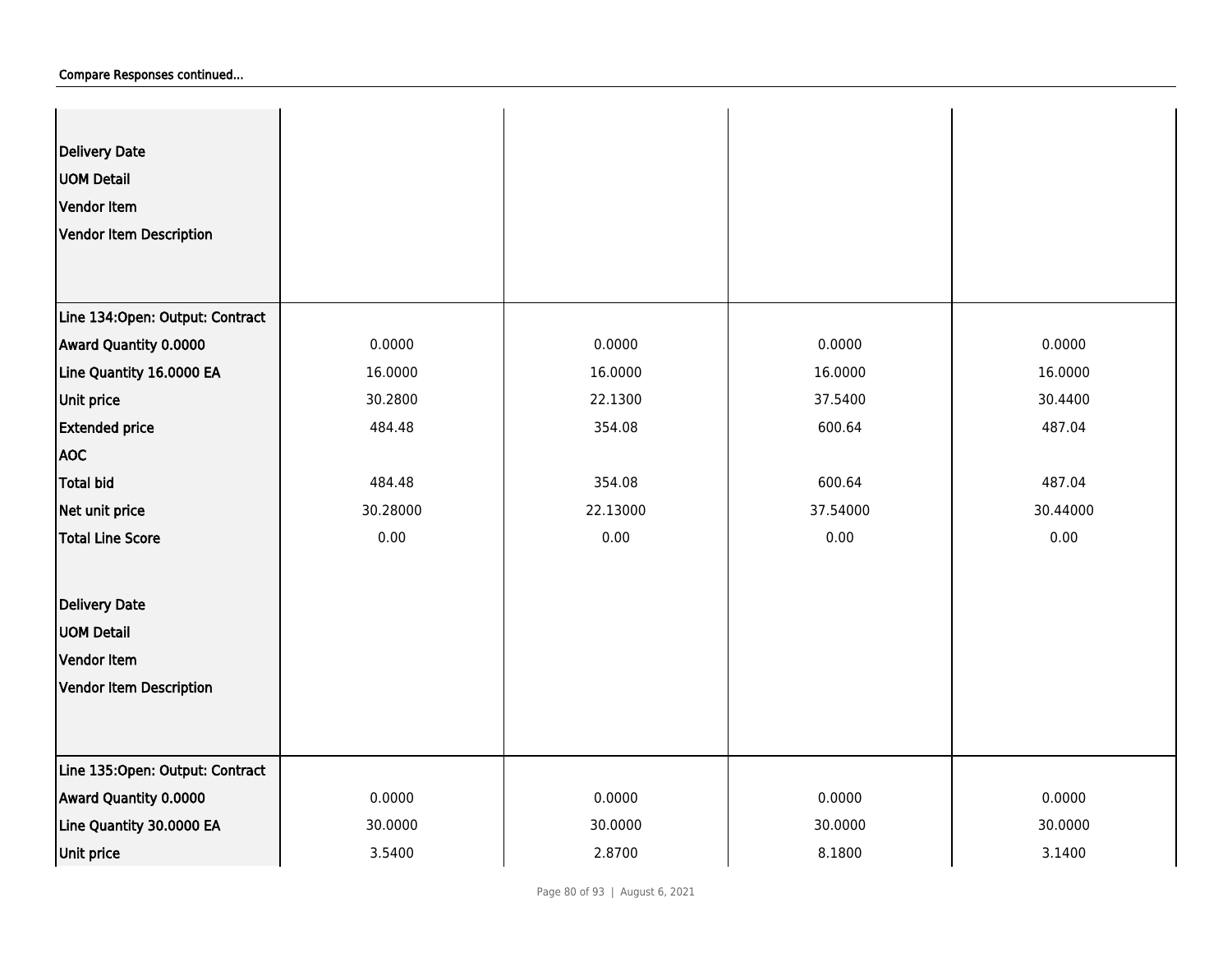Compare Responses continued...

| | | | | |
|---|---|---|---|---|
| Delivery Date | | | | |
| UOM Detail | | | | |
| Vendor Item | | | | |
| Vendor Item Description | | | | |
| **Line 134:Open: Output: Contract** | | | | |
| Award Quantity 0.0000 | 0.0000 | 0.0000 | 0.0000 | 0.0000 |
| Line Quantity 16.0000 EA | 16.0000 | 16.0000 | 16.0000 | 16.0000 |
| Unit price | 30.2800 | 22.1300 | 37.5400 | 30.4400 |
| Extended price | 484.48 | 354.08 | 600.64 | 487.04 |
| AOC | | | | |
| Total bid | 484.48 | 354.08 | 600.64 | 487.04 |
| Net unit price | 30.28000 | 22.13000 | 37.54000 | 30.44000 |
| Total Line Score | 0.00 | 0.00 | 0.00 | 0.00 |
| Delivery Date | | | | |
| UOM Detail | | | | |
| Vendor Item | | | | |
| Vendor Item Description | | | | |
| **Line 135:Open: Output: Contract** | | | | |
| Award Quantity 0.0000 | 0.0000 | 0.0000 | 0.0000 | 0.0000 |
| Line Quantity 30.0000 EA | 30.0000 | 30.0000 | 30.0000 | 30.0000 |
| Unit price | 3.5400 | 2.8700 | 8.1800 | 3.1400 |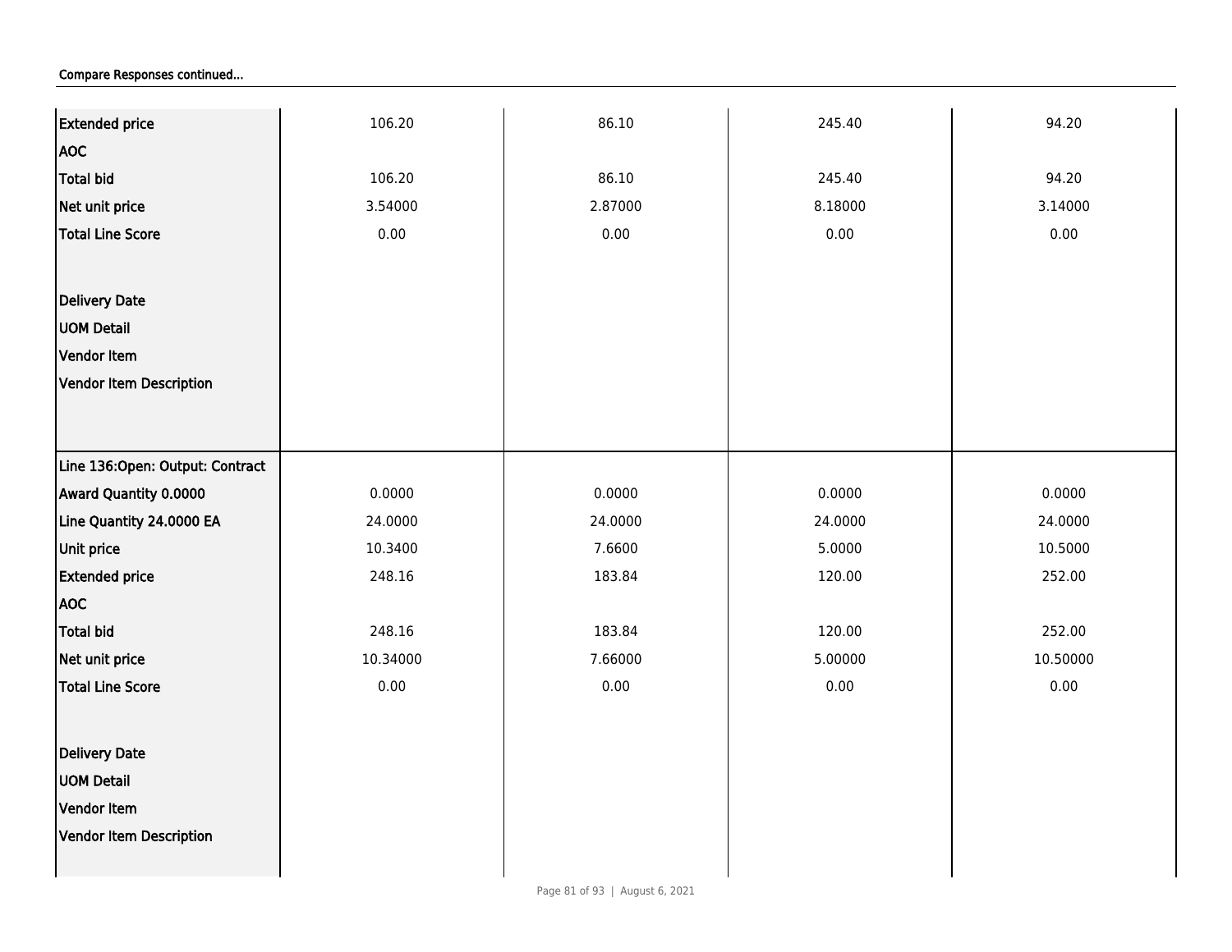Compare Responses continued...

| | | | | |
|---|---|---|---|---|
| Extended price | 106.20 | 86.10 | 245.40 | 94.20 |
| AOC | | | | |
| Total bid | 106.20 | 86.10 | 245.40 | 94.20 |
| Net unit price | 3.54000 | 2.87000 | 8.18000 | 3.14000 |
| Total Line Score | 0.00 | 0.00 | 0.00 | 0.00 |
| Delivery Date | | | | |
| UOM Detail | | | | |
| Vendor Item | | | | |
| Vendor Item Description | | | | |

| | | | | |
|---|---|---|---|---|
| Line 136:Open: Output: Contract | | | | |
| Award Quantity 0.0000 | 0.0000 | 0.0000 | 0.0000 | 0.0000 |
| Line Quantity 24.0000 EA | 24.0000 | 24.0000 | 24.0000 | 24.0000 |
| Unit price | 10.3400 | 7.6600 | 5.0000 | 10.5000 |
| Extended price | 248.16 | 183.84 | 120.00 | 252.00 |
| AOC | | | | |
| Total bid | 248.16 | 183.84 | 120.00 | 252.00 |
| Net unit price | 10.34000 | 7.66000 | 5.00000 | 10.50000 |
| Total Line Score | 0.00 | 0.00 | 0.00 | 0.00 |
| Delivery Date | | | | |
| UOM Detail | | | | |
| Vendor Item | | | | |
| Vendor Item Description | | | | |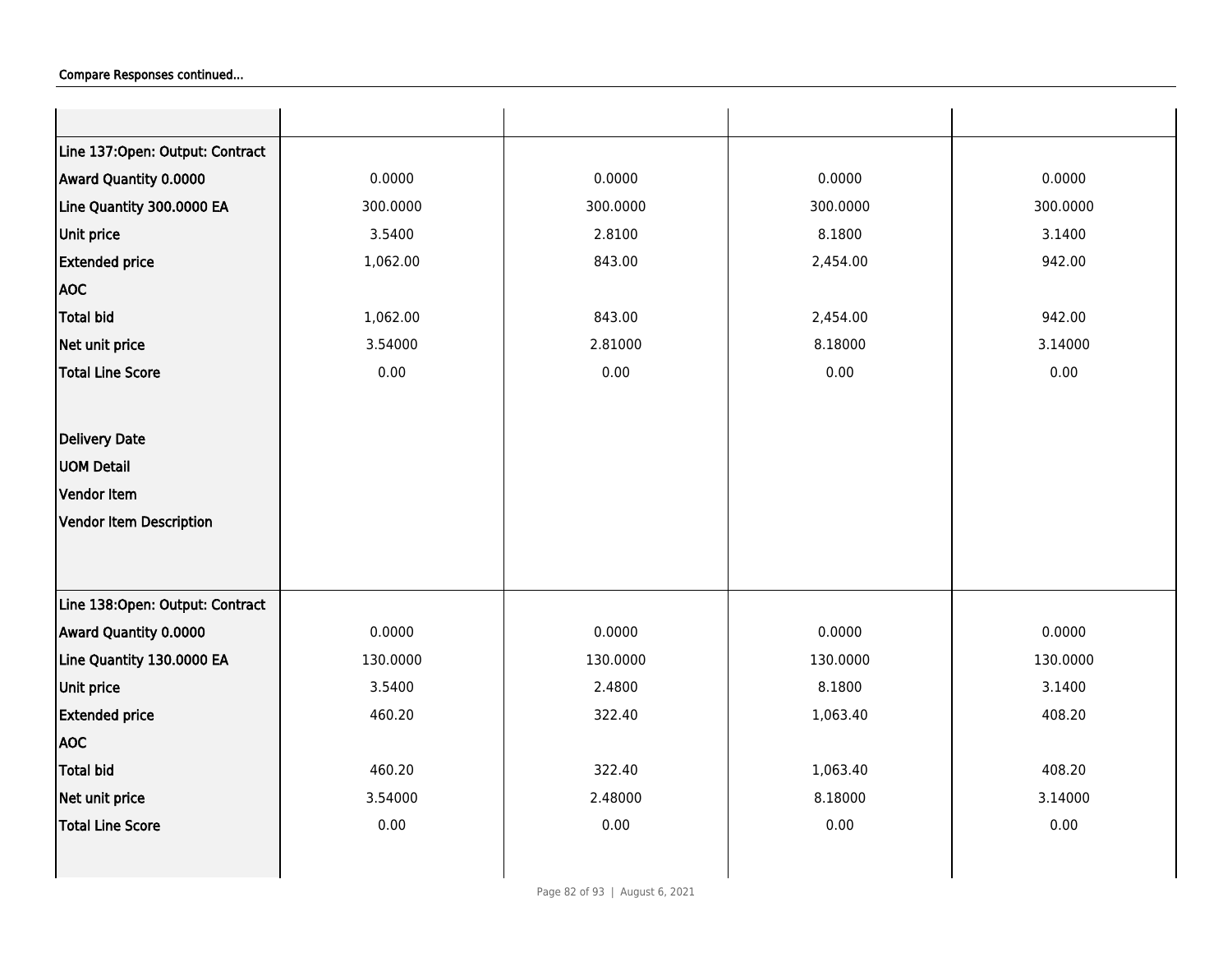Compare Responses continued...

| | | | | |
|---|---|---|---|---|
| **Line 137:Open: Output: Contract** | | | | |
| **Award Quantity 0.0000** | 0.0000 | 0.0000 | 0.0000 | 0.0000 |
| **Line Quantity 300.0000 EA** | 300.0000 | 300.0000 | 300.0000 | 300.0000 |
| **Unit price** | 3.5400 | 2.8100 | 8.1800 | 3.1400 |
| **Extended price** | 1,062.00 | 843.00 | 2,454.00 | 942.00 |
| **AOC** | | | | |
| **Total bid** | 1,062.00 | 843.00 | 2,454.00 | 942.00 |
| **Net unit price** | 3.54000 | 2.81000 | 8.18000 | 3.14000 |
| **Total Line Score** | 0.00 | 0.00 | 0.00 | 0.00 |
| **Delivery Date** | | | | |
| **UOM Detail** | | | | |
| **Vendor Item** | | | | |
| **Vendor Item Description** | | | | |
| **Line 138:Open: Output: Contract** | | | | |
| **Award Quantity 0.0000** | 0.0000 | 0.0000 | 0.0000 | 0.0000 |
| **Line Quantity 130.0000 EA** | 130.0000 | 130.0000 | 130.0000 | 130.0000 |
| **Unit price** | 3.5400 | 2.4800 | 8.1800 | 3.1400 |
| **Extended price** | 460.20 | 322.40 | 1,063.40 | 408.20 |
| **AOC** | | | | |
| **Total bid** | 460.20 | 322.40 | 1,063.40 | 408.20 |
| **Net unit price** | 3.54000 | 2.48000 | 8.18000 | 3.14000 |
| **Total Line Score** | 0.00 | 0.00 | 0.00 | 0.00 |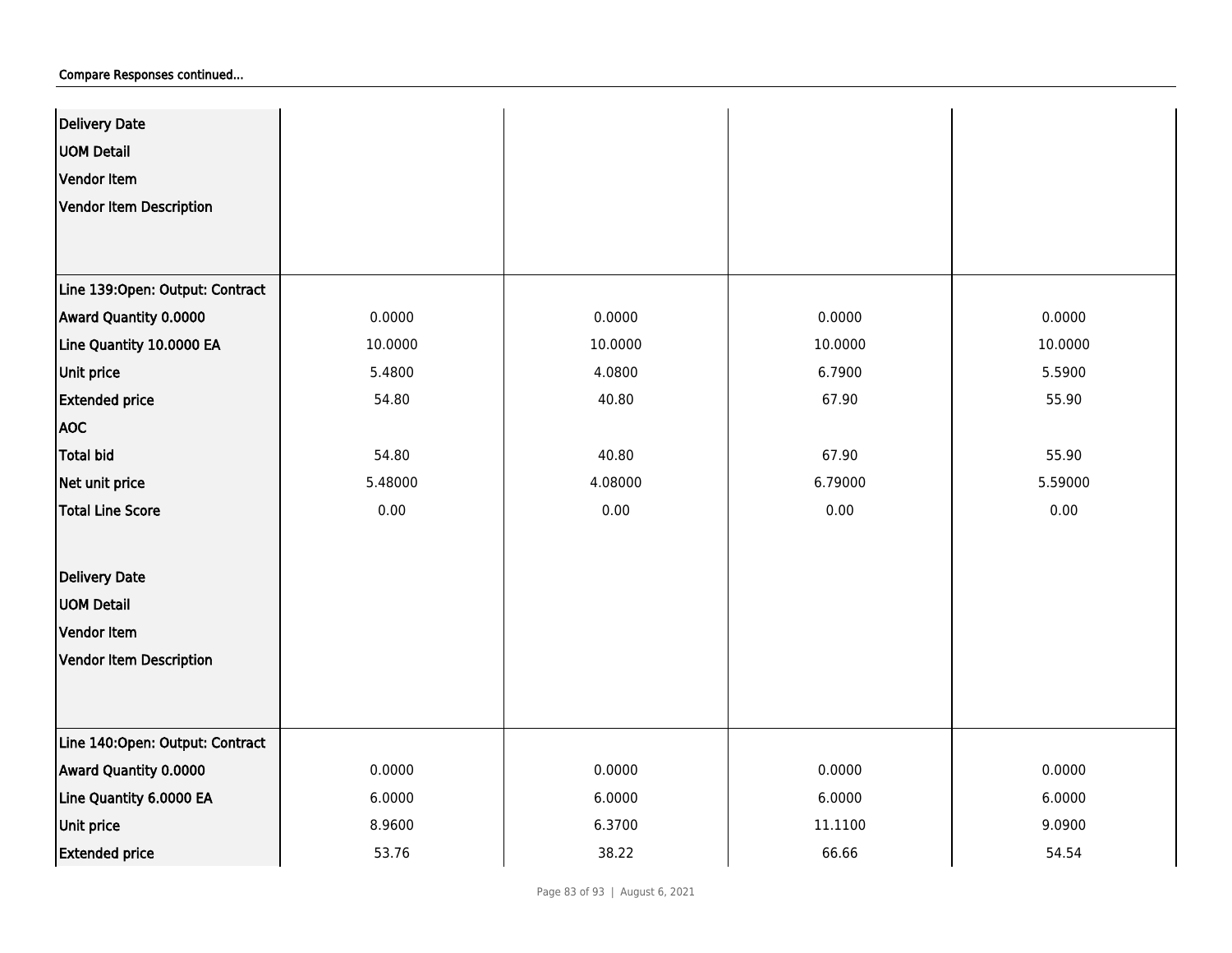Compare Responses continued...

| | | | | |
|---|---|---|---|---|
| Delivery Date | | | | |
| UOM Detail | | | | |
| Vendor Item | | | | |
| Vendor Item Description | | | | |
| **Line 139:Open: Output: Contract** | | | | |
| Award Quantity 0.0000 | 0.0000 | 0.0000 | 0.0000 | 0.0000 |
| Line Quantity 10.0000 EA | 10.0000 | 10.0000 | 10.0000 | 10.0000 |
| Unit price | 5.4800 | 4.0800 | 6.7900 | 5.5900 |
| Extended price | 54.80 | 40.80 | 67.90 | 55.90 |
| AOC | | | | |
| Total bid | 54.80 | 40.80 | 67.90 | 55.90 |
| Net unit price | 5.48000 | 4.08000 | 6.79000 | 5.59000 |
| Total Line Score | 0.00 | 0.00 | 0.00 | 0.00 |
| Delivery Date | | | | |
| UOM Detail | | | | |
| Vendor Item | | | | |
| Vendor Item Description | | | | |
| **Line 140:Open: Output: Contract** | | | | |
| Award Quantity 0.0000 | 0.0000 | 0.0000 | 0.0000 | 0.0000 |
| Line Quantity 6.0000 EA | 6.0000 | 6.0000 | 6.0000 | 6.0000 |
| Unit price | 8.9600 | 6.3700 | 11.1100 | 9.0900 |
| Extended price | 53.76 | 38.22 | 66.66 | 54.54 |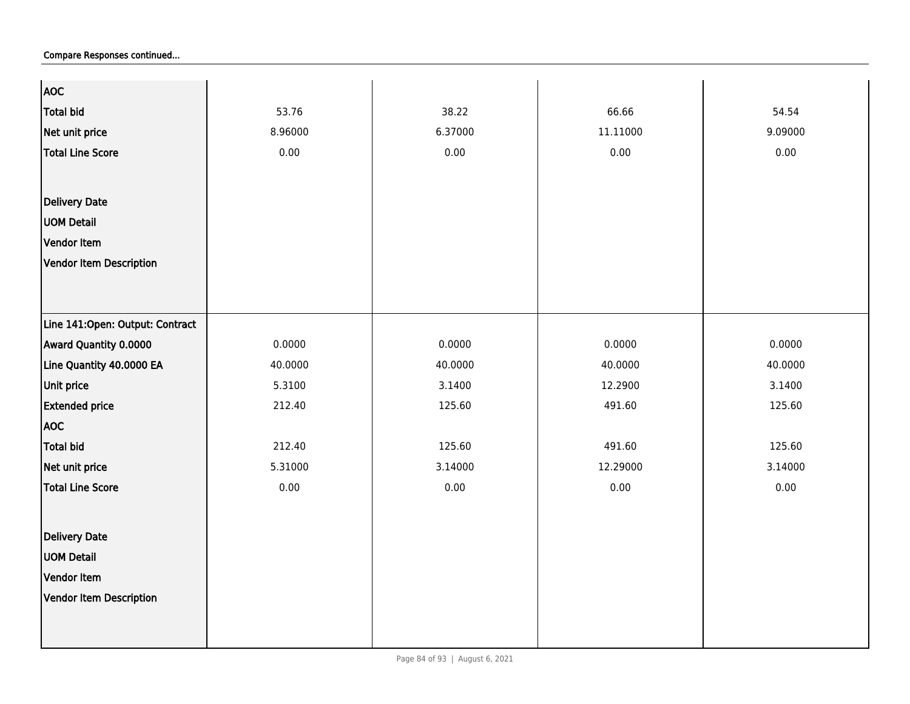Compare Responses continued...

| | | | | |
|---|---|---|---|---|
| AOC | | | | |
| Total bid | 53.76 | 38.22 | 66.66 | 54.54 |
| Net unit price | 8.96000 | 6.37000 | 11.11000 | 9.09000 |
| Total Line Score | 0.00 | 0.00 | 0.00 | 0.00 |
| Delivery Date | | | | |
| UOM Detail | | | | |
| Vendor Item | | | | |
| Vendor Item Description | | | | |
| Line 141:Open: Output: Contract | | | | |
| Award Quantity 0.0000 | 0.0000 | 0.0000 | 0.0000 | 0.0000 |
| Line Quantity 40.0000 EA | 40.0000 | 40.0000 | 40.0000 | 40.0000 |
| Unit price | 5.3100 | 3.1400 | 12.2900 | 3.1400 |
| Extended price | 212.40 | 125.60 | 491.60 | 125.60 |
| AOC | | | | |
| Total bid | 212.40 | 125.60 | 491.60 | 125.60 |
| Net unit price | 5.31000 | 3.14000 | 12.29000 | 3.14000 |
| Total Line Score | 0.00 | 0.00 | 0.00 | 0.00 |
| Delivery Date | | | | |
| UOM Detail | | | | |
| Vendor Item | | | | |
| Vendor Item Description | | | | |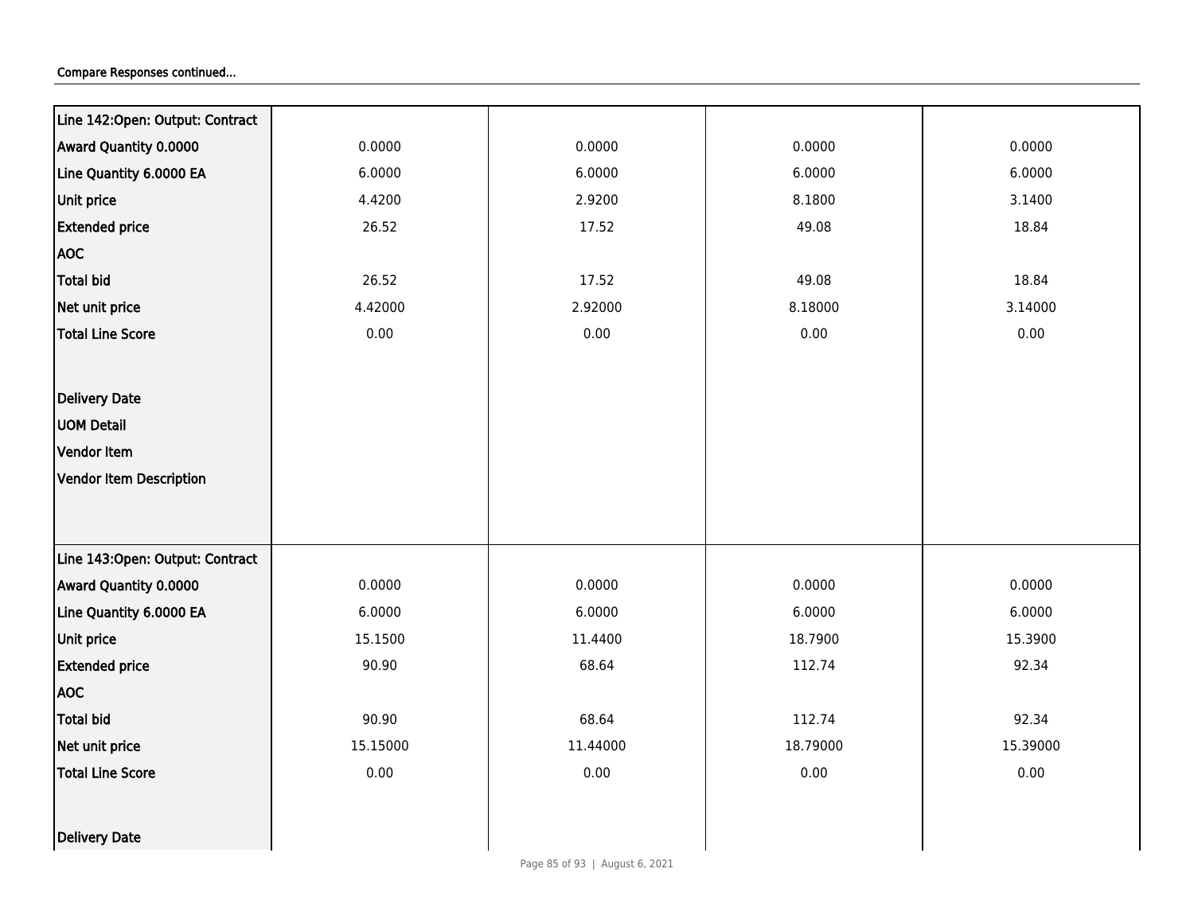Compare Responses continued...

| Line 142:Open: Output: Contract | | | | |
|---|---|---|---|---|
| Award Quantity 0.0000 | 0.0000 | 0.0000 | 0.0000 | 0.0000 |
| Line Quantity 6.0000 EA | 6.0000 | 6.0000 | 6.0000 | 6.0000 |
| Unit price | 4.4200 | 2.9200 | 8.1800 | 3.1400 |
| Extended price | 26.52 | 17.52 | 49.08 | 18.84 |
| AOC | | | | |
| Total bid | 26.52 | 17.52 | 49.08 | 18.84 |
| Net unit price | 4.42000 | 2.92000 | 8.18000 | 3.14000 |
| Total Line Score | 0.00 | 0.00 | 0.00 | 0.00 |
| Delivery Date | | | | |
| UOM Detail | | | | |
| Vendor Item | | | | |
| Vendor Item Description | | | | |
| Line 143:Open: Output: Contract | | | | |
| Award Quantity 0.0000 | 0.0000 | 0.0000 | 0.0000 | 0.0000 |
| Line Quantity 6.0000 EA | 6.0000 | 6.0000 | 6.0000 | 6.0000 |
| Unit price | 15.1500 | 11.4400 | 18.7900 | 15.3900 |
| Extended price | 90.90 | 68.64 | 112.74 | 92.34 |
| AOC | | | | |
| Total bid | 90.90 | 68.64 | 112.74 | 92.34 |
| Net unit price | 15.15000 | 11.44000 | 18.79000 | 15.39000 |
| Total Line Score | 0.00 | 0.00 | 0.00 | 0.00 |
| Delivery Date | | | | |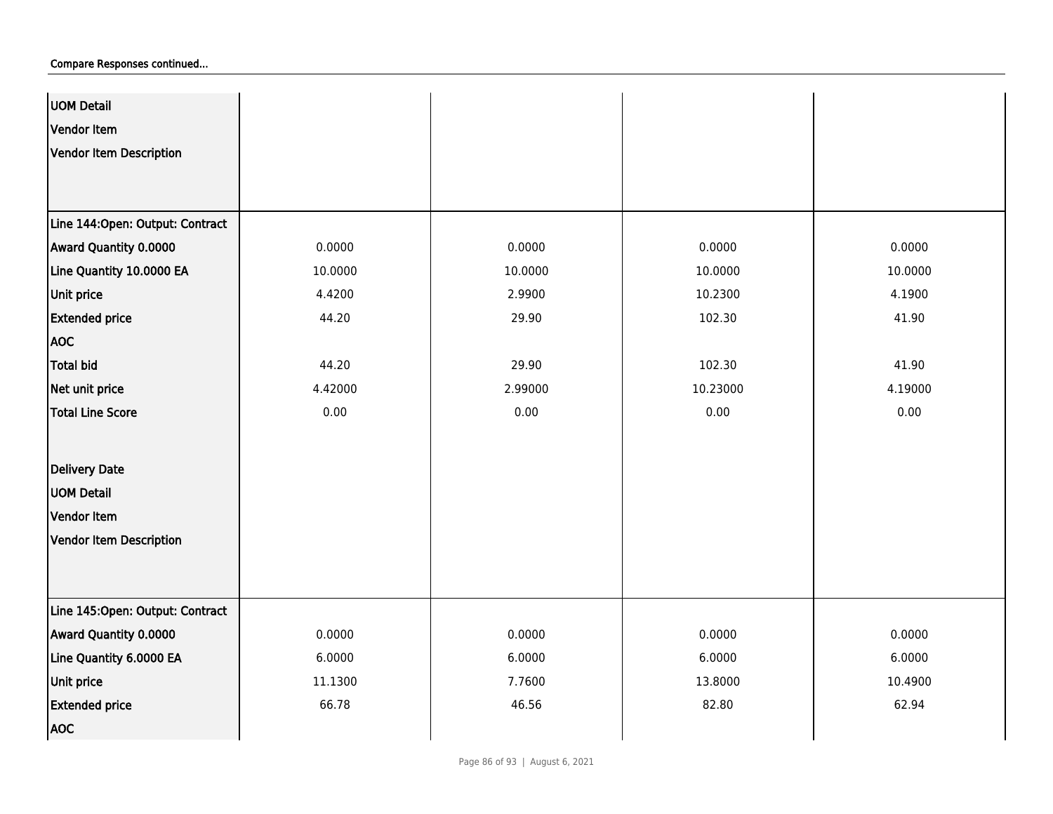Compare Responses continued...

| | | | | |
|---|---|---|---|---|
| UOM Detail | | | | |
| Vendor Item | | | | |
| Vendor Item Description | | | | |
| Line 144:Open: Output: Contract | | | | |
| Award Quantity 0.0000 | 0.0000 | 0.0000 | 0.0000 | 0.0000 |
| Line Quantity 10.0000 EA | 10.0000 | 10.0000 | 10.0000 | 10.0000 |
| Unit price | 4.4200 | 2.9900 | 10.2300 | 4.1900 |
| Extended price | 44.20 | 29.90 | 102.30 | 41.90 |
| AOC | | | | |
| Total bid | 44.20 | 29.90 | 102.30 | 41.90 |
| Net unit price | 4.42000 | 2.99000 | 10.23000 | 4.19000 |
| Total Line Score | 0.00 | 0.00 | 0.00 | 0.00 |
| Delivery Date | | | | |
| UOM Detail | | | | |
| Vendor Item | | | | |
| Vendor Item Description | | | | |
| Line 145:Open: Output: Contract | | | | |
| Award Quantity 0.0000 | 0.0000 | 0.0000 | 0.0000 | 0.0000 |
| Line Quantity 6.0000 EA | 6.0000 | 6.0000 | 6.0000 | 6.0000 |
| Unit price | 11.1300 | 7.7600 | 13.8000 | 10.4900 |
| Extended price | 66.78 | 46.56 | 82.80 | 62.94 |
| AOC | | | | |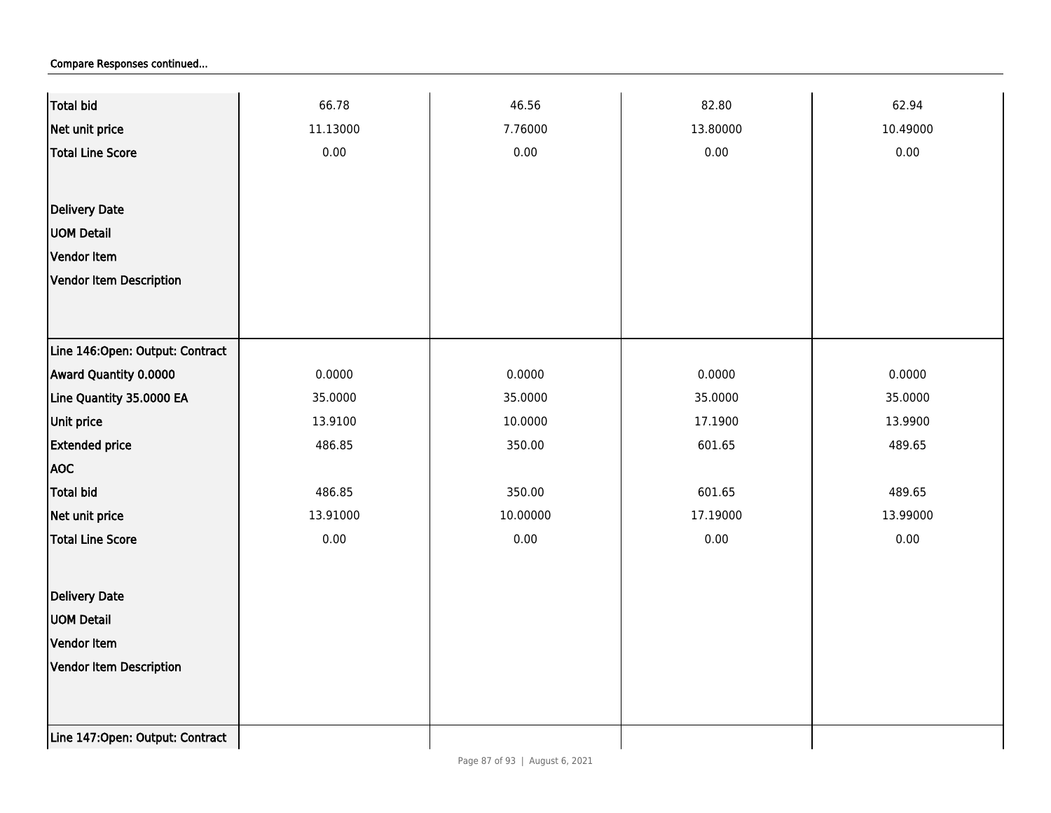Compare Responses continued...

| | | | | |
|---|---|---|---|---|
| Total bid | 66.78 | 46.56 | 82.80 | 62.94 |
| Net unit price | 11.13000 | 7.76000 | 13.80000 | 10.49000 |
| Total Line Score | 0.00 | 0.00 | 0.00 | 0.00 |
| Delivery Date | | | | |
| UOM Detail | | | | |
| Vendor Item | | | | |
| Vendor Item Description | | | | |
| **Line 146:Open: Output: Contract** | | | | |
| Award Quantity 0.0000 | 0.0000 | 0.0000 | 0.0000 | 0.0000 |
| Line Quantity 35.0000 EA | 35.0000 | 35.0000 | 35.0000 | 35.0000 |
| Unit price | 13.9100 | 10.0000 | 17.1900 | 13.9900 |
| Extended price | 486.85 | 350.00 | 601.65 | 489.65 |
| AOC | | | | |
| Total bid | 486.85 | 350.00 | 601.65 | 489.65 |
| Net unit price | 13.91000 | 10.00000 | 17.19000 | 13.99000 |
| Total Line Score | 0.00 | 0.00 | 0.00 | 0.00 |
| Delivery Date | | | | |
| UOM Detail | | | | |
| Vendor Item | | | | |
| Vendor Item Description | | | | |
| **Line 147:Open: Output: Contract** | | | | |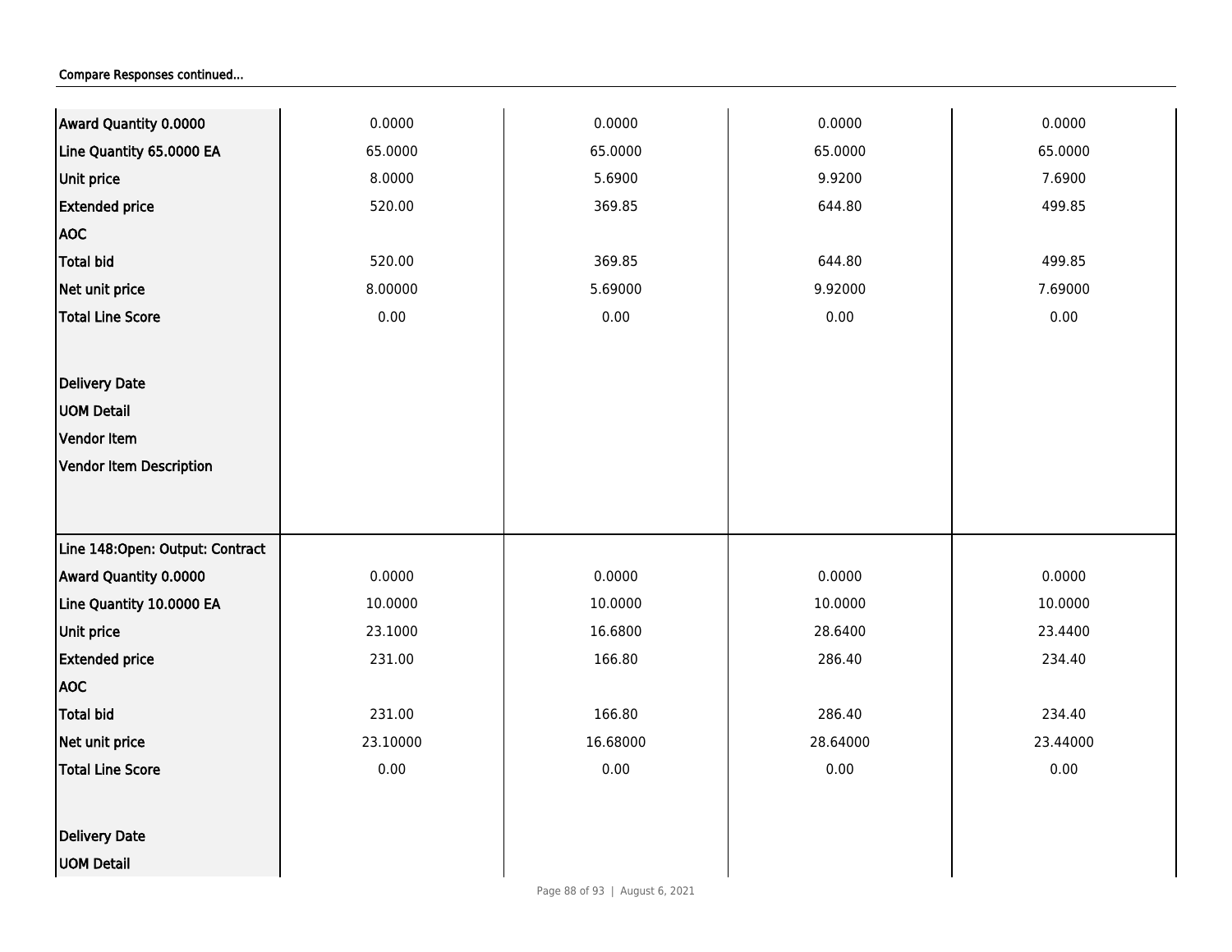Compare Responses continued...

| | | | | |
|---|---|---|---|---|
| **Award Quantity 0.0000** | 0.0000 | 0.0000 | 0.0000 | 0.0000 |
| **Line Quantity 65.0000 EA** | 65.0000 | 65.0000 | 65.0000 | 65.0000 |
| **Unit price** | 8.0000 | 5.6900 | 9.9200 | 7.6900 |
| **Extended price** | 520.00 | 369.85 | 644.80 | 499.85 |
| **AOC** | | | | |
| **Total bid** | 520.00 | 369.85 | 644.80 | 499.85 |
| **Net unit price** | 8.00000 | 5.69000 | 9.92000 | 7.69000 |
| **Total Line Score** | 0.00 | 0.00 | 0.00 | 0.00 |
| **Delivery Date** | | | | |
| **UOM Detail** | | | | |
| **Vendor Item** | | | | |
| **Vendor Item Description** | | | | |
| **Line 148:Open: Output: Contract** | | | | |
| **Award Quantity 0.0000** | 0.0000 | 0.0000 | 0.0000 | 0.0000 |
| **Line Quantity 10.0000 EA** | 10.0000 | 10.0000 | 10.0000 | 10.0000 |
| **Unit price** | 23.1000 | 16.6800 | 28.6400 | 23.4400 |
| **Extended price** | 231.00 | 166.80 | 286.40 | 234.40 |
| **AOC** | | | | |
| **Total bid** | 231.00 | 166.80 | 286.40 | 234.40 |
| **Net unit price** | 23.10000 | 16.68000 | 28.64000 | 23.44000 |
| **Total Line Score** | 0.00 | 0.00 | 0.00 | 0.00 |
| **Delivery Date** | | | | |
| **UOM Detail** | | | | |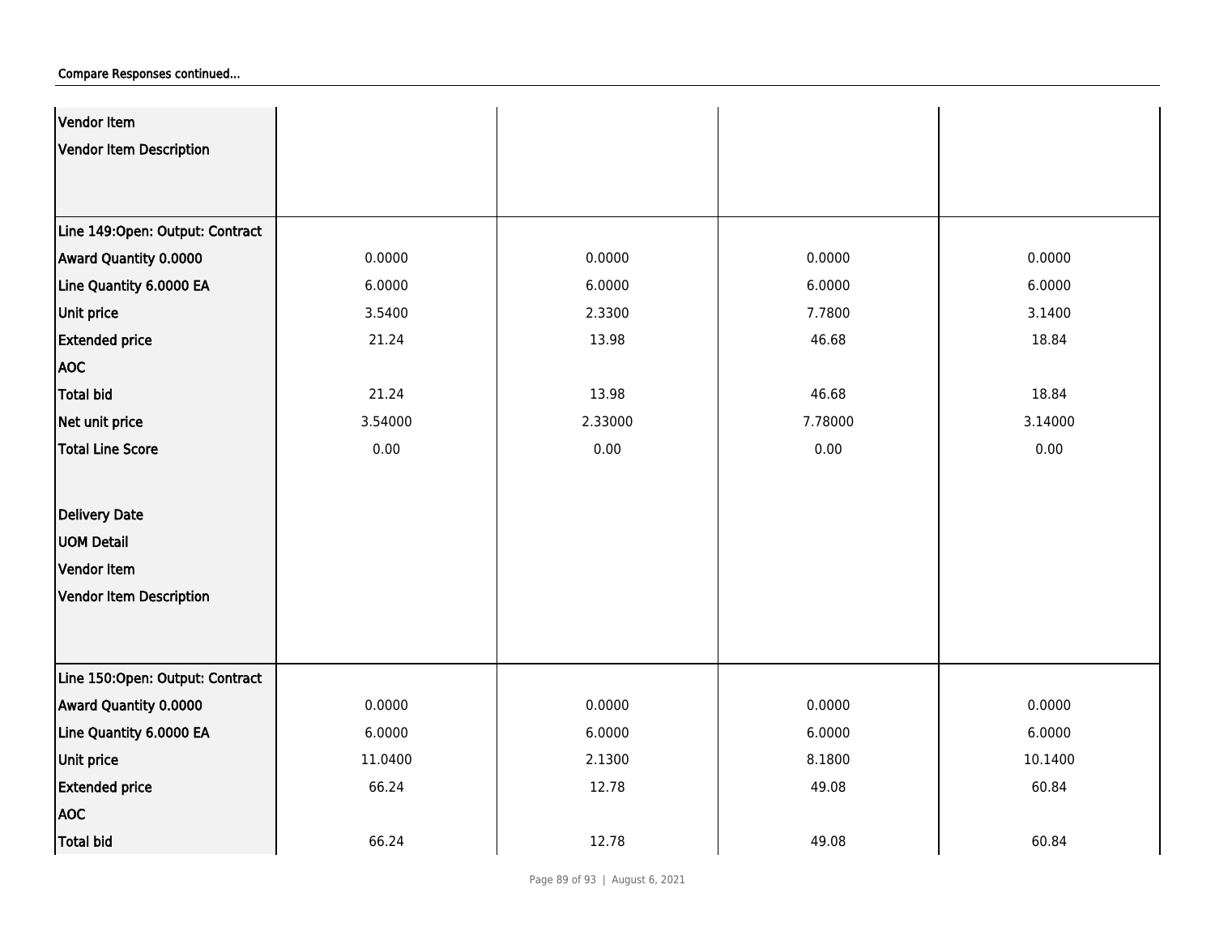Compare Responses continued...

| | | | | |
|---|---|---|---|---|
| **Vendor Item** | | | | |
| **Vendor Item Description** | | | | |
| **Line 149:Open: Output: Contract** | | | | |
| **Award Quantity 0.0000** | 0.0000 | 0.0000 | 0.0000 | 0.0000 |
| **Line Quantity 6.0000 EA** | 6.0000 | 6.0000 | 6.0000 | 6.0000 |
| **Unit price** | 3.5400 | 2.3300 | 7.7800 | 3.1400 |
| **Extended price** | 21.24 | 13.98 | 46.68 | 18.84 |
| **AOC** | | | | |
| **Total bid** | 21.24 | 13.98 | 46.68 | 18.84 |
| **Net unit price** | 3.54000 | 2.33000 | 7.78000 | 3.14000 |
| **Total Line Score** | 0.00 | 0.00 | 0.00 | 0.00 |
| **Delivery Date** | | | | |
| **UOM Detail** | | | | |
| **Vendor Item** | | | | |
| **Vendor Item Description** | | | | |
| **Line 150:Open: Output: Contract** | | | | |
| **Award Quantity 0.0000** | 0.0000 | 0.0000 | 0.0000 | 0.0000 |
| **Line Quantity 6.0000 EA** | 6.0000 | 6.0000 | 6.0000 | 6.0000 |
| **Unit price** | 11.0400 | 2.1300 | 8.1800 | 10.1400 |
| **Extended price** | 66.24 | 12.78 | 49.08 | 60.84 |
| **AOC** | | | | |
| **Total bid** | 66.24 | 12.78 | 49.08 | 60.84 |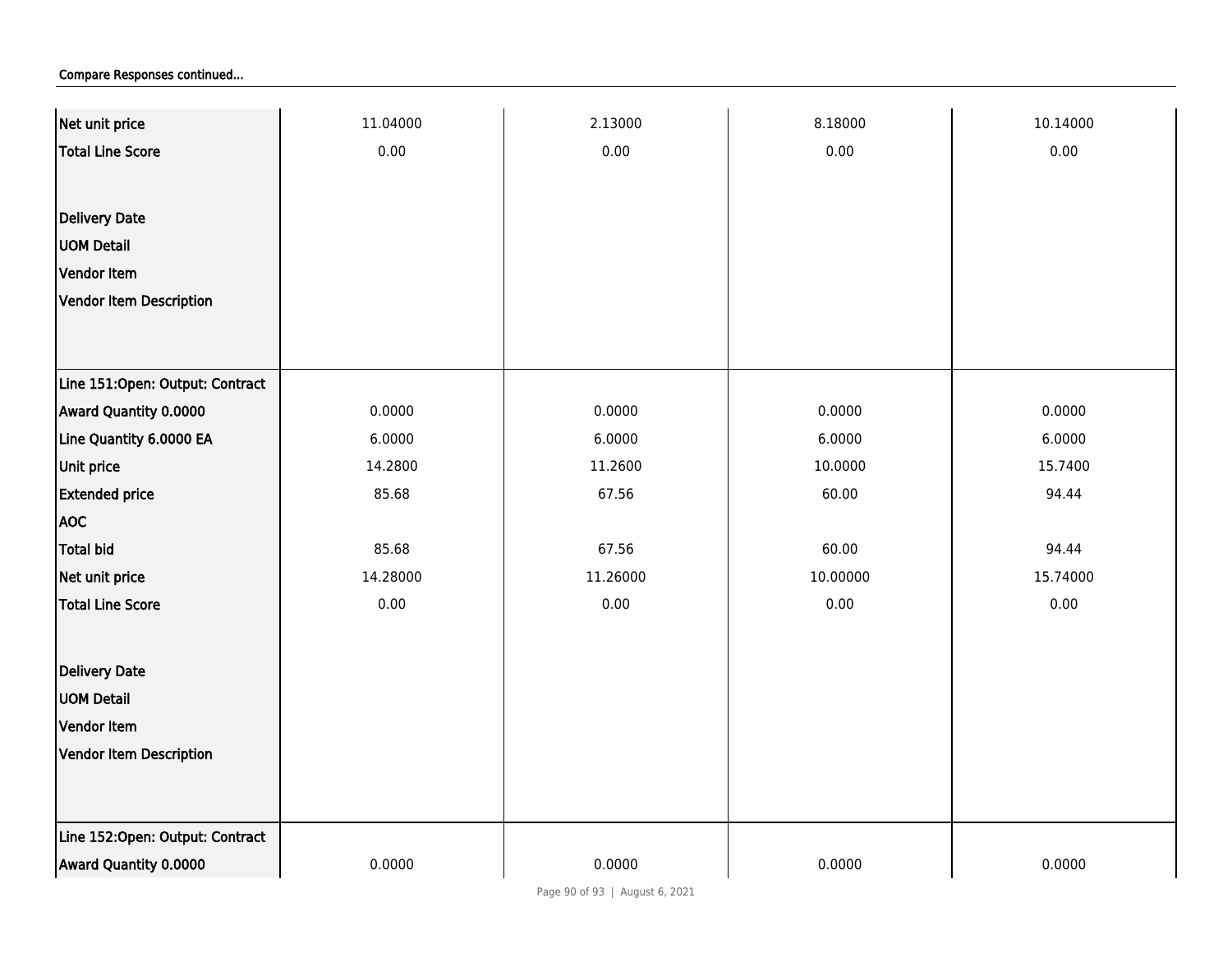Compare Responses continued...

| | | | | |
|---|---|---|---|---|
| Net unit price | 11.04000 | 2.13000 | 8.18000 | 10.14000 |
| Total Line Score | 0.00 | 0.00 | 0.00 | 0.00 |
| Delivery Date | | | | |
| UOM Detail | | | | |
| Vendor Item | | | | |
| Vendor Item Description | | | | |
| **Line 151:Open: Output: Contract** | | | | |
| Award Quantity 0.0000 | 0.0000 | 0.0000 | 0.0000 | 0.0000 |
| Line Quantity 6.0000 EA | 6.0000 | 6.0000 | 6.0000 | 6.0000 |
| Unit price | 14.2800 | 11.2600 | 10.0000 | 15.7400 |
| Extended price | 85.68 | 67.56 | 60.00 | 94.44 |
| AOC | | | | |
| Total bid | 85.68 | 67.56 | 60.00 | 94.44 |
| Net unit price | 14.28000 | 11.26000 | 10.00000 | 15.74000 |
| Total Line Score | 0.00 | 0.00 | 0.00 | 0.00 |
| Delivery Date | | | | |
| UOM Detail | | | | |
| Vendor Item | | | | |
| Vendor Item Description | | | | |
| **Line 152:Open: Output: Contract** | | | | |
| Award Quantity 0.0000 | 0.0000 | 0.0000 | 0.0000 | 0.0000 |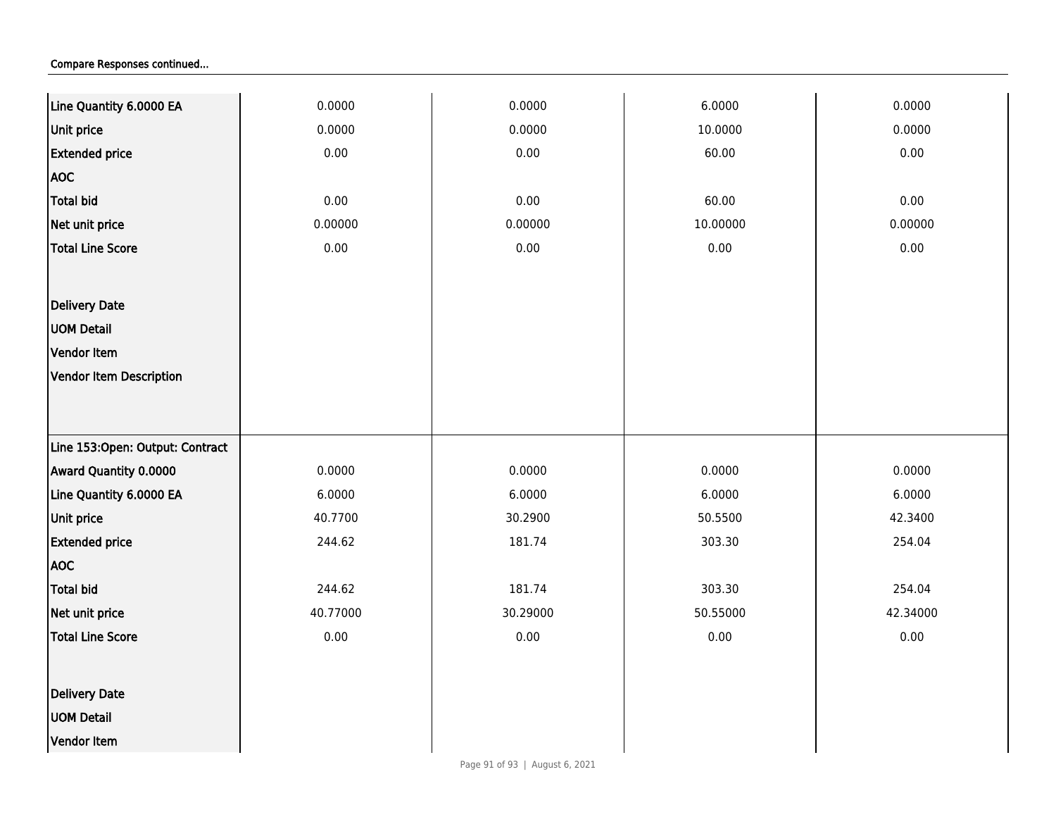Compare Responses continued...

| | | | | |
|---|---|---|---|---|
| **Line Quantity 6.0000 EA** | 0.0000 | 0.0000 | 6.0000 | 0.0000 |
| **Unit price** | 0.0000 | 0.0000 | 10.0000 | 0.0000 |
| **Extended price** | 0.00 | 0.00 | 60.00 | 0.00 |
| **AOC** | | | | |
| **Total bid** | 0.00 | 0.00 | 60.00 | 0.00 |
| **Net unit price** | 0.00000 | 0.00000 | 10.00000 | 0.00000 |
| **Total Line Score** | 0.00 | 0.00 | 0.00 | 0.00 |
| **Delivery Date** | | | | |
| **UOM Detail** | | | | |
| **Vendor Item** | | | | |
| **Vendor Item Description** | | | | |
| **Line 153:Open: Output: Contract** | | | | |
| **Award Quantity 0.0000** | 0.0000 | 0.0000 | 0.0000 | 0.0000 |
| **Line Quantity 6.0000 EA** | 6.0000 | 6.0000 | 6.0000 | 6.0000 |
| **Unit price** | 40.7700 | 30.2900 | 50.5500 | 42.3400 |
| **Extended price** | 244.62 | 181.74 | 303.30 | 254.04 |
| **AOC** | | | | |
| **Total bid** | 244.62 | 181.74 | 303.30 | 254.04 |
| **Net unit price** | 40.77000 | 30.29000 | 50.55000 | 42.34000 |
| **Total Line Score** | 0.00 | 0.00 | 0.00 | 0.00 |
| **Delivery Date** | | | | |
| **UOM Detail** | | | | |
| **Vendor Item** | | | | |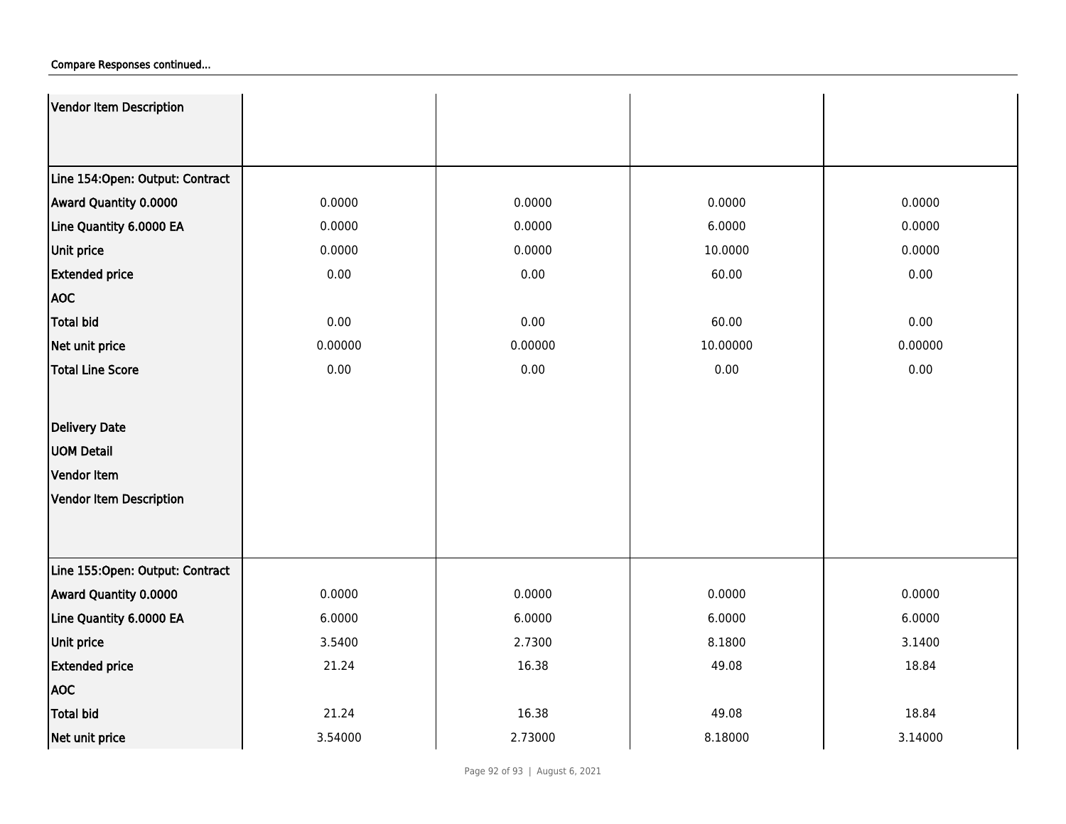Compare Responses continued...

| | | | | |
|---|---|---|---|---|
| **Vendor Item Description** | | | | |
| **Line 154:Open: Output: Contract** | | | | |
| **Award Quantity 0.0000** | 0.0000 | 0.0000 | 0.0000 | 0.0000 |
| **Line Quantity 6.0000 EA** | 0.0000 | 0.0000 | 6.0000 | 0.0000 |
| **Unit price** | 0.0000 | 0.0000 | 10.0000 | 0.0000 |
| **Extended price** | 0.00 | 0.00 | 60.00 | 0.00 |
| **AOC** | | | | |
| **Total bid** | 0.00 | 0.00 | 60.00 | 0.00 |
| **Net unit price** | 0.00000 | 0.00000 | 10.00000 | 0.00000 |
| **Total Line Score** | 0.00 | 0.00 | 0.00 | 0.00 |
| **Delivery Date** | | | | |
| **UOM Detail** | | | | |
| **Vendor Item** | | | | |
| **Vendor Item Description** | | | | |
| **Line 155:Open: Output: Contract** | | | | |
| **Award Quantity 0.0000** | 0.0000 | 0.0000 | 0.0000 | 0.0000 |
| **Line Quantity 6.0000 EA** | 6.0000 | 6.0000 | 6.0000 | 6.0000 |
| **Unit price** | 3.5400 | 2.7300 | 8.1800 | 3.1400 |
| **Extended price** | 21.24 | 16.38 | 49.08 | 18.84 |
| **AOC** | | | | |
| **Total bid** | 21.24 | 16.38 | 49.08 | 18.84 |
| **Net unit price** | 3.54000 | 2.73000 | 8.18000 | 3.14000 |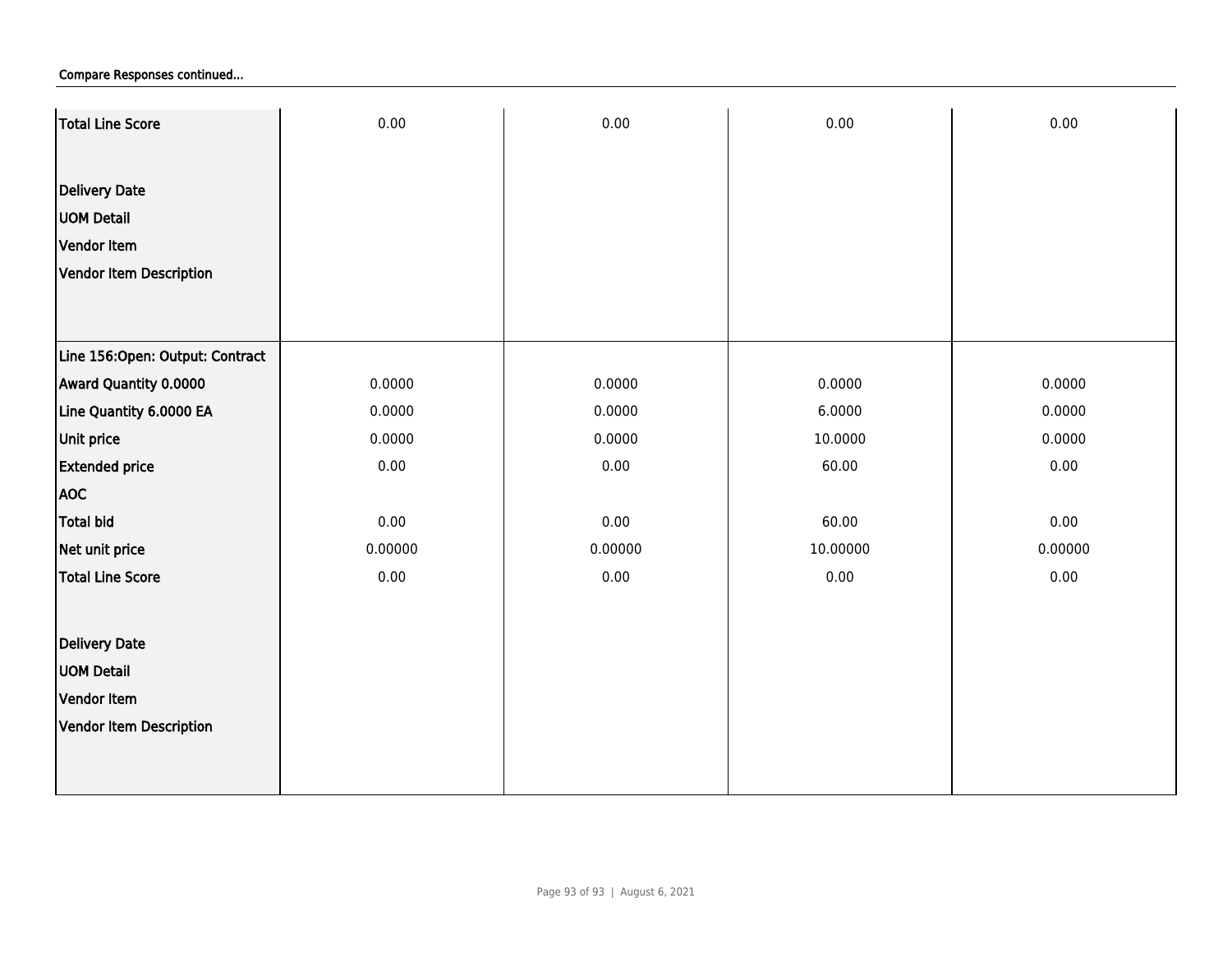Compare Responses continued...

| | | | | |
|---|---|---|---|---|
| Total Line Score | 0.00 | 0.00 | 0.00 | 0.00 |
| Delivery Date | | | | |
| UOM Detail | | | | |
| Vendor Item | | | | |
| Vendor Item Description | | | | |
| Line 156:Open: Output: Contract | | | | |
| Award Quantity 0.0000 | 0.0000 | 0.0000 | 0.0000 | 0.0000 |
| Line Quantity 6.0000 EA | 0.0000 | 0.0000 | 6.0000 | 0.0000 |
| Unit price | 0.0000 | 0.0000 | 10.0000 | 0.0000 |
| Extended price | 0.00 | 0.00 | 60.00 | 0.00 |
| AOC | | | | |
| Total bid | 0.00 | 0.00 | 60.00 | 0.00 |
| Net unit price | 0.00000 | 0.00000 | 10.00000 | 0.00000 |
| Total Line Score | 0.00 | 0.00 | 0.00 | 0.00 |
| Delivery Date | | | | |
| UOM Detail | | | | |
| Vendor Item | | | | |
| Vendor Item Description | | | | |